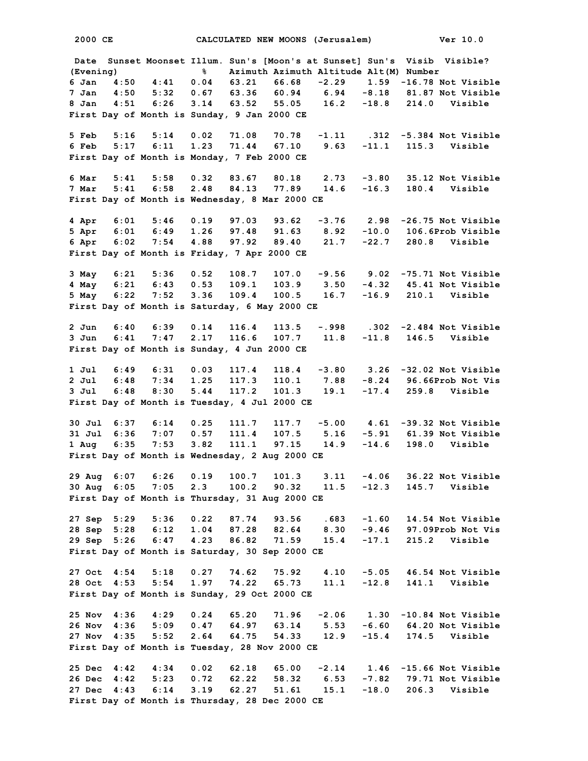2000 CE CALCULATED NEW MOONS (Jerusalem) Ver 10.0

| Date (Evening) | Sunset | Moonset | Illum. % | Sun's Azimuth | [Moon's at Sunset] Azimuth | Altitude | Sun's Alt(M) | Visib Number | Visible? |
|---|---|---|---|---|---|---|---|---|---|
| 6 Jan | 4:50 | 4:41 | 0.04 | 63.21 | 66.68 | -2.29 | 1.59 | -16.78 | Not Visible |
| 7 Jan | 4:50 | 5:32 | 0.67 | 63.36 | 60.94 | 6.94 | -8.18 | 81.87 | Not Visible |
| 8 Jan | 4:51 | 6:26 | 3.14 | 63.52 | 55.05 | 16.2 | -18.8 | 214.0 | Visible |

First Day of Month is Sunday, 9 Jan 2000 CE

| Date (Evening) | Sunset | Moonset | Illum. % | Sun's Azimuth | [Moon's at Sunset] Azimuth | Altitude | Sun's Alt(M) | Visib Number | Visible? |
|---|---|---|---|---|---|---|---|---|---|
| 5 Feb | 5:16 | 5:14 | 0.02 | 71.08 | 70.78 | -1.11 | .312 | -5.384 | Not Visible |
| 6 Feb | 5:17 | 6:11 | 1.23 | 71.44 | 67.10 | 9.63 | -11.1 | 115.3 | Visible |

First Day of Month is Monday, 7 Feb 2000 CE

| Date (Evening) | Sunset | Moonset | Illum. % | Sun's Azimuth | [Moon's at Sunset] Azimuth | Altitude | Sun's Alt(M) | Visib Number | Visible? |
|---|---|---|---|---|---|---|---|---|---|
| 6 Mar | 5:41 | 5:58 | 0.32 | 83.67 | 80.18 | 2.73 | -3.80 | 35.12 | Not Visible |
| 7 Mar | 5:41 | 6:58 | 2.48 | 84.13 | 77.89 | 14.6 | -16.3 | 180.4 | Visible |

First Day of Month is Wednesday, 8 Mar 2000 CE

| Date (Evening) | Sunset | Moonset | Illum. % | Sun's Azimuth | [Moon's at Sunset] Azimuth | Altitude | Sun's Alt(M) | Visib Number | Visible? |
|---|---|---|---|---|---|---|---|---|---|
| 4 Apr | 6:01 | 5:46 | 0.19 | 97.03 | 93.62 | -3.76 | 2.98 | -26.75 | Not Visible |
| 5 Apr | 6:01 | 6:49 | 1.26 | 97.48 | 91.63 | 8.92 | -10.0 | 106.6 | Prob Visible |
| 6 Apr | 6:02 | 7:54 | 4.88 | 97.92 | 89.40 | 21.7 | -22.7 | 280.8 | Visible |

First Day of Month is Friday, 7 Apr 2000 CE

| Date (Evening) | Sunset | Moonset | Illum. % | Sun's Azimuth | [Moon's at Sunset] Azimuth | Altitude | Sun's Alt(M) | Visib Number | Visible? |
|---|---|---|---|---|---|---|---|---|---|
| 3 May | 6:21 | 5:36 | 0.52 | 108.7 | 107.0 | -9.56 | 9.02 | -75.71 | Not Visible |
| 4 May | 6:21 | 6:43 | 0.53 | 109.1 | 103.9 | 3.50 | -4.32 | 45.41 | Not Visible |
| 5 May | 6:22 | 7:52 | 3.36 | 109.4 | 100.5 | 16.7 | -16.9 | 210.1 | Visible |

First Day of Month is Saturday, 6 May 2000 CE

| Date (Evening) | Sunset | Moonset | Illum. % | Sun's Azimuth | [Moon's at Sunset] Azimuth | Altitude | Sun's Alt(M) | Visib Number | Visible? |
|---|---|---|---|---|---|---|---|---|---|
| 2 Jun | 6:40 | 6:39 | 0.14 | 116.4 | 113.5 | -.998 | .302 | -2.484 | Not Visible |
| 3 Jun | 6:41 | 7:47 | 2.17 | 116.6 | 107.7 | 11.8 | -11.8 | 146.5 | Visible |

First Day of Month is Sunday, 4 Jun 2000 CE

| Date (Evening) | Sunset | Moonset | Illum. % | Sun's Azimuth | [Moon's at Sunset] Azimuth | Altitude | Sun's Alt(M) | Visib Number | Visible? |
|---|---|---|---|---|---|---|---|---|---|
| 1 Jul | 6:49 | 6:31 | 0.03 | 117.4 | 118.4 | -3.80 | 3.26 | -32.02 | Not Visible |
| 2 Jul | 6:48 | 7:34 | 1.25 | 117.3 | 110.1 | 7.88 | -8.24 | 96.66 | Prob Not Vis |
| 3 Jul | 6:48 | 8:30 | 5.44 | 117.2 | 101.3 | 19.1 | -17.4 | 259.8 | Visible |

First Day of Month is Tuesday, 4 Jul 2000 CE

| Date (Evening) | Sunset | Moonset | Illum. % | Sun's Azimuth | [Moon's at Sunset] Azimuth | Altitude | Sun's Alt(M) | Visib Number | Visible? |
|---|---|---|---|---|---|---|---|---|---|
| 30 Jul | 6:37 | 6:14 | 0.25 | 111.7 | 117.7 | -5.00 | 4.61 | -39.32 | Not Visible |
| 31 Jul | 6:36 | 7:07 | 0.57 | 111.4 | 107.5 | 5.16 | -5.91 | 61.39 | Not Visible |
| 1 Aug | 6:35 | 7:53 | 3.82 | 111.1 | 97.15 | 14.9 | -14.6 | 198.0 | Visible |

First Day of Month is Wednesday, 2 Aug 2000 CE

| Date (Evening) | Sunset | Moonset | Illum. % | Sun's Azimuth | [Moon's at Sunset] Azimuth | Altitude | Sun's Alt(M) | Visib Number | Visible? |
|---|---|---|---|---|---|---|---|---|---|
| 29 Aug | 6:07 | 6:26 | 0.19 | 100.7 | 101.3 | 3.11 | -4.06 | 36.22 | Not Visible |
| 30 Aug | 6:05 | 7:05 | 2.3 | 100.2 | 90.32 | 11.5 | -12.3 | 145.7 | Visible |

First Day of Month is Thursday, 31 Aug 2000 CE

| Date (Evening) | Sunset | Moonset | Illum. % | Sun's Azimuth | [Moon's at Sunset] Azimuth | Altitude | Sun's Alt(M) | Visib Number | Visible? |
|---|---|---|---|---|---|---|---|---|---|
| 27 Sep | 5:29 | 5:36 | 0.22 | 87.74 | 93.56 | .683 | -1.60 | 14.54 | Not Visible |
| 28 Sep | 5:28 | 6:12 | 1.04 | 87.28 | 82.64 | 8.30 | -9.46 | 97.09 | Prob Not Vis |
| 29 Sep | 5:26 | 6:47 | 4.23 | 86.82 | 71.59 | 15.4 | -17.1 | 215.2 | Visible |

First Day of Month is Saturday, 30 Sep 2000 CE

| Date (Evening) | Sunset | Moonset | Illum. % | Sun's Azimuth | [Moon's at Sunset] Azimuth | Altitude | Sun's Alt(M) | Visib Number | Visible? |
|---|---|---|---|---|---|---|---|---|---|
| 27 Oct | 4:54 | 5:18 | 0.27 | 74.62 | 75.92 | 4.10 | -5.05 | 46.54 | Not Visible |
| 28 Oct | 4:53 | 5:54 | 1.97 | 74.22 | 65.73 | 11.1 | -12.8 | 141.1 | Visible |

First Day of Month is Sunday, 29 Oct 2000 CE

| Date (Evening) | Sunset | Moonset | Illum. % | Sun's Azimuth | [Moon's at Sunset] Azimuth | Altitude | Sun's Alt(M) | Visib Number | Visible? |
|---|---|---|---|---|---|---|---|---|---|
| 25 Nov | 4:36 | 4:29 | 0.24 | 65.20 | 71.96 | -2.06 | 1.30 | -10.84 | Not Visible |
| 26 Nov | 4:36 | 5:09 | 0.47 | 64.97 | 63.14 | 5.53 | -6.60 | 64.20 | Not Visible |
| 27 Nov | 4:35 | 5:52 | 2.64 | 64.75 | 54.33 | 12.9 | -15.4 | 174.5 | Visible |

First Day of Month is Tuesday, 28 Nov 2000 CE

| Date (Evening) | Sunset | Moonset | Illum. % | Sun's Azimuth | [Moon's at Sunset] Azimuth | Altitude | Sun's Alt(M) | Visib Number | Visible? |
|---|---|---|---|---|---|---|---|---|---|
| 25 Dec | 4:42 | 4:34 | 0.02 | 62.18 | 65.00 | -2.14 | 1.46 | -15.66 | Not Visible |
| 26 Dec | 4:42 | 5:23 | 0.72 | 62.22 | 58.32 | 6.53 | -7.82 | 79.71 | Not Visible |
| 27 Dec | 4:43 | 6:14 | 3.19 | 62.27 | 51.61 | 15.1 | -18.0 | 206.3 | Visible |

First Day of Month is Thursday, 28 Dec 2000 CE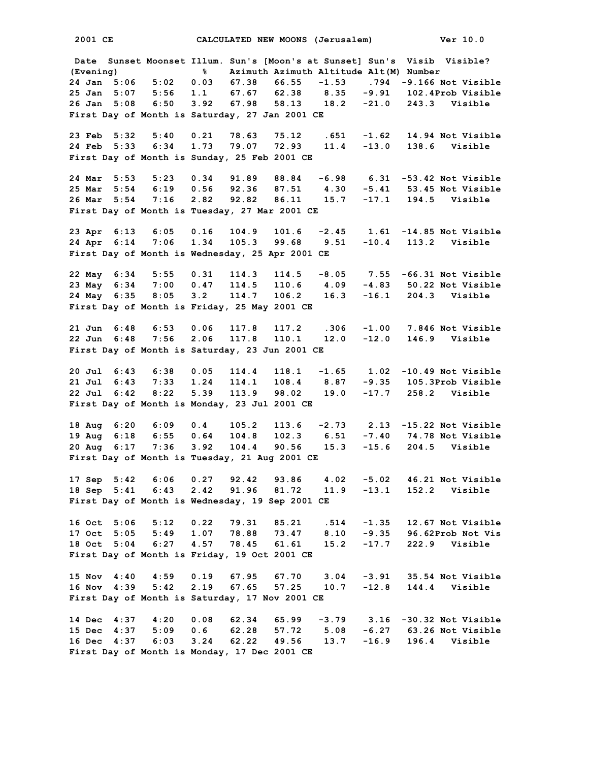2001 CE CALCULATED NEW MOONS (Jerusalem) Ver 10.0

| Date (Evening) | Sunset | Moonset | Illum. % | Sun's Azimuth | [Moon's at Sunset] Azimuth | Altitude | Sun's Alt(M) | Visib Number | Visible? |
|---|---|---|---|---|---|---|---|---|---|
| 24 Jan | 5:06 | 5:02 | 0.03 | 67.38 | 66.55 | -1.53 | .794 | -9.166 | Not Visible |
| 25 Jan | 5:07 | 5:56 | 1.1 | 67.67 | 62.38 | 8.35 | -9.91 | 102.4 | Prob Visible |
| 26 Jan | 5:08 | 6:50 | 3.92 | 67.98 | 58.13 | 18.2 | -21.0 | 243.3 | Visible |

First Day of Month is Saturday, 27 Jan 2001 CE

| Date (Evening) | Sunset | Moonset | Illum. % | Sun's Azimuth | [Moon's at Sunset] Azimuth | Altitude | Sun's Alt(M) | Visib Number | Visible? |
|---|---|---|---|---|---|---|---|---|---|
| 23 Feb | 5:32 | 5:40 | 0.21 | 78.63 | 75.12 | .651 | -1.62 | 14.94 | Not Visible |
| 24 Feb | 5:33 | 6:34 | 1.73 | 79.07 | 72.93 | 11.4 | -13.0 | 138.6 | Visible |

First Day of Month is Sunday, 25 Feb 2001 CE

| Date (Evening) | Sunset | Moonset | Illum. % | Sun's Azimuth | [Moon's at Sunset] Azimuth | Altitude | Sun's Alt(M) | Visib Number | Visible? |
|---|---|---|---|---|---|---|---|---|---|
| 24 Mar | 5:53 | 5:23 | 0.34 | 91.89 | 88.84 | -6.98 | 6.31 | -53.42 | Not Visible |
| 25 Mar | 5:54 | 6:19 | 0.56 | 92.36 | 87.51 | 4.30 | -5.41 | 53.45 | Not Visible |
| 26 Mar | 5:54 | 7:16 | 2.82 | 92.82 | 86.11 | 15.7 | -17.1 | 194.5 | Visible |

First Day of Month is Tuesday, 27 Mar 2001 CE

| Date (Evening) | Sunset | Moonset | Illum. % | Sun's Azimuth | [Moon's at Sunset] Azimuth | Altitude | Sun's Alt(M) | Visib Number | Visible? |
|---|---|---|---|---|---|---|---|---|---|
| 23 Apr | 6:13 | 6:05 | 0.16 | 104.9 | 101.6 | -2.45 | 1.61 | -14.85 | Not Visible |
| 24 Apr | 6:14 | 7:06 | 1.34 | 105.3 | 99.68 | 9.51 | -10.4 | 113.2 | Visible |

First Day of Month is Wednesday, 25 Apr 2001 CE

| Date (Evening) | Sunset | Moonset | Illum. % | Sun's Azimuth | [Moon's at Sunset] Azimuth | Altitude | Sun's Alt(M) | Visib Number | Visible? |
|---|---|---|---|---|---|---|---|---|---|
| 22 May | 6:34 | 5:55 | 0.31 | 114.3 | 114.5 | -8.05 | 7.55 | -66.31 | Not Visible |
| 23 May | 6:34 | 7:00 | 0.47 | 114.5 | 110.6 | 4.09 | -4.83 | 50.22 | Not Visible |
| 24 May | 6:35 | 8:05 | 3.2 | 114.7 | 106.2 | 16.3 | -16.1 | 204.3 | Visible |

First Day of Month is Friday, 25 May 2001 CE

| Date (Evening) | Sunset | Moonset | Illum. % | Sun's Azimuth | [Moon's at Sunset] Azimuth | Altitude | Sun's Alt(M) | Visib Number | Visible? |
|---|---|---|---|---|---|---|---|---|---|
| 21 Jun | 6:48 | 6:53 | 0.06 | 117.8 | 117.2 | .306 | -1.00 | 7.846 | Not Visible |
| 22 Jun | 6:48 | 7:56 | 2.06 | 117.8 | 110.1 | 12.0 | -12.0 | 146.9 | Visible |

First Day of Month is Saturday, 23 Jun 2001 CE

| Date (Evening) | Sunset | Moonset | Illum. % | Sun's Azimuth | [Moon's at Sunset] Azimuth | Altitude | Sun's Alt(M) | Visib Number | Visible? |
|---|---|---|---|---|---|---|---|---|---|
| 20 Jul | 6:43 | 6:38 | 0.05 | 114.4 | 118.1 | -1.65 | 1.02 | -10.49 | Not Visible |
| 21 Jul | 6:43 | 7:33 | 1.24 | 114.1 | 108.4 | 8.87 | -9.35 | 105.3 | Prob Visible |
| 22 Jul | 6:42 | 8:22 | 5.39 | 113.9 | 98.02 | 19.0 | -17.7 | 258.2 | Visible |

First Day of Month is Monday, 23 Jul 2001 CE

| Date (Evening) | Sunset | Moonset | Illum. % | Sun's Azimuth | [Moon's at Sunset] Azimuth | Altitude | Sun's Alt(M) | Visib Number | Visible? |
|---|---|---|---|---|---|---|---|---|---|
| 18 Aug | 6:20 | 6:09 | 0.4 | 105.2 | 113.6 | -2.73 | 2.13 | -15.22 | Not Visible |
| 19 Aug | 6:18 | 6:55 | 0.64 | 104.8 | 102.3 | 6.51 | -7.40 | 74.78 | Not Visible |
| 20 Aug | 6:17 | 7:36 | 3.92 | 104.4 | 90.56 | 15.3 | -15.6 | 204.5 | Visible |

First Day of Month is Tuesday, 21 Aug 2001 CE

| Date (Evening) | Sunset | Moonset | Illum. % | Sun's Azimuth | [Moon's at Sunset] Azimuth | Altitude | Sun's Alt(M) | Visib Number | Visible? |
|---|---|---|---|---|---|---|---|---|---|
| 17 Sep | 5:42 | 6:06 | 0.27 | 92.42 | 93.86 | 4.02 | -5.02 | 46.21 | Not Visible |
| 18 Sep | 5:41 | 6:43 | 2.42 | 91.96 | 81.72 | 11.9 | -13.1 | 152.2 | Visible |

First Day of Month is Wednesday, 19 Sep 2001 CE

| Date (Evening) | Sunset | Moonset | Illum. % | Sun's Azimuth | [Moon's at Sunset] Azimuth | Altitude | Sun's Alt(M) | Visib Number | Visible? |
|---|---|---|---|---|---|---|---|---|---|
| 16 Oct | 5:06 | 5:12 | 0.22 | 79.31 | 85.21 | .514 | -1.35 | 12.67 | Not Visible |
| 17 Oct | 5:05 | 5:49 | 1.07 | 78.88 | 73.47 | 8.10 | -9.35 | 96.62 | Prob Not Vis |
| 18 Oct | 5:04 | 6:27 | 4.57 | 78.45 | 61.61 | 15.2 | -17.7 | 222.9 | Visible |

First Day of Month is Friday, 19 Oct 2001 CE

| Date (Evening) | Sunset | Moonset | Illum. % | Sun's Azimuth | [Moon's at Sunset] Azimuth | Altitude | Sun's Alt(M) | Visib Number | Visible? |
|---|---|---|---|---|---|---|---|---|---|
| 15 Nov | 4:40 | 4:59 | 0.19 | 67.95 | 67.70 | 3.04 | -3.91 | 35.54 | Not Visible |
| 16 Nov | 4:39 | 5:42 | 2.19 | 67.65 | 57.25 | 10.7 | -12.8 | 144.4 | Visible |

First Day of Month is Saturday, 17 Nov 2001 CE

| Date (Evening) | Sunset | Moonset | Illum. % | Sun's Azimuth | [Moon's at Sunset] Azimuth | Altitude | Sun's Alt(M) | Visib Number | Visible? |
|---|---|---|---|---|---|---|---|---|---|
| 14 Dec | 4:37 | 4:20 | 0.08 | 62.34 | 65.99 | -3.79 | 3.16 | -30.32 | Not Visible |
| 15 Dec | 4:37 | 5:09 | 0.6 | 62.28 | 57.72 | 5.08 | -6.27 | 63.26 | Not Visible |
| 16 Dec | 4:37 | 6:03 | 3.24 | 62.22 | 49.56 | 13.7 | -16.9 | 196.4 | Visible |

First Day of Month is Monday, 17 Dec 2001 CE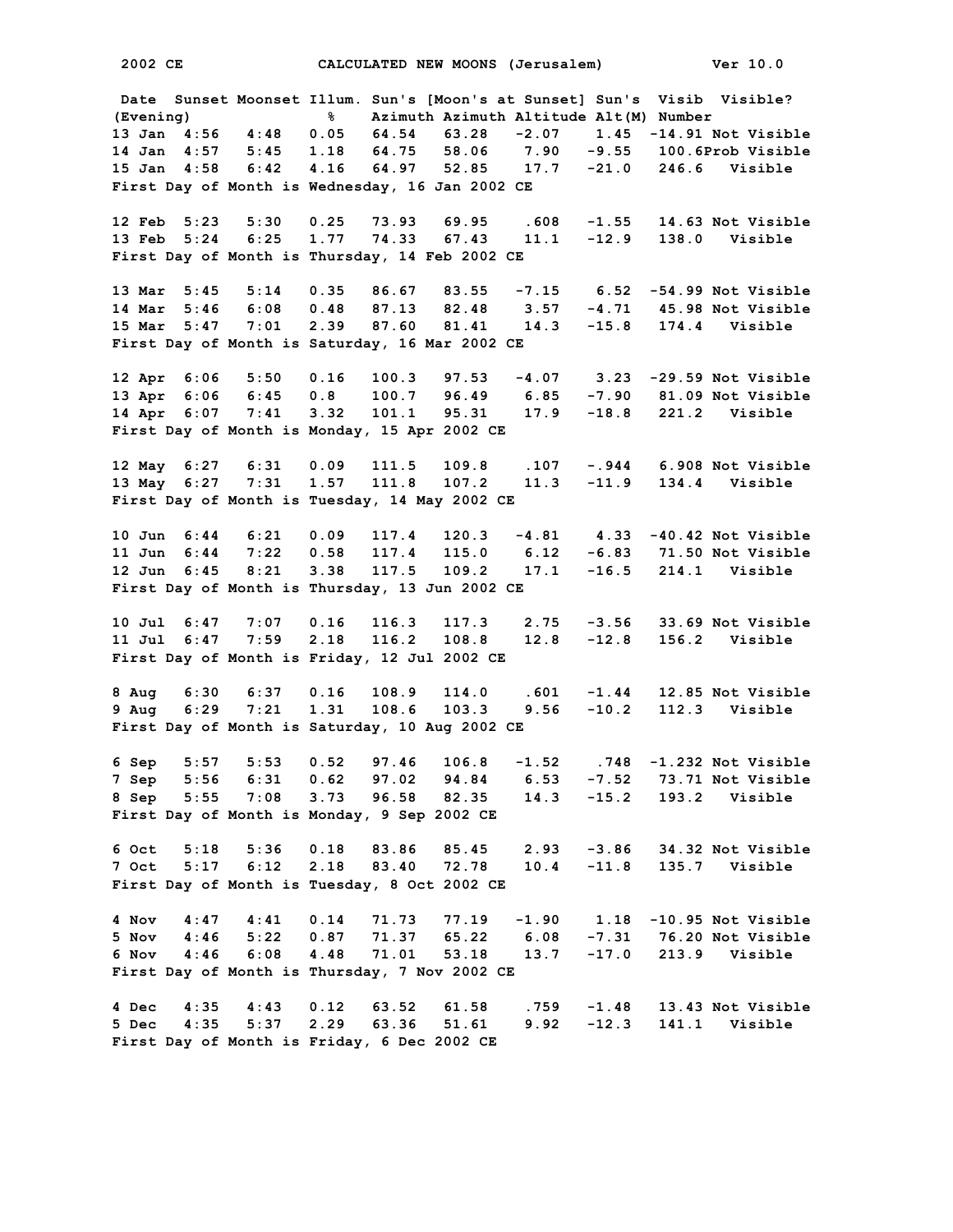2002 CE CALCULATED NEW MOONS (Jerusalem) Ver 10.0

| Date (Evening) | Sunset | Moonset | Illum. % | Sun's Azimuth | [Moon's at Sunset] Azimuth | Altitude | Sun's Alt(M) | Visib Number | Visible? |
|---|---|---|---|---|---|---|---|---|---|
| 13 Jan | 4:56 | 4:48 | 0.05 | 64.54 | 63.28 | -2.07 | 1.45 | -14.91 | Not Visible |
| 14 Jan | 4:57 | 5:45 | 1.18 | 64.75 | 58.06 | 7.90 | -9.55 | 100.6 | Prob Visible |
| 15 Jan | 4:58 | 6:42 | 4.16 | 64.97 | 52.85 | 17.7 | -21.0 | 246.6 | Visible |

First Day of Month is Wednesday, 16 Jan 2002 CE

| Date (Evening) | Sunset | Moonset | Illum. % | Sun's Azimuth | [Moon's at Sunset] Azimuth | Altitude | Sun's Alt(M) | Visib Number | Visible? |
|---|---|---|---|---|---|---|---|---|---|
| 12 Feb | 5:23 | 5:30 | 0.25 | 73.93 | 69.95 | .608 | -1.55 | 14.63 | Not Visible |
| 13 Feb | 5:24 | 6:25 | 1.77 | 74.33 | 67.43 | 11.1 | -12.9 | 138.0 | Visible |

First Day of Month is Thursday, 14 Feb 2002 CE

| Date (Evening) | Sunset | Moonset | Illum. % | Sun's Azimuth | [Moon's at Sunset] Azimuth | Altitude | Sun's Alt(M) | Visib Number | Visible? |
|---|---|---|---|---|---|---|---|---|---|
| 13 Mar | 5:45 | 5:14 | 0.35 | 86.67 | 83.55 | -7.15 | 6.52 | -54.99 | Not Visible |
| 14 Mar | 5:46 | 6:08 | 0.48 | 87.13 | 82.48 | 3.57 | -4.71 | 45.98 | Not Visible |
| 15 Mar | 5:47 | 7:01 | 2.39 | 87.60 | 81.41 | 14.3 | -15.8 | 174.4 | Visible |

First Day of Month is Saturday, 16 Mar 2002 CE

| Date (Evening) | Sunset | Moonset | Illum. % | Sun's Azimuth | [Moon's at Sunset] Azimuth | Altitude | Sun's Alt(M) | Visib Number | Visible? |
|---|---|---|---|---|---|---|---|---|---|
| 12 Apr | 6:06 | 5:50 | 0.16 | 100.3 | 97.53 | -4.07 | 3.23 | -29.59 | Not Visible |
| 13 Apr | 6:06 | 6:45 | 0.8 | 100.7 | 96.49 | 6.85 | -7.90 | 81.09 | Not Visible |
| 14 Apr | 6:07 | 7:41 | 3.32 | 101.1 | 95.31 | 17.9 | -18.8 | 221.2 | Visible |

First Day of Month is Monday, 15 Apr 2002 CE

| Date (Evening) | Sunset | Moonset | Illum. % | Sun's Azimuth | [Moon's at Sunset] Azimuth | Altitude | Sun's Alt(M) | Visib Number | Visible? |
|---|---|---|---|---|---|---|---|---|---|
| 12 May | 6:27 | 6:31 | 0.09 | 111.5 | 109.8 | .107 | -.944 | 6.908 | Not Visible |
| 13 May | 6:27 | 7:31 | 1.57 | 111.8 | 107.2 | 11.3 | -11.9 | 134.4 | Visible |

First Day of Month is Tuesday, 14 May 2002 CE

| Date (Evening) | Sunset | Moonset | Illum. % | Sun's Azimuth | [Moon's at Sunset] Azimuth | Altitude | Sun's Alt(M) | Visib Number | Visible? |
|---|---|---|---|---|---|---|---|---|---|
| 10 Jun | 6:44 | 6:21 | 0.09 | 117.4 | 120.3 | -4.81 | 4.33 | -40.42 | Not Visible |
| 11 Jun | 6:44 | 7:22 | 0.58 | 117.4 | 115.0 | 6.12 | -6.83 | 71.50 | Not Visible |
| 12 Jun | 6:45 | 8:21 | 3.38 | 117.5 | 109.2 | 17.1 | -16.5 | 214.1 | Visible |

First Day of Month is Thursday, 13 Jun 2002 CE

| Date (Evening) | Sunset | Moonset | Illum. % | Sun's Azimuth | [Moon's at Sunset] Azimuth | Altitude | Sun's Alt(M) | Visib Number | Visible? |
|---|---|---|---|---|---|---|---|---|---|
| 10 Jul | 6:47 | 7:07 | 0.16 | 116.3 | 117.3 | 2.75 | -3.56 | 33.69 | Not Visible |
| 11 Jul | 6:47 | 7:59 | 2.18 | 116.2 | 108.8 | 12.8 | -12.8 | 156.2 | Visible |

First Day of Month is Friday, 12 Jul 2002 CE

| Date (Evening) | Sunset | Moonset | Illum. % | Sun's Azimuth | [Moon's at Sunset] Azimuth | Altitude | Sun's Alt(M) | Visib Number | Visible? |
|---|---|---|---|---|---|---|---|---|---|
| 8 Aug | 6:30 | 6:37 | 0.16 | 108.9 | 114.0 | .601 | -1.44 | 12.85 | Not Visible |
| 9 Aug | 6:29 | 7:21 | 1.31 | 108.6 | 103.3 | 9.56 | -10.2 | 112.3 | Visible |

First Day of Month is Saturday, 10 Aug 2002 CE

| Date (Evening) | Sunset | Moonset | Illum. % | Sun's Azimuth | [Moon's at Sunset] Azimuth | Altitude | Sun's Alt(M) | Visib Number | Visible? |
|---|---|---|---|---|---|---|---|---|---|
| 6 Sep | 5:57 | 5:53 | 0.52 | 97.46 | 106.8 | -1.52 | .748 | -1.232 | Not Visible |
| 7 Sep | 5:56 | 6:31 | 0.62 | 97.02 | 94.84 | 6.53 | -7.52 | 73.71 | Not Visible |
| 8 Sep | 5:55 | 7:08 | 3.73 | 96.58 | 82.35 | 14.3 | -15.2 | 193.2 | Visible |

First Day of Month is Monday, 9 Sep 2002 CE

| Date (Evening) | Sunset | Moonset | Illum. % | Sun's Azimuth | [Moon's at Sunset] Azimuth | Altitude | Sun's Alt(M) | Visib Number | Visible? |
|---|---|---|---|---|---|---|---|---|---|
| 6 Oct | 5:18 | 5:36 | 0.18 | 83.86 | 85.45 | 2.93 | -3.86 | 34.32 | Not Visible |
| 7 Oct | 5:17 | 6:12 | 2.18 | 83.40 | 72.78 | 10.4 | -11.8 | 135.7 | Visible |

First Day of Month is Tuesday, 8 Oct 2002 CE

| Date (Evening) | Sunset | Moonset | Illum. % | Sun's Azimuth | [Moon's at Sunset] Azimuth | Altitude | Sun's Alt(M) | Visib Number | Visible? |
|---|---|---|---|---|---|---|---|---|---|
| 4 Nov | 4:47 | 4:41 | 0.14 | 71.73 | 77.19 | -1.90 | 1.18 | -10.95 | Not Visible |
| 5 Nov | 4:46 | 5:22 | 0.87 | 71.37 | 65.22 | 6.08 | -7.31 | 76.20 | Not Visible |
| 6 Nov | 4:46 | 6:08 | 4.48 | 71.01 | 53.18 | 13.7 | -17.0 | 213.9 | Visible |

First Day of Month is Thursday, 7 Nov 2002 CE

| Date (Evening) | Sunset | Moonset | Illum. % | Sun's Azimuth | [Moon's at Sunset] Azimuth | Altitude | Sun's Alt(M) | Visib Number | Visible? |
|---|---|---|---|---|---|---|---|---|---|
| 4 Dec | 4:35 | 4:43 | 0.12 | 63.52 | 61.58 | .759 | -1.48 | 13.43 | Not Visible |
| 5 Dec | 4:35 | 5:37 | 2.29 | 63.36 | 51.61 | 9.92 | -12.3 | 141.1 | Visible |

First Day of Month is Friday, 6 Dec 2002 CE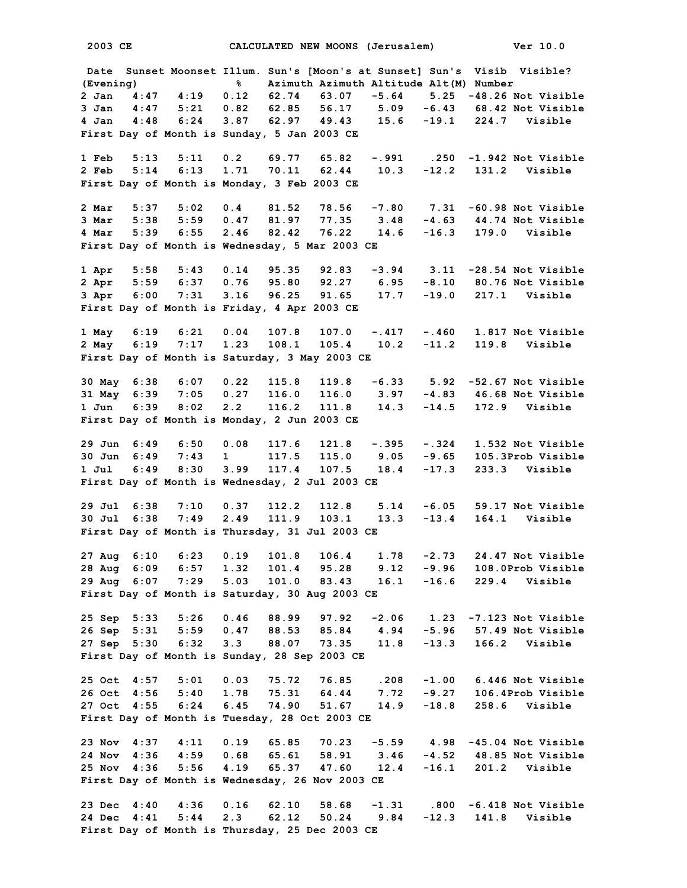2003 CE CALCULATED NEW MOONS (Jerusalem) Ver 10.0

| Date (Evening) | Sunset | Moonset | Illum. % | Sun's Azimuth | [Moon's at Sunset] Azimuth | Altitude | Sun's Alt(M) | Visib Number | Visible? |
|---|---|---|---|---|---|---|---|---|---|
| 2 Jan | 4:47 | 4:19 | 0.12 | 62.74 | 63.07 | -5.64 | 5.25 | -48.26 | Not Visible |
| 3 Jan | 4:47 | 5:21 | 0.82 | 62.85 | 56.17 | 5.09 | -6.43 | 68.42 | Not Visible |
| 4 Jan | 4:48 | 6:24 | 3.87 | 62.97 | 49.43 | 15.6 | -19.1 | 224.7 | Visible |

First Day of Month is Sunday, 5 Jan 2003 CE

| Date (Evening) | Sunset | Moonset | Illum. % | Sun's Azimuth | [Moon's at Sunset] Azimuth | Altitude | Sun's Alt(M) | Visib Number | Visible? |
|---|---|---|---|---|---|---|---|---|---|
| 1 Feb | 5:13 | 5:11 | 0.2 | 69.77 | 65.82 | -.991 | .250 | -1.942 | Not Visible |
| 2 Feb | 5:14 | 6:13 | 1.71 | 70.11 | 62.44 | 10.3 | -12.2 | 131.2 | Visible |

First Day of Month is Monday, 3 Feb 2003 CE

| Date (Evening) | Sunset | Moonset | Illum. % | Sun's Azimuth | [Moon's at Sunset] Azimuth | Altitude | Sun's Alt(M) | Visib Number | Visible? |
|---|---|---|---|---|---|---|---|---|---|
| 2 Mar | 5:37 | 5:02 | 0.4 | 81.52 | 78.56 | -7.80 | 7.31 | -60.98 | Not Visible |
| 3 Mar | 5:38 | 5:59 | 0.47 | 81.97 | 77.35 | 3.48 | -4.63 | 44.74 | Not Visible |
| 4 Mar | 5:39 | 6:55 | 2.46 | 82.42 | 76.22 | 14.6 | -16.3 | 179.0 | Visible |

First Day of Month is Wednesday, 5 Mar 2003 CE

| Date (Evening) | Sunset | Moonset | Illum. % | Sun's Azimuth | [Moon's at Sunset] Azimuth | Altitude | Sun's Alt(M) | Visib Number | Visible? |
|---|---|---|---|---|---|---|---|---|---|
| 1 Apr | 5:58 | 5:43 | 0.14 | 95.35 | 92.83 | -3.94 | 3.11 | -28.54 | Not Visible |
| 2 Apr | 5:59 | 6:37 | 0.76 | 95.80 | 92.27 | 6.95 | -8.10 | 80.76 | Not Visible |
| 3 Apr | 6:00 | 7:31 | 3.16 | 96.25 | 91.65 | 17.7 | -19.0 | 217.1 | Visible |

First Day of Month is Friday, 4 Apr 2003 CE

| Date (Evening) | Sunset | Moonset | Illum. % | Sun's Azimuth | [Moon's at Sunset] Azimuth | Altitude | Sun's Alt(M) | Visib Number | Visible? |
|---|---|---|---|---|---|---|---|---|---|
| 1 May | 6:19 | 6:21 | 0.04 | 107.8 | 107.0 | -.417 | -.460 | 1.817 | Not Visible |
| 2 May | 6:19 | 7:17 | 1.23 | 108.1 | 105.4 | 10.2 | -11.2 | 119.8 | Visible |

First Day of Month is Saturday, 3 May 2003 CE

| Date (Evening) | Sunset | Moonset | Illum. % | Sun's Azimuth | [Moon's at Sunset] Azimuth | Altitude | Sun's Alt(M) | Visib Number | Visible? |
|---|---|---|---|---|---|---|---|---|---|
| 30 May | 6:38 | 6:07 | 0.22 | 115.8 | 119.8 | -6.33 | 5.92 | -52.67 | Not Visible |
| 31 May | 6:39 | 7:05 | 0.27 | 116.0 | 116.0 | 3.97 | -4.83 | 46.68 | Not Visible |
| 1 Jun | 6:39 | 8:02 | 2.2 | 116.2 | 111.8 | 14.3 | -14.5 | 172.9 | Visible |

First Day of Month is Monday, 2 Jun 2003 CE

| Date (Evening) | Sunset | Moonset | Illum. % | Sun's Azimuth | [Moon's at Sunset] Azimuth | Altitude | Sun's Alt(M) | Visib Number | Visible? |
|---|---|---|---|---|---|---|---|---|---|
| 29 Jun | 6:49 | 6:50 | 0.08 | 117.6 | 121.8 | -.395 | -.324 | 1.532 | Not Visible |
| 30 Jun | 6:49 | 7:43 | 1 | 117.5 | 115.0 | 9.05 | -9.65 | 105.3 | Prob Visible |
| 1 Jul | 6:49 | 8:30 | 3.99 | 117.4 | 107.5 | 18.4 | -17.3 | 233.3 | Visible |

First Day of Month is Wednesday, 2 Jul 2003 CE

| Date (Evening) | Sunset | Moonset | Illum. % | Sun's Azimuth | [Moon's at Sunset] Azimuth | Altitude | Sun's Alt(M) | Visib Number | Visible? |
|---|---|---|---|---|---|---|---|---|---|
| 29 Jul | 6:38 | 7:10 | 0.37 | 112.2 | 112.8 | 5.14 | -6.05 | 59.17 | Not Visible |
| 30 Jul | 6:38 | 7:49 | 2.49 | 111.9 | 103.1 | 13.3 | -13.4 | 164.1 | Visible |

First Day of Month is Thursday, 31 Jul 2003 CE

| Date (Evening) | Sunset | Moonset | Illum. % | Sun's Azimuth | [Moon's at Sunset] Azimuth | Altitude | Sun's Alt(M) | Visib Number | Visible? |
|---|---|---|---|---|---|---|---|---|---|
| 27 Aug | 6:10 | 6:23 | 0.19 | 101.8 | 106.4 | 1.78 | -2.73 | 24.47 | Not Visible |
| 28 Aug | 6:09 | 6:57 | 1.32 | 101.4 | 95.28 | 9.12 | -9.96 | 108.0 | Prob Visible |
| 29 Aug | 6:07 | 7:29 | 5.03 | 101.0 | 83.43 | 16.1 | -16.6 | 229.4 | Visible |

First Day of Month is Saturday, 30 Aug 2003 CE

| Date (Evening) | Sunset | Moonset | Illum. % | Sun's Azimuth | [Moon's at Sunset] Azimuth | Altitude | Sun's Alt(M) | Visib Number | Visible? |
|---|---|---|---|---|---|---|---|---|---|
| 25 Sep | 5:33 | 5:26 | 0.46 | 88.99 | 97.92 | -2.06 | 1.23 | -7.123 | Not Visible |
| 26 Sep | 5:31 | 5:59 | 0.47 | 88.53 | 85.84 | 4.94 | -5.96 | 57.49 | Not Visible |
| 27 Sep | 5:30 | 6:32 | 3.3 | 88.07 | 73.35 | 11.8 | -13.3 | 166.2 | Visible |

First Day of Month is Sunday, 28 Sep 2003 CE

| Date (Evening) | Sunset | Moonset | Illum. % | Sun's Azimuth | [Moon's at Sunset] Azimuth | Altitude | Sun's Alt(M) | Visib Number | Visible? |
|---|---|---|---|---|---|---|---|---|---|
| 25 Oct | 4:57 | 5:01 | 0.03 | 75.72 | 76.85 | .208 | -1.00 | 6.446 | Not Visible |
| 26 Oct | 4:56 | 5:40 | 1.78 | 75.31 | 64.44 | 7.72 | -9.27 | 106.4 | Prob Visible |
| 27 Oct | 4:55 | 6:24 | 6.45 | 74.90 | 51.67 | 14.9 | -18.8 | 258.6 | Visible |

First Day of Month is Tuesday, 28 Oct 2003 CE

| Date (Evening) | Sunset | Moonset | Illum. % | Sun's Azimuth | [Moon's at Sunset] Azimuth | Altitude | Sun's Alt(M) | Visib Number | Visible? |
|---|---|---|---|---|---|---|---|---|---|
| 23 Nov | 4:37 | 4:11 | 0.19 | 65.85 | 70.23 | -5.59 | 4.98 | -45.04 | Not Visible |
| 24 Nov | 4:36 | 4:59 | 0.68 | 65.61 | 58.91 | 3.46 | -4.52 | 48.85 | Not Visible |
| 25 Nov | 4:36 | 5:56 | 4.19 | 65.37 | 47.60 | 12.4 | -16.1 | 201.2 | Visible |

First Day of Month is Wednesday, 26 Nov 2003 CE

| Date (Evening) | Sunset | Moonset | Illum. % | Sun's Azimuth | [Moon's at Sunset] Azimuth | Altitude | Sun's Alt(M) | Visib Number | Visible? |
|---|---|---|---|---|---|---|---|---|---|
| 23 Dec | 4:40 | 4:36 | 0.16 | 62.10 | 58.68 | -1.31 | .800 | -6.418 | Not Visible |
| 24 Dec | 4:41 | 5:44 | 2.3 | 62.12 | 50.24 | 9.84 | -12.3 | 141.8 | Visible |

First Day of Month is Thursday, 25 Dec 2003 CE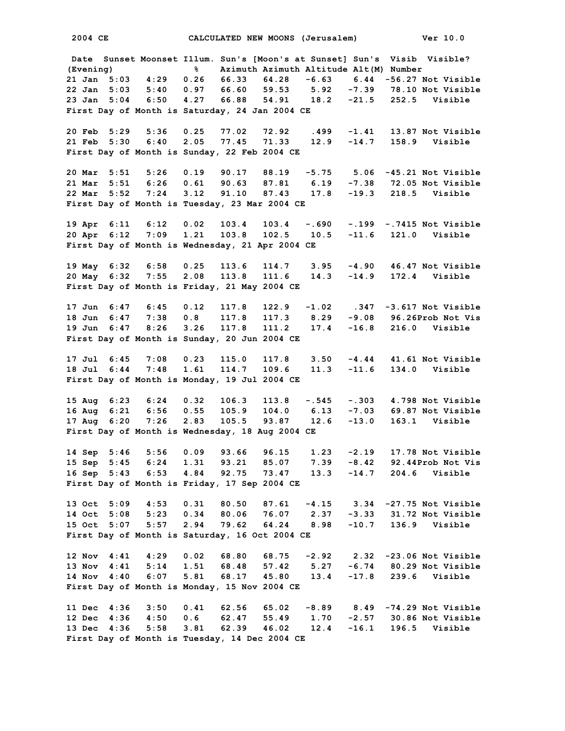2004 CE CALCULATED NEW MOONS (Jerusalem) Ver 10.0

| Date (Evening) | Sunset | Moonset | Illum. % | Sun's Azimuth | [Moon's at Sunset] Azimuth | Altitude | Sun's Alt(M) | Visib Number | Visible? |
|---|---|---|---|---|---|---|---|---|---|
| 21 Jan | 5:03 | 4:29 | 0.26 | 66.33 | 64.28 | -6.63 | 6.44 | -56.27 | Not Visible |
| 22 Jan | 5:03 | 5:40 | 0.97 | 66.60 | 59.53 | 5.92 | -7.39 | 78.10 | Not Visible |
| 23 Jan | 5:04 | 6:50 | 4.27 | 66.88 | 54.91 | 18.2 | -21.5 | 252.5 | Visible |
| First Day of Month is Saturday, 24 Jan 2004 CE | | | | | | | | | |
| 20 Feb | 5:29 | 5:36 | 0.25 | 77.02 | 72.92 | .499 | -1.41 | 13.87 | Not Visible |
| 21 Feb | 5:30 | 6:40 | 2.05 | 77.45 | 71.33 | 12.9 | -14.7 | 158.9 | Visible |
| First Day of Month is Sunday, 22 Feb 2004 CE | | | | | | | | | |
| 20 Mar | 5:51 | 5:26 | 0.19 | 90.17 | 88.19 | -5.75 | 5.06 | -45.21 | Not Visible |
| 21 Mar | 5:51 | 6:26 | 0.61 | 90.63 | 87.81 | 6.19 | -7.38 | 72.05 | Not Visible |
| 22 Mar | 5:52 | 7:24 | 3.12 | 91.10 | 87.43 | 17.8 | -19.3 | 218.5 | Visible |
| First Day of Month is Tuesday, 23 Mar 2004 CE | | | | | | | | | |
| 19 Apr | 6:11 | 6:12 | 0.02 | 103.4 | 103.4 | -.690 | -.199 | -.7415 | Not Visible |
| 20 Apr | 6:12 | 7:09 | 1.21 | 103.8 | 102.5 | 10.5 | -11.6 | 121.0 | Visible |
| First Day of Month is Wednesday, 21 Apr 2004 CE | | | | | | | | | |
| 19 May | 6:32 | 6:58 | 0.25 | 113.6 | 114.7 | 3.95 | -4.90 | 46.47 | Not Visible |
| 20 May | 6:32 | 7:55 | 2.08 | 113.8 | 111.6 | 14.3 | -14.9 | 172.4 | Visible |
| First Day of Month is Friday, 21 May 2004 CE | | | | | | | | | |
| 17 Jun | 6:47 | 6:45 | 0.12 | 117.8 | 122.9 | -1.02 | .347 | -3.617 | Not Visible |
| 18 Jun | 6:47 | 7:38 | 0.8 | 117.8 | 117.3 | 8.29 | -9.08 | 96.26 | Prob Not Vis |
| 19 Jun | 6:47 | 8:26 | 3.26 | 117.8 | 111.2 | 17.4 | -16.8 | 216.0 | Visible |
| First Day of Month is Sunday, 20 Jun 2004 CE | | | | | | | | | |
| 17 Jul | 6:45 | 7:08 | 0.23 | 115.0 | 117.8 | 3.50 | -4.44 | 41.61 | Not Visible |
| 18 Jul | 6:44 | 7:48 | 1.61 | 114.7 | 109.6 | 11.3 | -11.6 | 134.0 | Visible |
| First Day of Month is Monday, 19 Jul 2004 CE | | | | | | | | | |
| 15 Aug | 6:23 | 6:24 | 0.32 | 106.3 | 113.8 | -.545 | -.303 | 4.798 | Not Visible |
| 16 Aug | 6:21 | 6:56 | 0.55 | 105.9 | 104.0 | 6.13 | -7.03 | 69.87 | Not Visible |
| 17 Aug | 6:20 | 7:26 | 2.83 | 105.5 | 93.87 | 12.6 | -13.0 | 163.1 | Visible |
| First Day of Month is Wednesday, 18 Aug 2004 CE | | | | | | | | | |
| 14 Sep | 5:46 | 5:56 | 0.09 | 93.66 | 96.15 | 1.23 | -2.19 | 17.78 | Not Visible |
| 15 Sep | 5:45 | 6:24 | 1.31 | 93.21 | 85.07 | 7.39 | -8.42 | 92.44 | Prob Not Vis |
| 16 Sep | 5:43 | 6:53 | 4.84 | 92.75 | 73.47 | 13.3 | -14.7 | 204.6 | Visible |
| First Day of Month is Friday, 17 Sep 2004 CE | | | | | | | | | |
| 13 Oct | 5:09 | 4:53 | 0.31 | 80.50 | 87.61 | -4.15 | 3.34 | -27.75 | Not Visible |
| 14 Oct | 5:08 | 5:23 | 0.34 | 80.06 | 76.07 | 2.37 | -3.33 | 31.72 | Not Visible |
| 15 Oct | 5:07 | 5:57 | 2.94 | 79.62 | 64.24 | 8.98 | -10.7 | 136.9 | Visible |
| First Day of Month is Saturday, 16 Oct 2004 CE | | | | | | | | | |
| 12 Nov | 4:41 | 4:29 | 0.02 | 68.80 | 68.75 | -2.92 | 2.32 | -23.06 | Not Visible |
| 13 Nov | 4:41 | 5:14 | 1.51 | 68.48 | 57.42 | 5.27 | -6.74 | 80.29 | Not Visible |
| 14 Nov | 4:40 | 6:07 | 5.81 | 68.17 | 45.80 | 13.4 | -17.8 | 239.6 | Visible |
| First Day of Month is Monday, 15 Nov 2004 CE | | | | | | | | | |
| 11 Dec | 4:36 | 3:50 | 0.41 | 62.56 | 65.02 | -8.89 | 8.49 | -74.29 | Not Visible |
| 12 Dec | 4:36 | 4:50 | 0.6 | 62.47 | 55.49 | 1.70 | -2.57 | 30.86 | Not Visible |
| 13 Dec | 4:36 | 5:58 | 3.81 | 62.39 | 46.02 | 12.4 | -16.1 | 196.5 | Visible |
| First Day of Month is Tuesday, 14 Dec 2004 CE | | | | | | | | | |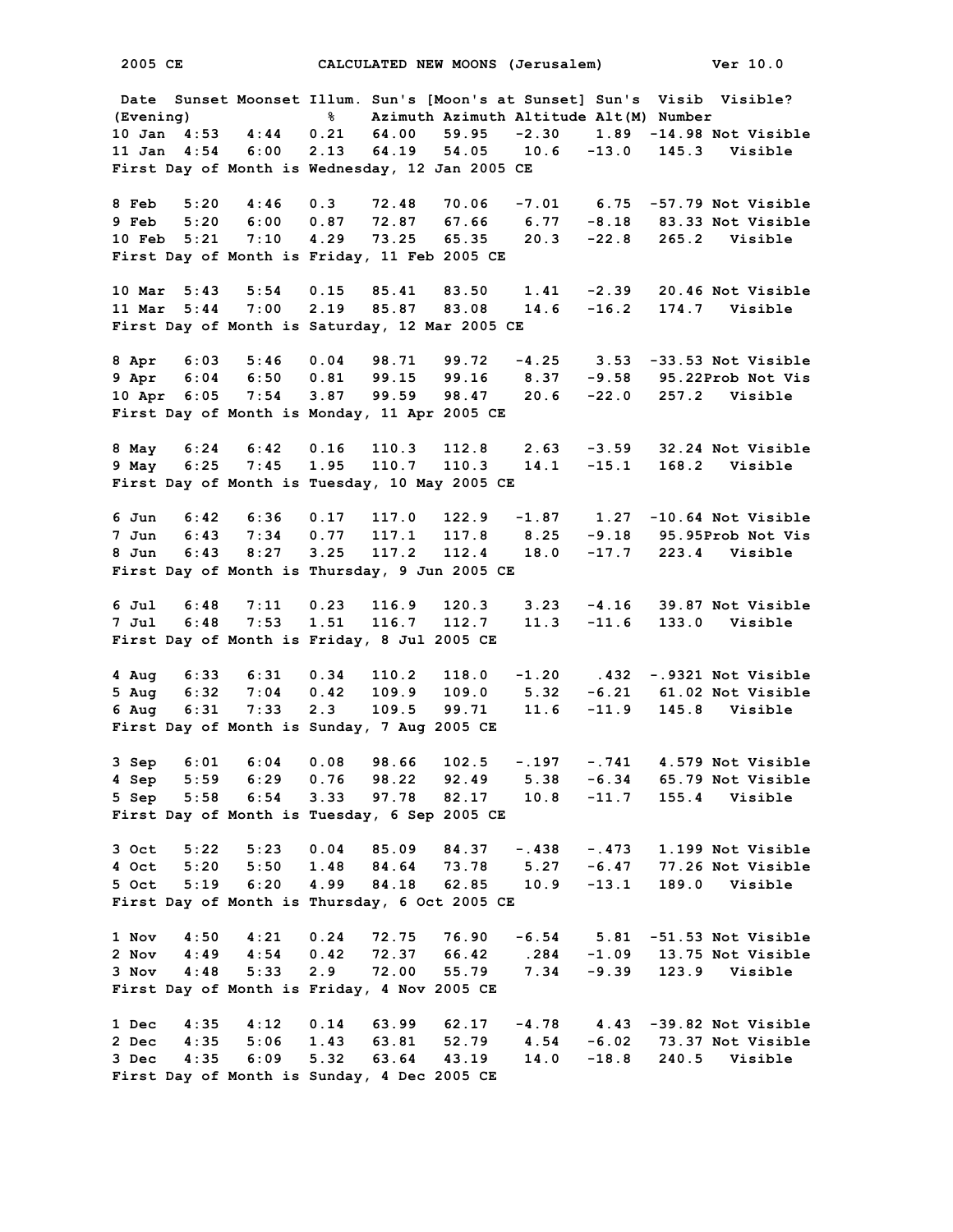2005 CE CALCULATED NEW MOONS (Jerusalem) Ver 10.0

| Date (Evening) | Sunset | Moonset | Illum. % | Sun's Azimuth | [Moon's at Sunset] Azimuth | Altitude | Sun's Alt(M) | Visib Number | Visible? |
|---|---|---|---|---|---|---|---|---|---|
| 10 Jan | 4:53 | 4:44 | 0.21 | 64.00 | 59.95 | -2.30 | 1.89 | -14.98 | Not Visible |
| 11 Jan | 4:54 | 6:00 | 2.13 | 64.19 | 54.05 | 10.6 | -13.0 | 145.3 | Visible |
| First Day of Month is Wednesday, 12 Jan 2005 CE | | | | | | | | | |
| 8 Feb | 5:20 | 4:46 | 0.3 | 72.48 | 70.06 | -7.01 | 6.75 | -57.79 | Not Visible |
| 9 Feb | 5:20 | 6:00 | 0.87 | 72.87 | 67.66 | 6.77 | -8.18 | 83.33 | Not Visible |
| 10 Feb | 5:21 | 7:10 | 4.29 | 73.25 | 65.35 | 20.3 | -22.8 | 265.2 | Visible |
| First Day of Month is Friday, 11 Feb 2005 CE | | | | | | | | | |
| 10 Mar | 5:43 | 5:54 | 0.15 | 85.41 | 83.50 | 1.41 | -2.39 | 20.46 | Not Visible |
| 11 Mar | 5:44 | 7:00 | 2.19 | 85.87 | 83.08 | 14.6 | -16.2 | 174.7 | Visible |
| First Day of Month is Saturday, 12 Mar 2005 CE | | | | | | | | | |
| 8 Apr | 6:03 | 5:46 | 0.04 | 98.71 | 99.72 | -4.25 | 3.53 | -33.53 | Not Visible |
| 9 Apr | 6:04 | 6:50 | 0.81 | 99.15 | 99.16 | 8.37 | -9.58 | 95.22 | Prob Not Vis |
| 10 Apr | 6:05 | 7:54 | 3.87 | 99.59 | 98.47 | 20.6 | -22.0 | 257.2 | Visible |
| First Day of Month is Monday, 11 Apr 2005 CE | | | | | | | | | |
| 8 May | 6:24 | 6:42 | 0.16 | 110.3 | 112.8 | 2.63 | -3.59 | 32.24 | Not Visible |
| 9 May | 6:25 | 7:45 | 1.95 | 110.7 | 110.3 | 14.1 | -15.1 | 168.2 | Visible |
| First Day of Month is Tuesday, 10 May 2005 CE | | | | | | | | | |
| 6 Jun | 6:42 | 6:36 | 0.17 | 117.0 | 122.9 | -1.87 | 1.27 | -10.64 | Not Visible |
| 7 Jun | 6:43 | 7:34 | 0.77 | 117.1 | 117.8 | 8.25 | -9.18 | 95.95 | Prob Not Vis |
| 8 Jun | 6:43 | 8:27 | 3.25 | 117.2 | 112.4 | 18.0 | -17.7 | 223.4 | Visible |
| First Day of Month is Thursday, 9 Jun 2005 CE | | | | | | | | | |
| 6 Jul | 6:48 | 7:11 | 0.23 | 116.9 | 120.3 | 3.23 | -4.16 | 39.87 | Not Visible |
| 7 Jul | 6:48 | 7:53 | 1.51 | 116.7 | 112.7 | 11.3 | -11.6 | 133.0 | Visible |
| First Day of Month is Friday, 8 Jul 2005 CE | | | | | | | | | |
| 4 Aug | 6:33 | 6:31 | 0.34 | 110.2 | 118.0 | -1.20 | .432 | -.9321 | Not Visible |
| 5 Aug | 6:32 | 7:04 | 0.42 | 109.9 | 109.0 | 5.32 | -6.21 | 61.02 | Not Visible |
| 6 Aug | 6:31 | 7:33 | 2.3 | 109.5 | 99.71 | 11.6 | -11.9 | 145.8 | Visible |
| First Day of Month is Sunday, 7 Aug 2005 CE | | | | | | | | | |
| 3 Sep | 6:01 | 6:04 | 0.08 | 98.66 | 102.5 | -.197 | -.741 | 4.579 | Not Visible |
| 4 Sep | 5:59 | 6:29 | 0.76 | 98.22 | 92.49 | 5.38 | -6.34 | 65.79 | Not Visible |
| 5 Sep | 5:58 | 6:54 | 3.33 | 97.78 | 82.17 | 10.8 | -11.7 | 155.4 | Visible |
| First Day of Month is Tuesday, 6 Sep 2005 CE | | | | | | | | | |
| 3 Oct | 5:22 | 5:23 | 0.04 | 85.09 | 84.37 | -.438 | -.473 | 1.199 | Not Visible |
| 4 Oct | 5:20 | 5:50 | 1.48 | 84.64 | 73.78 | 5.27 | -6.47 | 77.26 | Not Visible |
| 5 Oct | 5:19 | 6:20 | 4.99 | 84.18 | 62.85 | 10.9 | -13.1 | 189.0 | Visible |
| First Day of Month is Thursday, 6 Oct 2005 CE | | | | | | | | | |
| 1 Nov | 4:50 | 4:21 | 0.24 | 72.75 | 76.90 | -6.54 | 5.81 | -51.53 | Not Visible |
| 2 Nov | 4:49 | 4:54 | 0.42 | 72.37 | 66.42 | .284 | -1.09 | 13.75 | Not Visible |
| 3 Nov | 4:48 | 5:33 | 2.9 | 72.00 | 55.79 | 7.34 | -9.39 | 123.9 | Visible |
| First Day of Month is Friday, 4 Nov 2005 CE | | | | | | | | | |
| 1 Dec | 4:35 | 4:12 | 0.14 | 63.99 | 62.17 | -4.78 | 4.43 | -39.82 | Not Visible |
| 2 Dec | 4:35 | 5:06 | 1.43 | 63.81 | 52.79 | 4.54 | -6.02 | 73.37 | Not Visible |
| 3 Dec | 4:35 | 6:09 | 5.32 | 63.64 | 43.19 | 14.0 | -18.8 | 240.5 | Visible |
| First Day of Month is Sunday, 4 Dec 2005 CE | | | | | | | | | |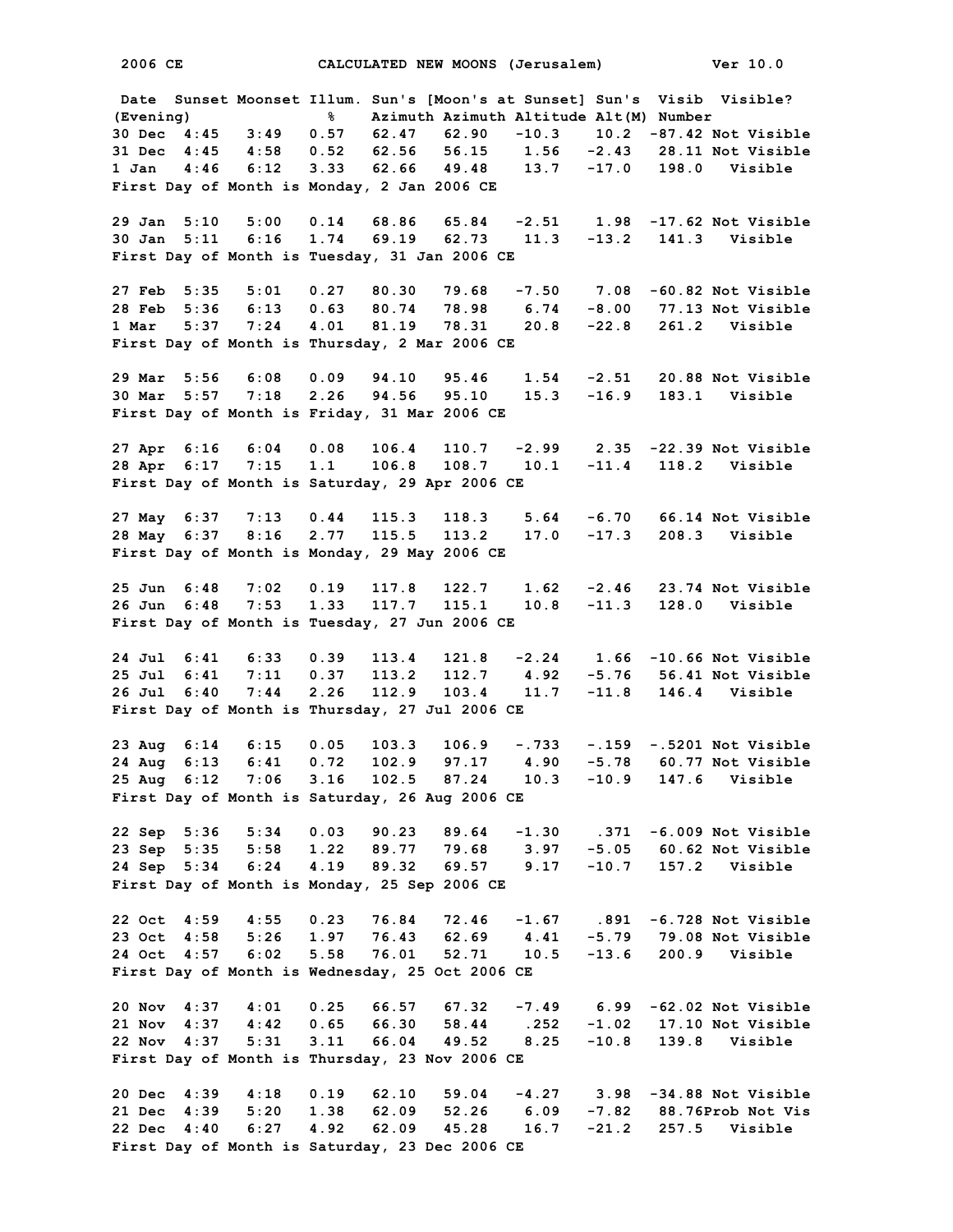2006 CE CALCULATED NEW MOONS (Jerusalem) Ver 10.0

| Date (Evening) | Sunset | Moonset | Illum. % | Sun's Azimuth | [Moon's at Sunset] Azimuth | Altitude | Sun's Alt(M) | Visib Number | Visible? |
|---|---|---|---|---|---|---|---|---|---|
| 30 Dec | 4:45 | 3:49 | 0.57 | 62.47 | 62.90 | -10.3 | 10.2 | -87.42 | Not Visible |
| 31 Dec | 4:45 | 4:58 | 0.52 | 62.56 | 56.15 | 1.56 | -2.43 | 28.11 | Not Visible |
| 1 Jan | 4:46 | 6:12 | 3.33 | 62.66 | 49.48 | 13.7 | -17.0 | 198.0 | Visible |

First Day of Month is Monday, 2 Jan 2006 CE

| Date (Evening) | Sunset | Moonset | Illum. % | Sun's Azimuth | [Moon's at Sunset] Azimuth | Altitude | Sun's Alt(M) | Visib Number | Visible? |
|---|---|---|---|---|---|---|---|---|---|
| 29 Jan | 5:10 | 5:00 | 0.14 | 68.86 | 65.84 | -2.51 | 1.98 | -17.62 | Not Visible |
| 30 Jan | 5:11 | 6:16 | 1.74 | 69.19 | 62.73 | 11.3 | -13.2 | 141.3 | Visible |

First Day of Month is Tuesday, 31 Jan 2006 CE

| Date (Evening) | Sunset | Moonset | Illum. % | Sun's Azimuth | [Moon's at Sunset] Azimuth | Altitude | Sun's Alt(M) | Visib Number | Visible? |
|---|---|---|---|---|---|---|---|---|---|
| 27 Feb | 5:35 | 5:01 | 0.27 | 80.30 | 79.68 | -7.50 | 7.08 | -60.82 | Not Visible |
| 28 Feb | 5:36 | 6:13 | 0.63 | 80.74 | 78.98 | 6.74 | -8.00 | 77.13 | Not Visible |
| 1 Mar | 5:37 | 7:24 | 4.01 | 81.19 | 78.31 | 20.8 | -22.8 | 261.2 | Visible |

First Day of Month is Thursday, 2 Mar 2006 CE

| Date (Evening) | Sunset | Moonset | Illum. % | Sun's Azimuth | [Moon's at Sunset] Azimuth | Altitude | Sun's Alt(M) | Visib Number | Visible? |
|---|---|---|---|---|---|---|---|---|---|
| 29 Mar | 5:56 | 6:08 | 0.09 | 94.10 | 95.46 | 1.54 | -2.51 | 20.88 | Not Visible |
| 30 Mar | 5:57 | 7:18 | 2.26 | 94.56 | 95.10 | 15.3 | -16.9 | 183.1 | Visible |

First Day of Month is Friday, 31 Mar 2006 CE

| Date (Evening) | Sunset | Moonset | Illum. % | Sun's Azimuth | [Moon's at Sunset] Azimuth | Altitude | Sun's Alt(M) | Visib Number | Visible? |
|---|---|---|---|---|---|---|---|---|---|
| 27 Apr | 6:16 | 6:04 | 0.08 | 106.4 | 110.7 | -2.99 | 2.35 | -22.39 | Not Visible |
| 28 Apr | 6:17 | 7:15 | 1.1 | 106.8 | 108.7 | 10.1 | -11.4 | 118.2 | Visible |

First Day of Month is Saturday, 29 Apr 2006 CE

| Date (Evening) | Sunset | Moonset | Illum. % | Sun's Azimuth | [Moon's at Sunset] Azimuth | Altitude | Sun's Alt(M) | Visib Number | Visible? |
|---|---|---|---|---|---|---|---|---|---|
| 27 May | 6:37 | 7:13 | 0.44 | 115.3 | 118.3 | 5.64 | -6.70 | 66.14 | Not Visible |
| 28 May | 6:37 | 8:16 | 2.77 | 115.5 | 113.2 | 17.0 | -17.3 | 208.3 | Visible |

First Day of Month is Monday, 29 May 2006 CE

| Date (Evening) | Sunset | Moonset | Illum. % | Sun's Azimuth | [Moon's at Sunset] Azimuth | Altitude | Sun's Alt(M) | Visib Number | Visible? |
|---|---|---|---|---|---|---|---|---|---|
| 25 Jun | 6:48 | 7:02 | 0.19 | 117.8 | 122.7 | 1.62 | -2.46 | 23.74 | Not Visible |
| 26 Jun | 6:48 | 7:53 | 1.33 | 117.7 | 115.1 | 10.8 | -11.3 | 128.0 | Visible |

First Day of Month is Tuesday, 27 Jun 2006 CE

| Date (Evening) | Sunset | Moonset | Illum. % | Sun's Azimuth | [Moon's at Sunset] Azimuth | Altitude | Sun's Alt(M) | Visib Number | Visible? |
|---|---|---|---|---|---|---|---|---|---|
| 24 Jul | 6:41 | 6:33 | 0.39 | 113.4 | 121.8 | -2.24 | 1.66 | -10.66 | Not Visible |
| 25 Jul | 6:41 | 7:11 | 0.37 | 113.2 | 112.7 | 4.92 | -5.76 | 56.41 | Not Visible |
| 26 Jul | 6:40 | 7:44 | 2.26 | 112.9 | 103.4 | 11.7 | -11.8 | 146.4 | Visible |

First Day of Month is Thursday, 27 Jul 2006 CE

| Date (Evening) | Sunset | Moonset | Illum. % | Sun's Azimuth | [Moon's at Sunset] Azimuth | Altitude | Sun's Alt(M) | Visib Number | Visible? |
|---|---|---|---|---|---|---|---|---|---|
| 23 Aug | 6:14 | 6:15 | 0.05 | 103.3 | 106.9 | -.733 | -.159 | -.5201 | Not Visible |
| 24 Aug | 6:13 | 6:41 | 0.72 | 102.9 | 97.17 | 4.90 | -5.78 | 60.77 | Not Visible |
| 25 Aug | 6:12 | 7:06 | 3.16 | 102.5 | 87.24 | 10.3 | -10.9 | 147.6 | Visible |

First Day of Month is Saturday, 26 Aug 2006 CE

| Date (Evening) | Sunset | Moonset | Illum. % | Sun's Azimuth | [Moon's at Sunset] Azimuth | Altitude | Sun's Alt(M) | Visib Number | Visible? |
|---|---|---|---|---|---|---|---|---|---|
| 22 Sep | 5:36 | 5:34 | 0.03 | 90.23 | 89.64 | -1.30 | .371 | -6.009 | Not Visible |
| 23 Sep | 5:35 | 5:58 | 1.22 | 89.77 | 79.68 | 3.97 | -5.05 | 60.62 | Not Visible |
| 24 Sep | 5:34 | 6:24 | 4.19 | 89.32 | 69.57 | 9.17 | -10.7 | 157.2 | Visible |

First Day of Month is Monday, 25 Sep 2006 CE

| Date (Evening) | Sunset | Moonset | Illum. % | Sun's Azimuth | [Moon's at Sunset] Azimuth | Altitude | Sun's Alt(M) | Visib Number | Visible? |
|---|---|---|---|---|---|---|---|---|---|
| 22 Oct | 4:59 | 4:55 | 0.23 | 76.84 | 72.46 | -1.67 | .891 | -6.728 | Not Visible |
| 23 Oct | 4:58 | 5:26 | 1.97 | 76.43 | 62.69 | 4.41 | -5.79 | 79.08 | Not Visible |
| 24 Oct | 4:57 | 6:02 | 5.58 | 76.01 | 52.71 | 10.5 | -13.6 | 200.9 | Visible |

First Day of Month is Wednesday, 25 Oct 2006 CE

| Date (Evening) | Sunset | Moonset | Illum. % | Sun's Azimuth | [Moon's at Sunset] Azimuth | Altitude | Sun's Alt(M) | Visib Number | Visible? |
|---|---|---|---|---|---|---|---|---|---|
| 20 Nov | 4:37 | 4:01 | 0.25 | 66.57 | 67.32 | -7.49 | 6.99 | -62.02 | Not Visible |
| 21 Nov | 4:37 | 4:42 | 0.65 | 66.30 | 58.44 | .252 | -1.02 | 17.10 | Not Visible |
| 22 Nov | 4:37 | 5:31 | 3.11 | 66.04 | 49.52 | 8.25 | -10.8 | 139.8 | Visible |

First Day of Month is Thursday, 23 Nov 2006 CE

| Date (Evening) | Sunset | Moonset | Illum. % | Sun's Azimuth | [Moon's at Sunset] Azimuth | Altitude | Sun's Alt(M) | Visib Number | Visible? |
|---|---|---|---|---|---|---|---|---|---|
| 20 Dec | 4:39 | 4:18 | 0.19 | 62.10 | 59.04 | -4.27 | 3.98 | -34.88 | Not Visible |
| 21 Dec | 4:39 | 5:20 | 1.38 | 62.09 | 52.26 | 6.09 | -7.82 | 88.76 | Prob Not Vis |
| 22 Dec | 4:40 | 6:27 | 4.92 | 62.09 | 45.28 | 16.7 | -21.2 | 257.5 | Visible |

First Day of Month is Saturday, 23 Dec 2006 CE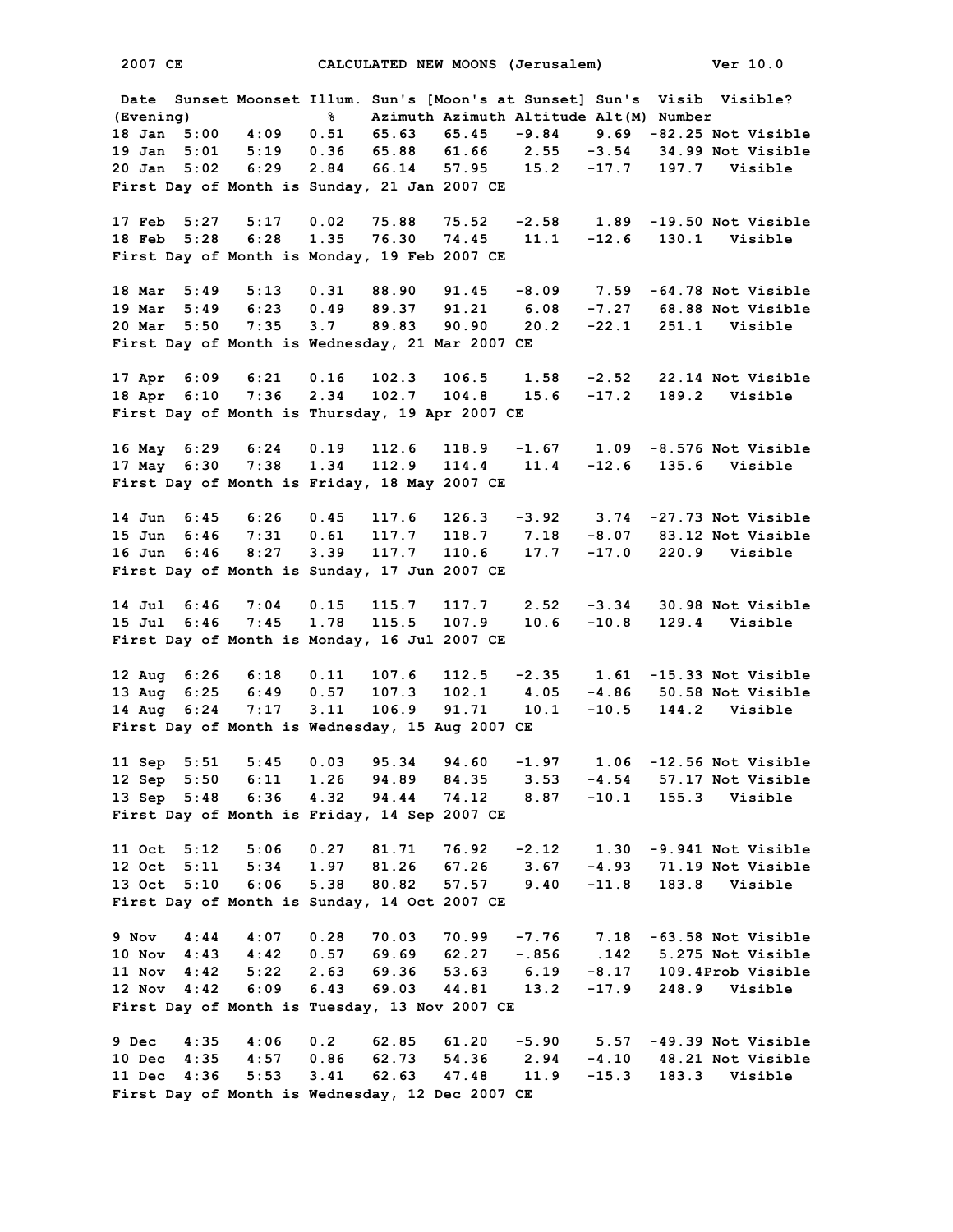# 2007 CE CALCULATED NEW MOONS (Jerusalem) Ver 10.0

```
 Date  Sunset Moonset Illum. Sun's [Moon's at Sunset] Sun's  Visib  Visible?
(Evening)             %    Azimuth Azimuth Altitude Alt(M) Number
18 Jan  5:00   4:09   0.51   65.63   65.45   -9.84    9.69  -82.25 Not Visible
19 Jan  5:01   5:19   0.36   65.88   61.66    2.55   -3.54   34.99 Not Visible
20 Jan  5:02   6:29   2.84   66.14   57.95    15.2   -17.7   197.7   Visible
First Day of Month is Sunday, 21 Jan 2007 CE

17 Feb  5:27   5:17   0.02   75.88   75.52   -2.58    1.89  -19.50 Not Visible
18 Feb  5:28   6:28   1.35   76.30   74.45    11.1   -12.6   130.1   Visible
First Day of Month is Monday, 19 Feb 2007 CE

18 Mar  5:49   5:13   0.31   88.90   91.45   -8.09    7.59  -64.78 Not Visible
19 Mar  5:49   6:23   0.49   89.37   91.21    6.08   -7.27   68.88 Not Visible
20 Mar  5:50   7:35   3.7    89.83   90.90    20.2   -22.1   251.1   Visible
First Day of Month is Wednesday, 21 Mar 2007 CE

17 Apr  6:09   6:21   0.16   102.3   106.5    1.58   -2.52   22.14 Not Visible
18 Apr  6:10   7:36   2.34   102.7   104.8    15.6   -17.2   189.2   Visible
First Day of Month is Thursday, 19 Apr 2007 CE

16 May  6:29   6:24   0.19   112.6   118.9   -1.67    1.09  -8.576 Not Visible
17 May  6:30   7:38   1.34   112.9   114.4    11.4   -12.6   135.6   Visible
First Day of Month is Friday, 18 May 2007 CE

14 Jun  6:45   6:26   0.45   117.6   126.3   -3.92    3.74  -27.73 Not Visible
15 Jun  6:46   7:31   0.61   117.7   118.7    7.18   -8.07   83.12 Not Visible
16 Jun  6:46   8:27   3.39   117.7   110.6    17.7   -17.0   220.9   Visible
First Day of Month is Sunday, 17 Jun 2007 CE

14 Jul  6:46   7:04   0.15   115.7   117.7    2.52   -3.34   30.98 Not Visible
15 Jul  6:46   7:45   1.78   115.5   107.9    10.6   -10.8   129.4   Visible
First Day of Month is Monday, 16 Jul 2007 CE

12 Aug  6:26   6:18   0.11   107.6   112.5   -2.35    1.61  -15.33 Not Visible
13 Aug  6:25   6:49   0.57   107.3   102.1    4.05   -4.86   50.58 Not Visible
14 Aug  6:24   7:17   3.11   106.9   91.71    10.1   -10.5   144.2   Visible
First Day of Month is Wednesday, 15 Aug 2007 CE

11 Sep  5:51   5:45   0.03   95.34   94.60   -1.97    1.06  -12.56 Not Visible
12 Sep  5:50   6:11   1.26   94.89   84.35    3.53   -4.54   57.17 Not Visible
13 Sep  5:48   6:36   4.32   94.44   74.12    8.87   -10.1   155.3   Visible
First Day of Month is Friday, 14 Sep 2007 CE

11 Oct  5:12   5:06   0.27   81.71   76.92   -2.12    1.30  -9.941 Not Visible
12 Oct  5:11   5:34   1.97   81.26   67.26    3.67   -4.93   71.19 Not Visible
13 Oct  5:10   6:06   5.38   80.82   57.57    9.40   -11.8   183.8   Visible
First Day of Month is Sunday, 14 Oct 2007 CE

9 Nov   4:44   4:07   0.28   70.03   70.99   -7.76    7.18  -63.58 Not Visible
10 Nov  4:43   4:42   0.57   69.69   62.27   -.856    .142   5.275 Not Visible
11 Nov  4:42   5:22   2.63   69.36   53.63    6.19   -8.17   109.4Prob Visible
12 Nov  4:42   6:09   6.43   69.03   44.81    13.2   -17.9   248.9   Visible
First Day of Month is Tuesday, 13 Nov 2007 CE

9 Dec   4:35   4:06   0.2    62.85   61.20   -5.90    5.57  -49.39 Not Visible
10 Dec  4:35   4:57   0.86   62.73   54.36    2.94   -4.10   48.21 Not Visible
11 Dec  4:36   5:53   3.41   62.63   47.48    11.9   -15.3   183.3   Visible
First Day of Month is Wednesday, 12 Dec 2007 CE
```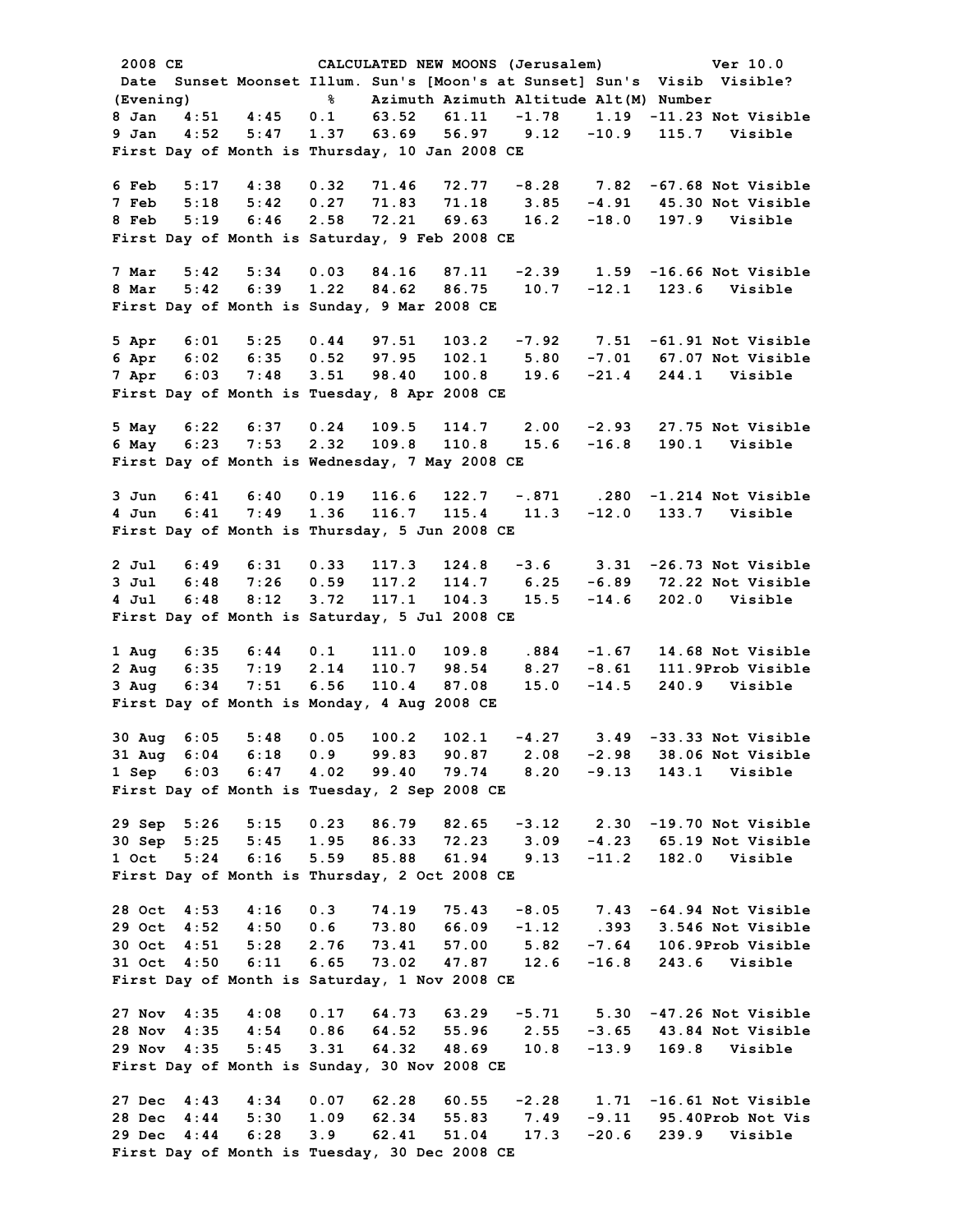2008 CE CALCULATED NEW MOONS (Jerusalem) Ver 10.0

| Date (Evening) | Sunset | Moonset | Illum. % | Sun's Azimuth | [Moon's at Sunset] Azimuth | Altitude | Sun's Alt(M) | Visib Number | Visible? |
|---|---|---|---|---|---|---|---|---|---|
| 8 Jan | 4:51 | 4:45 | 0.1 | 63.52 | 61.11 | -1.78 | 1.19 | -11.23 | Not Visible |
| 9 Jan | 4:52 | 5:47 | 1.37 | 63.69 | 56.97 | 9.12 | -10.9 | 115.7 | Visible |

First Day of Month is Thursday, 10 Jan 2008 CE

| Date | Sunset | Moonset | Illum. | Sun's Az | Moon Az | Altitude | Sun's Alt(M) | Visib Number | Visible? |
|---|---|---|---|---|---|---|---|---|---|
| 6 Feb | 5:17 | 4:38 | 0.32 | 71.46 | 72.77 | -8.28 | 7.82 | -67.68 | Not Visible |
| 7 Feb | 5:18 | 5:42 | 0.27 | 71.83 | 71.18 | 3.85 | -4.91 | 45.30 | Not Visible |
| 8 Feb | 5:19 | 6:46 | 2.58 | 72.21 | 69.63 | 16.2 | -18.0 | 197.9 | Visible |

First Day of Month is Saturday, 9 Feb 2008 CE

| Date | Sunset | Moonset | Illum. | Sun's Az | Moon Az | Altitude | Sun's Alt(M) | Visib Number | Visible? |
|---|---|---|---|---|---|---|---|---|---|
| 7 Mar | 5:42 | 5:34 | 0.03 | 84.16 | 87.11 | -2.39 | 1.59 | -16.66 | Not Visible |
| 8 Mar | 5:42 | 6:39 | 1.22 | 84.62 | 86.75 | 10.7 | -12.1 | 123.6 | Visible |

First Day of Month is Sunday, 9 Mar 2008 CE

| Date | Sunset | Moonset | Illum. | Sun's Az | Moon Az | Altitude | Sun's Alt(M) | Visib Number | Visible? |
|---|---|---|---|---|---|---|---|---|---|
| 5 Apr | 6:01 | 5:25 | 0.44 | 97.51 | 103.2 | -7.92 | 7.51 | -61.91 | Not Visible |
| 6 Apr | 6:02 | 6:35 | 0.52 | 97.95 | 102.1 | 5.80 | -7.01 | 67.07 | Not Visible |
| 7 Apr | 6:03 | 7:48 | 3.51 | 98.40 | 100.8 | 19.6 | -21.4 | 244.1 | Visible |

First Day of Month is Tuesday, 8 Apr 2008 CE

| Date | Sunset | Moonset | Illum. | Sun's Az | Moon Az | Altitude | Sun's Alt(M) | Visib Number | Visible? |
|---|---|---|---|---|---|---|---|---|---|
| 5 May | 6:22 | 6:37 | 0.24 | 109.5 | 114.7 | 2.00 | -2.93 | 27.75 | Not Visible |
| 6 May | 6:23 | 7:53 | 2.32 | 109.8 | 110.8 | 15.6 | -16.8 | 190.1 | Visible |

First Day of Month is Wednesday, 7 May 2008 CE

| Date | Sunset | Moonset | Illum. | Sun's Az | Moon Az | Altitude | Sun's Alt(M) | Visib Number | Visible? |
|---|---|---|---|---|---|---|---|---|---|
| 3 Jun | 6:41 | 6:40 | 0.19 | 116.6 | 122.7 | -.871 | .280 | -1.214 | Not Visible |
| 4 Jun | 6:41 | 7:49 | 1.36 | 116.7 | 115.4 | 11.3 | -12.0 | 133.7 | Visible |

First Day of Month is Thursday, 5 Jun 2008 CE

| Date | Sunset | Moonset | Illum. | Sun's Az | Moon Az | Altitude | Sun's Alt(M) | Visib Number | Visible? |
|---|---|---|---|---|---|---|---|---|---|
| 2 Jul | 6:49 | 6:31 | 0.33 | 117.3 | 124.8 | -3.6 | 3.31 | -26.73 | Not Visible |
| 3 Jul | 6:48 | 7:26 | 0.59 | 117.2 | 114.7 | 6.25 | -6.89 | 72.22 | Not Visible |
| 4 Jul | 6:48 | 8:12 | 3.72 | 117.1 | 104.3 | 15.5 | -14.6 | 202.0 | Visible |

First Day of Month is Saturday, 5 Jul 2008 CE

| Date | Sunset | Moonset | Illum. | Sun's Az | Moon Az | Altitude | Sun's Alt(M) | Visib Number | Visible? |
|---|---|---|---|---|---|---|---|---|---|
| 1 Aug | 6:35 | 6:44 | 0.1 | 111.0 | 109.8 | .884 | -1.67 | 14.68 | Not Visible |
| 2 Aug | 6:35 | 7:19 | 2.14 | 110.7 | 98.54 | 8.27 | -8.61 | 111.9 | Prob Visible |
| 3 Aug | 6:34 | 7:51 | 6.56 | 110.4 | 87.08 | 15.0 | -14.5 | 240.9 | Visible |

First Day of Month is Monday, 4 Aug 2008 CE

| Date | Sunset | Moonset | Illum. | Sun's Az | Moon Az | Altitude | Sun's Alt(M) | Visib Number | Visible? |
|---|---|---|---|---|---|---|---|---|---|
| 30 Aug | 6:05 | 5:48 | 0.05 | 100.2 | 102.1 | -4.27 | 3.49 | -33.33 | Not Visible |
| 31 Aug | 6:04 | 6:18 | 0.9 | 99.83 | 90.87 | 2.08 | -2.98 | 38.06 | Not Visible |
| 1 Sep | 6:03 | 6:47 | 4.02 | 99.40 | 79.74 | 8.20 | -9.13 | 143.1 | Visible |

First Day of Month is Tuesday, 2 Sep 2008 CE

| Date | Sunset | Moonset | Illum. | Sun's Az | Moon Az | Altitude | Sun's Alt(M) | Visib Number | Visible? |
|---|---|---|---|---|---|---|---|---|---|
| 29 Sep | 5:26 | 5:15 | 0.23 | 86.79 | 82.65 | -3.12 | 2.30 | -19.70 | Not Visible |
| 30 Sep | 5:25 | 5:45 | 1.95 | 86.33 | 72.23 | 3.09 | -4.23 | 65.19 | Not Visible |
| 1 Oct | 5:24 | 6:16 | 5.59 | 85.88 | 61.94 | 9.13 | -11.2 | 182.0 | Visible |

First Day of Month is Thursday, 2 Oct 2008 CE

| Date | Sunset | Moonset | Illum. | Sun's Az | Moon Az | Altitude | Sun's Alt(M) | Visib Number | Visible? |
|---|---|---|---|---|---|---|---|---|---|
| 28 Oct | 4:53 | 4:16 | 0.3 | 74.19 | 75.43 | -8.05 | 7.43 | -64.94 | Not Visible |
| 29 Oct | 4:52 | 4:50 | 0.6 | 73.80 | 66.09 | -1.12 | .393 | 3.546 | Not Visible |
| 30 Oct | 4:51 | 5:28 | 2.76 | 73.41 | 57.00 | 5.82 | -7.64 | 106.9 | Prob Visible |
| 31 Oct | 4:50 | 6:11 | 6.65 | 73.02 | 47.87 | 12.6 | -16.8 | 243.6 | Visible |

First Day of Month is Saturday, 1 Nov 2008 CE

| Date | Sunset | Moonset | Illum. | Sun's Az | Moon Az | Altitude | Sun's Alt(M) | Visib Number | Visible? |
|---|---|---|---|---|---|---|---|---|---|
| 27 Nov | 4:35 | 4:08 | 0.17 | 64.73 | 63.29 | -5.71 | 5.30 | -47.26 | Not Visible |
| 28 Nov | 4:35 | 4:54 | 0.86 | 64.52 | 55.96 | 2.55 | -3.65 | 43.84 | Not Visible |
| 29 Nov | 4:35 | 5:45 | 3.31 | 64.32 | 48.69 | 10.8 | -13.9 | 169.8 | Visible |

First Day of Month is Sunday, 30 Nov 2008 CE

| Date | Sunset | Moonset | Illum. | Sun's Az | Moon Az | Altitude | Sun's Alt(M) | Visib Number | Visible? |
|---|---|---|---|---|---|---|---|---|---|
| 27 Dec | 4:43 | 4:34 | 0.07 | 62.28 | 60.55 | -2.28 | 1.71 | -16.61 | Not Visible |
| 28 Dec | 4:44 | 5:30 | 1.09 | 62.34 | 55.83 | 7.49 | -9.11 | 95.40 | Prob Not Vis |
| 29 Dec | 4:44 | 6:28 | 3.9 | 62.41 | 51.04 | 17.3 | -20.6 | 239.9 | Visible |

First Day of Month is Tuesday, 30 Dec 2008 CE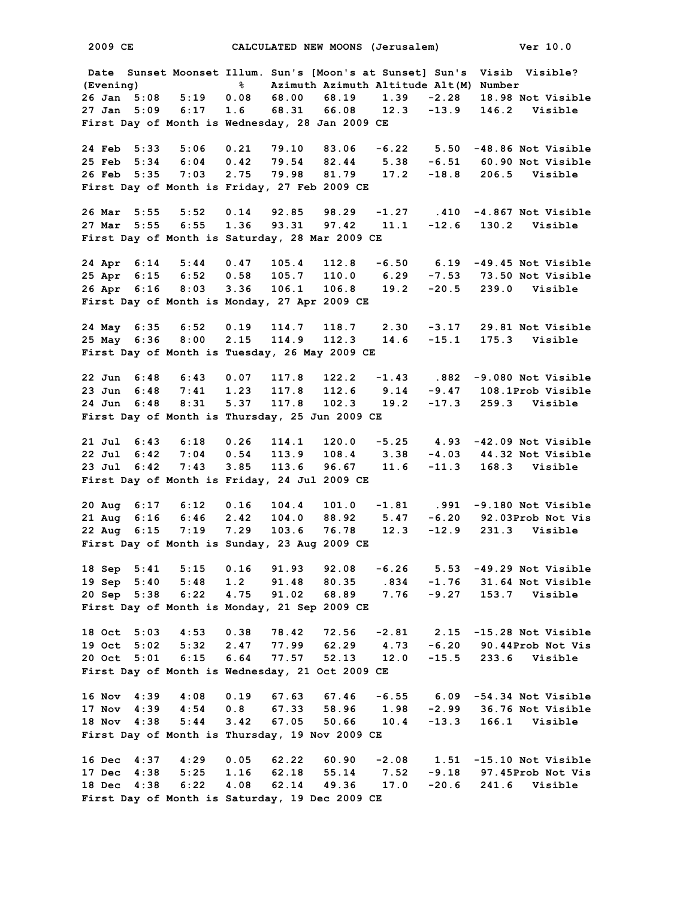2009 CE CALCULATED NEW MOONS (Jerusalem) Ver 10.0

| Date (Evening) | Sunset | Moonset | Illum. % | Sun's Azimuth | [Moon's at Sunset] Azimuth | Altitude | Sun's Alt(M) | Visib Number | Visible? |
|---|---|---|---|---|---|---|---|---|---|
| 26 Jan | 5:08 | 5:19 | 0.08 | 68.00 | 68.19 | 1.39 | -2.28 | 18.98 | Not Visible |
| 27 Jan | 5:09 | 6:17 | 1.6 | 68.31 | 66.08 | 12.3 | -13.9 | 146.2 | Visible |

First Day of Month is Wednesday, 28 Jan 2009 CE

| Date (Evening) | Sunset | Moonset | Illum. % | Sun's Azimuth | [Moon's at Sunset] Azimuth | Altitude | Sun's Alt(M) | Visib Number | Visible? |
|---|---|---|---|---|---|---|---|---|---|
| 24 Feb | 5:33 | 5:06 | 0.21 | 79.10 | 83.06 | -6.22 | 5.50 | -48.86 | Not Visible |
| 25 Feb | 5:34 | 6:04 | 0.42 | 79.54 | 82.44 | 5.38 | -6.51 | 60.90 | Not Visible |
| 26 Feb | 5:35 | 7:03 | 2.75 | 79.98 | 81.79 | 17.2 | -18.8 | 206.5 | Visible |

First Day of Month is Friday, 27 Feb 2009 CE

| Date (Evening) | Sunset | Moonset | Illum. % | Sun's Azimuth | [Moon's at Sunset] Azimuth | Altitude | Sun's Alt(M) | Visib Number | Visible? |
|---|---|---|---|---|---|---|---|---|---|
| 26 Mar | 5:55 | 5:52 | 0.14 | 92.85 | 98.29 | -1.27 | .410 | -4.867 | Not Visible |
| 27 Mar | 5:55 | 6:55 | 1.36 | 93.31 | 97.42 | 11.1 | -12.6 | 130.2 | Visible |

First Day of Month is Saturday, 28 Mar 2009 CE

| Date (Evening) | Sunset | Moonset | Illum. % | Sun's Azimuth | [Moon's at Sunset] Azimuth | Altitude | Sun's Alt(M) | Visib Number | Visible? |
|---|---|---|---|---|---|---|---|---|---|
| 24 Apr | 6:14 | 5:44 | 0.47 | 105.4 | 112.8 | -6.50 | 6.19 | -49.45 | Not Visible |
| 25 Apr | 6:15 | 6:52 | 0.58 | 105.7 | 110.0 | 6.29 | -7.53 | 73.50 | Not Visible |
| 26 Apr | 6:16 | 8:03 | 3.36 | 106.1 | 106.8 | 19.2 | -20.5 | 239.0 | Visible |

First Day of Month is Monday, 27 Apr 2009 CE

| Date (Evening) | Sunset | Moonset | Illum. % | Sun's Azimuth | [Moon's at Sunset] Azimuth | Altitude | Sun's Alt(M) | Visib Number | Visible? |
|---|---|---|---|---|---|---|---|---|---|
| 24 May | 6:35 | 6:52 | 0.19 | 114.7 | 118.7 | 2.30 | -3.17 | 29.81 | Not Visible |
| 25 May | 6:36 | 8:00 | 2.15 | 114.9 | 112.3 | 14.6 | -15.1 | 175.3 | Visible |

First Day of Month is Tuesday, 26 May 2009 CE

| Date (Evening) | Sunset | Moonset | Illum. % | Sun's Azimuth | [Moon's at Sunset] Azimuth | Altitude | Sun's Alt(M) | Visib Number | Visible? |
|---|---|---|---|---|---|---|---|---|---|
| 22 Jun | 6:48 | 6:43 | 0.07 | 117.8 | 122.2 | -1.43 | .882 | -9.080 | Not Visible |
| 23 Jun | 6:48 | 7:41 | 1.23 | 117.8 | 112.6 | 9.14 | -9.47 | 108.1 | Prob Visible |
| 24 Jun | 6:48 | 8:31 | 5.37 | 117.8 | 102.3 | 19.2 | -17.3 | 259.3 | Visible |

First Day of Month is Thursday, 25 Jun 2009 CE

| Date (Evening) | Sunset | Moonset | Illum. % | Sun's Azimuth | [Moon's at Sunset] Azimuth | Altitude | Sun's Alt(M) | Visib Number | Visible? |
|---|---|---|---|---|---|---|---|---|---|
| 21 Jul | 6:43 | 6:18 | 0.26 | 114.1 | 120.0 | -5.25 | 4.93 | -42.09 | Not Visible |
| 22 Jul | 6:42 | 7:04 | 0.54 | 113.9 | 108.4 | 3.38 | -4.03 | 44.32 | Not Visible |
| 23 Jul | 6:42 | 7:43 | 3.85 | 113.6 | 96.67 | 11.6 | -11.3 | 168.3 | Visible |

First Day of Month is Friday, 24 Jul 2009 CE

| Date (Evening) | Sunset | Moonset | Illum. % | Sun's Azimuth | [Moon's at Sunset] Azimuth | Altitude | Sun's Alt(M) | Visib Number | Visible? |
|---|---|---|---|---|---|---|---|---|---|
| 20 Aug | 6:17 | 6:12 | 0.16 | 104.4 | 101.0 | -1.81 | .991 | -9.180 | Not Visible |
| 21 Aug | 6:16 | 6:46 | 2.42 | 104.0 | 88.92 | 5.47 | -6.20 | 92.03 | Prob Not Vis |
| 22 Aug | 6:15 | 7:19 | 7.29 | 103.6 | 76.78 | 12.3 | -12.9 | 231.3 | Visible |

First Day of Month is Sunday, 23 Aug 2009 CE

| Date (Evening) | Sunset | Moonset | Illum. % | Sun's Azimuth | [Moon's at Sunset] Azimuth | Altitude | Sun's Alt(M) | Visib Number | Visible? |
|---|---|---|---|---|---|---|---|---|---|
| 18 Sep | 5:41 | 5:15 | 0.16 | 91.93 | 92.08 | -6.26 | 5.53 | -49.29 | Not Visible |
| 19 Sep | 5:40 | 5:48 | 1.2 | 91.48 | 80.35 | .834 | -1.76 | 31.64 | Not Visible |
| 20 Sep | 5:38 | 6:22 | 4.75 | 91.02 | 68.89 | 7.76 | -9.27 | 153.7 | Visible |

First Day of Month is Monday, 21 Sep 2009 CE

| Date (Evening) | Sunset | Moonset | Illum. % | Sun's Azimuth | [Moon's at Sunset] Azimuth | Altitude | Sun's Alt(M) | Visib Number | Visible? |
|---|---|---|---|---|---|---|---|---|---|
| 18 Oct | 5:03 | 4:53 | 0.38 | 78.42 | 72.56 | -2.81 | 2.15 | -15.28 | Not Visible |
| 19 Oct | 5:02 | 5:32 | 2.47 | 77.99 | 62.29 | 4.73 | -6.20 | 90.44 | Prob Not Vis |
| 20 Oct | 5:01 | 6:15 | 6.64 | 77.57 | 52.13 | 12.0 | -15.5 | 233.6 | Visible |

First Day of Month is Wednesday, 21 Oct 2009 CE

| Date (Evening) | Sunset | Moonset | Illum. % | Sun's Azimuth | [Moon's at Sunset] Azimuth | Altitude | Sun's Alt(M) | Visib Number | Visible? |
|---|---|---|---|---|---|---|---|---|---|
| 16 Nov | 4:39 | 4:08 | 0.19 | 67.63 | 67.46 | -6.55 | 6.09 | -54.34 | Not Visible |
| 17 Nov | 4:39 | 4:54 | 0.8 | 67.33 | 58.96 | 1.98 | -2.99 | 36.76 | Not Visible |
| 18 Nov | 4:38 | 5:44 | 3.42 | 67.05 | 50.66 | 10.4 | -13.3 | 166.1 | Visible |

First Day of Month is Thursday, 19 Nov 2009 CE

| Date (Evening) | Sunset | Moonset | Illum. % | Sun's Azimuth | [Moon's at Sunset] Azimuth | Altitude | Sun's Alt(M) | Visib Number | Visible? |
|---|---|---|---|---|---|---|---|---|---|
| 16 Dec | 4:37 | 4:29 | 0.05 | 62.22 | 60.90 | -2.08 | 1.51 | -15.10 | Not Visible |
| 17 Dec | 4:38 | 5:25 | 1.16 | 62.18 | 55.14 | 7.52 | -9.18 | 97.45 | Prob Not Vis |
| 18 Dec | 4:38 | 6:22 | 4.08 | 62.14 | 49.36 | 17.0 | -20.6 | 241.6 | Visible |

First Day of Month is Saturday, 19 Dec 2009 CE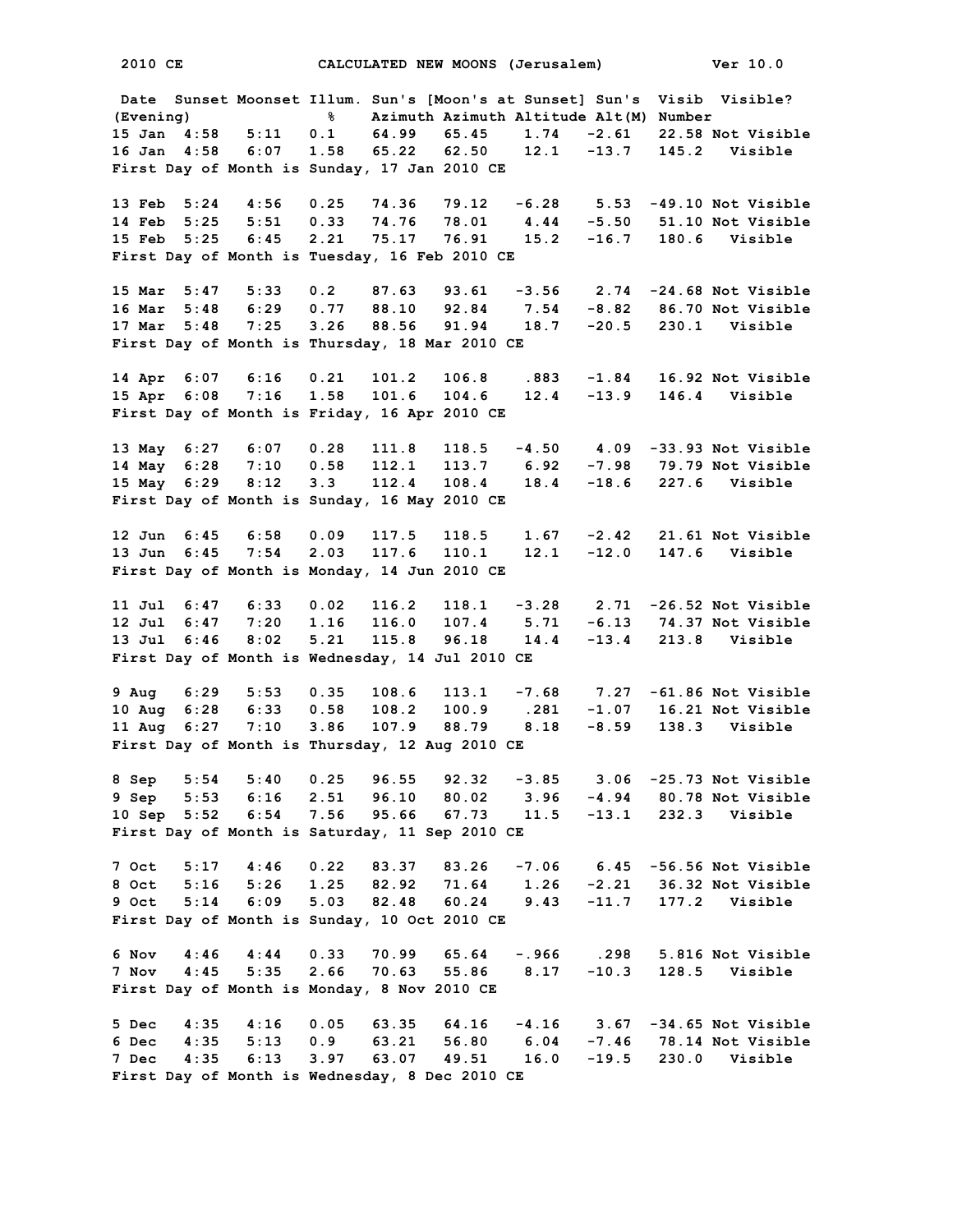2010 CE CALCULATED NEW MOONS (Jerusalem) Ver 10.0

| Date (Evening) | Sunset | Moonset | Illum. % | Sun's Azimuth | [Moon's at Sunset] Azimuth | Altitude | Sun's Alt(M) | Visib Number | Visible? |
|---|---|---|---|---|---|---|---|---|---|
| 15 Jan | 4:58 | 5:11 | 0.1 | 64.99 | 65.45 | 1.74 | -2.61 | 22.58 | Not Visible |
| 16 Jan | 4:58 | 6:07 | 1.58 | 65.22 | 62.50 | 12.1 | -13.7 | 145.2 | Visible |

First Day of Month is Sunday, 17 Jan 2010 CE

| Date (Evening) | Sunset | Moonset | Illum. % | Sun's Azimuth | [Moon's at Sunset] Azimuth | Altitude | Sun's Alt(M) | Visib Number | Visible? |
|---|---|---|---|---|---|---|---|---|---|
| 13 Feb | 5:24 | 4:56 | 0.25 | 74.36 | 79.12 | -6.28 | 5.53 | -49.10 | Not Visible |
| 14 Feb | 5:25 | 5:51 | 0.33 | 74.76 | 78.01 | 4.44 | -5.50 | 51.10 | Not Visible |
| 15 Feb | 5:25 | 6:45 | 2.21 | 75.17 | 76.91 | 15.2 | -16.7 | 180.6 | Visible |

First Day of Month is Tuesday, 16 Feb 2010 CE

| Date (Evening) | Sunset | Moonset | Illum. % | Sun's Azimuth | [Moon's at Sunset] Azimuth | Altitude | Sun's Alt(M) | Visib Number | Visible? |
|---|---|---|---|---|---|---|---|---|---|
| 15 Mar | 5:47 | 5:33 | 0.2 | 87.63 | 93.61 | -3.56 | 2.74 | -24.68 | Not Visible |
| 16 Mar | 5:48 | 6:29 | 0.77 | 88.10 | 92.84 | 7.54 | -8.82 | 86.70 | Not Visible |
| 17 Mar | 5:48 | 7:25 | 3.26 | 88.56 | 91.94 | 18.7 | -20.5 | 230.1 | Visible |

First Day of Month is Thursday, 18 Mar 2010 CE

| Date (Evening) | Sunset | Moonset | Illum. % | Sun's Azimuth | [Moon's at Sunset] Azimuth | Altitude | Sun's Alt(M) | Visib Number | Visible? |
|---|---|---|---|---|---|---|---|---|---|
| 14 Apr | 6:07 | 6:16 | 0.21 | 101.2 | 106.8 | .883 | -1.84 | 16.92 | Not Visible |
| 15 Apr | 6:08 | 7:16 | 1.58 | 101.6 | 104.6 | 12.4 | -13.9 | 146.4 | Visible |

First Day of Month is Friday, 16 Apr 2010 CE

| Date (Evening) | Sunset | Moonset | Illum. % | Sun's Azimuth | [Moon's at Sunset] Azimuth | Altitude | Sun's Alt(M) | Visib Number | Visible? |
|---|---|---|---|---|---|---|---|---|---|
| 13 May | 6:27 | 6:07 | 0.28 | 111.8 | 118.5 | -4.50 | 4.09 | -33.93 | Not Visible |
| 14 May | 6:28 | 7:10 | 0.58 | 112.1 | 113.7 | 6.92 | -7.98 | 79.79 | Not Visible |
| 15 May | 6:29 | 8:12 | 3.3 | 112.4 | 108.4 | 18.4 | -18.6 | 227.6 | Visible |

First Day of Month is Sunday, 16 May 2010 CE

| Date (Evening) | Sunset | Moonset | Illum. % | Sun's Azimuth | [Moon's at Sunset] Azimuth | Altitude | Sun's Alt(M) | Visib Number | Visible? |
|---|---|---|---|---|---|---|---|---|---|
| 12 Jun | 6:45 | 6:58 | 0.09 | 117.5 | 118.5 | 1.67 | -2.42 | 21.61 | Not Visible |
| 13 Jun | 6:45 | 7:54 | 2.03 | 117.6 | 110.1 | 12.1 | -12.0 | 147.6 | Visible |

First Day of Month is Monday, 14 Jun 2010 CE

| Date (Evening) | Sunset | Moonset | Illum. % | Sun's Azimuth | [Moon's at Sunset] Azimuth | Altitude | Sun's Alt(M) | Visib Number | Visible? |
|---|---|---|---|---|---|---|---|---|---|
| 11 Jul | 6:47 | 6:33 | 0.02 | 116.2 | 118.1 | -3.28 | 2.71 | -26.52 | Not Visible |
| 12 Jul | 6:47 | 7:20 | 1.16 | 116.0 | 107.4 | 5.71 | -6.13 | 74.37 | Not Visible |
| 13 Jul | 6:46 | 8:02 | 5.21 | 115.8 | 96.18 | 14.4 | -13.4 | 213.8 | Visible |

First Day of Month is Wednesday, 14 Jul 2010 CE

| Date (Evening) | Sunset | Moonset | Illum. % | Sun's Azimuth | [Moon's at Sunset] Azimuth | Altitude | Sun's Alt(M) | Visib Number | Visible? |
|---|---|---|---|---|---|---|---|---|---|
| 9 Aug | 6:29 | 5:53 | 0.35 | 108.6 | 113.1 | -7.68 | 7.27 | -61.86 | Not Visible |
| 10 Aug | 6:28 | 6:33 | 0.58 | 108.2 | 100.9 | .281 | -1.07 | 16.21 | Not Visible |
| 11 Aug | 6:27 | 7:10 | 3.86 | 107.9 | 88.79 | 8.18 | -8.59 | 138.3 | Visible |

First Day of Month is Thursday, 12 Aug 2010 CE

| Date (Evening) | Sunset | Moonset | Illum. % | Sun's Azimuth | [Moon's at Sunset] Azimuth | Altitude | Sun's Alt(M) | Visib Number | Visible? |
|---|---|---|---|---|---|---|---|---|---|
| 8 Sep | 5:54 | 5:40 | 0.25 | 96.55 | 92.32 | -3.85 | 3.06 | -25.73 | Not Visible |
| 9 Sep | 5:53 | 6:16 | 2.51 | 96.10 | 80.02 | 3.96 | -4.94 | 80.78 | Not Visible |
| 10 Sep | 5:52 | 6:54 | 7.56 | 95.66 | 67.73 | 11.5 | -13.1 | 232.3 | Visible |

First Day of Month is Saturday, 11 Sep 2010 CE

| Date (Evening) | Sunset | Moonset | Illum. % | Sun's Azimuth | [Moon's at Sunset] Azimuth | Altitude | Sun's Alt(M) | Visib Number | Visible? |
|---|---|---|---|---|---|---|---|---|---|
| 7 Oct | 5:17 | 4:46 | 0.22 | 83.37 | 83.26 | -7.06 | 6.45 | -56.56 | Not Visible |
| 8 Oct | 5:16 | 5:26 | 1.25 | 82.92 | 71.64 | 1.26 | -2.21 | 36.32 | Not Visible |
| 9 Oct | 5:14 | 6:09 | 5.03 | 82.48 | 60.24 | 9.43 | -11.7 | 177.2 | Visible |

First Day of Month is Sunday, 10 Oct 2010 CE

| Date (Evening) | Sunset | Moonset | Illum. % | Sun's Azimuth | [Moon's at Sunset] Azimuth | Altitude | Sun's Alt(M) | Visib Number | Visible? |
|---|---|---|---|---|---|---|---|---|---|
| 6 Nov | 4:46 | 4:44 | 0.33 | 70.99 | 65.64 | -.966 | .298 | 5.816 | Not Visible |
| 7 Nov | 4:45 | 5:35 | 2.66 | 70.63 | 55.86 | 8.17 | -10.3 | 128.5 | Visible |

First Day of Month is Monday, 8 Nov 2010 CE

| Date (Evening) | Sunset | Moonset | Illum. % | Sun's Azimuth | [Moon's at Sunset] Azimuth | Altitude | Sun's Alt(M) | Visib Number | Visible? |
|---|---|---|---|---|---|---|---|---|---|
| 5 Dec | 4:35 | 4:16 | 0.05 | 63.35 | 64.16 | -4.16 | 3.67 | -34.65 | Not Visible |
| 6 Dec | 4:35 | 5:13 | 0.9 | 63.21 | 56.80 | 6.04 | -7.46 | 78.14 | Not Visible |
| 7 Dec | 4:35 | 6:13 | 3.97 | 63.07 | 49.51 | 16.0 | -19.5 | 230.0 | Visible |

First Day of Month is Wednesday, 8 Dec 2010 CE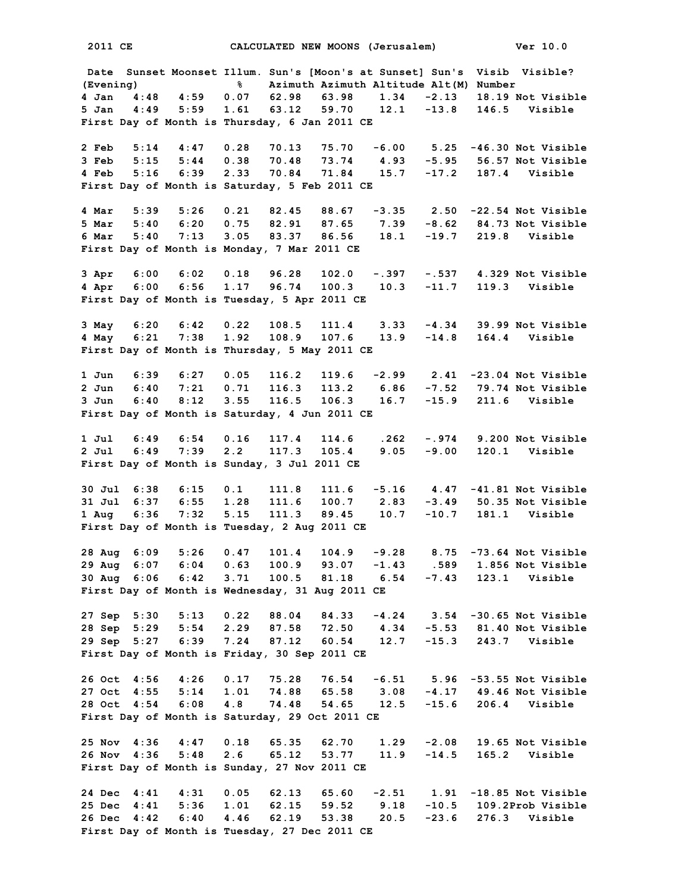2011 CE CALCULATED NEW MOONS (Jerusalem) Ver 10.0

| Date (Evening) | Sunset | Moonset | Illum. % | Sun's Azimuth | [Moon's at Sunset] Azimuth | Altitude | Sun's Alt(M) | Visib Number | Visible? |
|---|---|---|---|---|---|---|---|---|---|
| 4 Jan | 4:48 | 4:59 | 0.07 | 62.98 | 63.98 | 1.34 | -2.13 | 18.19 | Not Visible |
| 5 Jan | 4:49 | 5:59 | 1.61 | 63.12 | 59.70 | 12.1 | -13.8 | 146.5 | Visible |

First Day of Month is Thursday, 6 Jan 2011 CE

| Date (Evening) | Sunset | Moonset | Illum. % | Sun's Azimuth | [Moon's at Sunset] Azimuth | Altitude | Sun's Alt(M) | Visib Number | Visible? |
|---|---|---|---|---|---|---|---|---|---|
| 2 Feb | 5:14 | 4:47 | 0.28 | 70.13 | 75.70 | -6.00 | 5.25 | -46.30 | Not Visible |
| 3 Feb | 5:15 | 5:44 | 0.38 | 70.48 | 73.74 | 4.93 | -5.95 | 56.57 | Not Visible |
| 4 Feb | 5:16 | 6:39 | 2.33 | 70.84 | 71.84 | 15.7 | -17.2 | 187.4 | Visible |

First Day of Month is Saturday, 5 Feb 2011 CE

| Date (Evening) | Sunset | Moonset | Illum. % | Sun's Azimuth | [Moon's at Sunset] Azimuth | Altitude | Sun's Alt(M) | Visib Number | Visible? |
|---|---|---|---|---|---|---|---|---|---|
| 4 Mar | 5:39 | 5:26 | 0.21 | 82.45 | 88.67 | -3.35 | 2.50 | -22.54 | Not Visible |
| 5 Mar | 5:40 | 6:20 | 0.75 | 82.91 | 87.65 | 7.39 | -8.62 | 84.73 | Not Visible |
| 6 Mar | 5:40 | 7:13 | 3.05 | 83.37 | 86.56 | 18.1 | -19.7 | 219.8 | Visible |

First Day of Month is Monday, 7 Mar 2011 CE

| Date (Evening) | Sunset | Moonset | Illum. % | Sun's Azimuth | [Moon's at Sunset] Azimuth | Altitude | Sun's Alt(M) | Visib Number | Visible? |
|---|---|---|---|---|---|---|---|---|---|
| 3 Apr | 6:00 | 6:02 | 0.18 | 96.28 | 102.0 | -.397 | -.537 | 4.329 | Not Visible |
| 4 Apr | 6:00 | 6:56 | 1.17 | 96.74 | 100.3 | 10.3 | -11.7 | 119.3 | Visible |

First Day of Month is Tuesday, 5 Apr 2011 CE

| Date (Evening) | Sunset | Moonset | Illum. % | Sun's Azimuth | [Moon's at Sunset] Azimuth | Altitude | Sun's Alt(M) | Visib Number | Visible? |
|---|---|---|---|---|---|---|---|---|---|
| 3 May | 6:20 | 6:42 | 0.22 | 108.5 | 111.4 | 3.33 | -4.34 | 39.99 | Not Visible |
| 4 May | 6:21 | 7:38 | 1.92 | 108.9 | 107.6 | 13.9 | -14.8 | 164.4 | Visible |

First Day of Month is Thursday, 5 May 2011 CE

| Date (Evening) | Sunset | Moonset | Illum. % | Sun's Azimuth | [Moon's at Sunset] Azimuth | Altitude | Sun's Alt(M) | Visib Number | Visible? |
|---|---|---|---|---|---|---|---|---|---|
| 1 Jun | 6:39 | 6:27 | 0.05 | 116.2 | 119.6 | -2.99 | 2.41 | -23.04 | Not Visible |
| 2 Jun | 6:40 | 7:21 | 0.71 | 116.3 | 113.2 | 6.86 | -7.52 | 79.74 | Not Visible |
| 3 Jun | 6:40 | 8:12 | 3.55 | 116.5 | 106.3 | 16.7 | -15.9 | 211.6 | Visible |

First Day of Month is Saturday, 4 Jun 2011 CE

| Date (Evening) | Sunset | Moonset | Illum. % | Sun's Azimuth | [Moon's at Sunset] Azimuth | Altitude | Sun's Alt(M) | Visib Number | Visible? |
|---|---|---|---|---|---|---|---|---|---|
| 1 Jul | 6:49 | 6:54 | 0.16 | 117.4 | 114.6 | .262 | -.974 | 9.200 | Not Visible |
| 2 Jul | 6:49 | 7:39 | 2.2 | 117.3 | 105.4 | 9.05 | -9.00 | 120.1 | Visible |

First Day of Month is Sunday, 3 Jul 2011 CE

| Date (Evening) | Sunset | Moonset | Illum. % | Sun's Azimuth | [Moon's at Sunset] Azimuth | Altitude | Sun's Alt(M) | Visib Number | Visible? |
|---|---|---|---|---|---|---|---|---|---|
| 30 Jul | 6:38 | 6:15 | 0.1 | 111.8 | 111.6 | -5.16 | 4.47 | -41.81 | Not Visible |
| 31 Jul | 6:37 | 6:55 | 1.28 | 111.6 | 100.7 | 2.83 | -3.49 | 50.35 | Not Visible |
| 1 Aug | 6:36 | 7:32 | 5.15 | 111.3 | 89.45 | 10.7 | -10.7 | 181.1 | Visible |

First Day of Month is Tuesday, 2 Aug 2011 CE

| Date (Evening) | Sunset | Moonset | Illum. % | Sun's Azimuth | [Moon's at Sunset] Azimuth | Altitude | Sun's Alt(M) | Visib Number | Visible? |
|---|---|---|---|---|---|---|---|---|---|
| 28 Aug | 6:09 | 5:26 | 0.47 | 101.4 | 104.9 | -9.28 | 8.75 | -73.64 | Not Visible |
| 29 Aug | 6:07 | 6:04 | 0.63 | 100.9 | 93.07 | -1.43 | .589 | 1.856 | Not Visible |
| 30 Aug | 6:06 | 6:42 | 3.71 | 100.5 | 81.18 | 6.54 | -7.43 | 123.1 | Visible |

First Day of Month is Wednesday, 31 Aug 2011 CE

| Date (Evening) | Sunset | Moonset | Illum. % | Sun's Azimuth | [Moon's at Sunset] Azimuth | Altitude | Sun's Alt(M) | Visib Number | Visible? |
|---|---|---|---|---|---|---|---|---|---|
| 27 Sep | 5:30 | 5:13 | 0.22 | 88.04 | 84.33 | -4.24 | 3.54 | -30.65 | Not Visible |
| 28 Sep | 5:29 | 5:54 | 2.29 | 87.58 | 72.50 | 4.34 | -5.53 | 81.40 | Not Visible |
| 29 Sep | 5:27 | 6:39 | 7.24 | 87.12 | 60.54 | 12.7 | -15.3 | 243.7 | Visible |

First Day of Month is Friday, 30 Sep 2011 CE

| Date (Evening) | Sunset | Moonset | Illum. % | Sun's Azimuth | [Moon's at Sunset] Azimuth | Altitude | Sun's Alt(M) | Visib Number | Visible? |
|---|---|---|---|---|---|---|---|---|---|
| 26 Oct | 4:56 | 4:26 | 0.17 | 75.28 | 76.54 | -6.51 | 5.96 | -53.55 | Not Visible |
| 27 Oct | 4:55 | 5:14 | 1.01 | 74.88 | 65.58 | 3.08 | -4.17 | 49.46 | Not Visible |
| 28 Oct | 4:54 | 6:08 | 4.8 | 74.48 | 54.65 | 12.5 | -15.6 | 206.4 | Visible |

First Day of Month is Saturday, 29 Oct 2011 CE

| Date (Evening) | Sunset | Moonset | Illum. % | Sun's Azimuth | [Moon's at Sunset] Azimuth | Altitude | Sun's Alt(M) | Visib Number | Visible? |
|---|---|---|---|---|---|---|---|---|---|
| 25 Nov | 4:36 | 4:47 | 0.18 | 65.35 | 62.70 | 1.29 | -2.08 | 19.65 | Not Visible |
| 26 Nov | 4:36 | 5:48 | 2.6 | 65.12 | 53.77 | 11.9 | -14.5 | 165.2 | Visible |

First Day of Month is Sunday, 27 Nov 2011 CE

| Date (Evening) | Sunset | Moonset | Illum. % | Sun's Azimuth | [Moon's at Sunset] Azimuth | Altitude | Sun's Alt(M) | Visib Number | Visible? |
|---|---|---|---|---|---|---|---|---|---|
| 24 Dec | 4:41 | 4:31 | 0.05 | 62.13 | 65.60 | -2.51 | 1.91 | -18.85 | Not Visible |
| 25 Dec | 4:41 | 5:36 | 1.01 | 62.15 | 59.52 | 9.18 | -10.5 | 109.2 | Prob Visible |
| 26 Dec | 4:42 | 6:40 | 4.46 | 62.19 | 53.38 | 20.5 | -23.6 | 276.3 | Visible |

First Day of Month is Tuesday, 27 Dec 2011 CE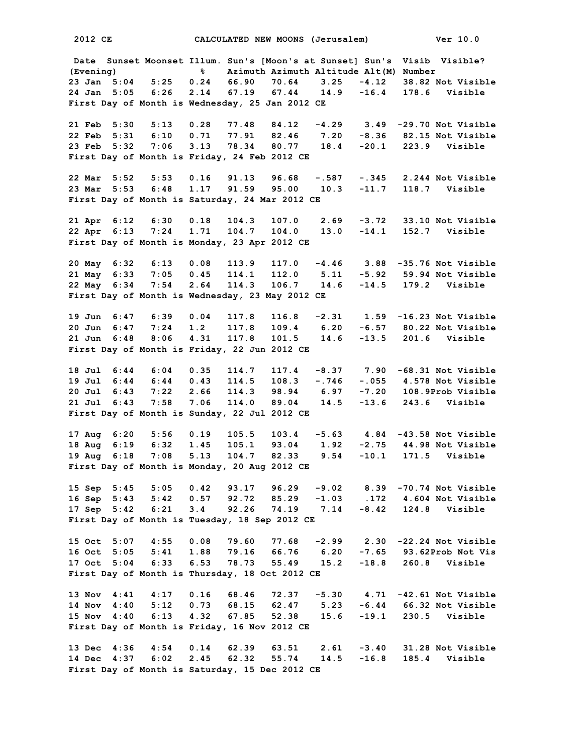2012 CE CALCULATED NEW MOONS (Jerusalem) Ver 10.0

| Date (Evening) | Sunset | Moonset | Illum. % | Sun's Azimuth | [Moon's at Sunset] Azimuth | Altitude | Sun's Alt(M) | Visib Number | Visible? |
|---|---|---|---|---|---|---|---|---|---|
| 23 Jan | 5:04 | 5:25 | 0.24 | 66.90 | 70.64 | 3.25 | -4.12 | 38.82 | Not Visible |
| 24 Jan | 5:05 | 6:26 | 2.14 | 67.19 | 67.44 | 14.9 | -16.4 | 178.6 | Visible |

First Day of Month is Wednesday, 25 Jan 2012 CE

| Date (Evening) | Sunset | Moonset | Illum. % | Sun's Azimuth | [Moon's at Sunset] Azimuth | Altitude | Sun's Alt(M) | Visib Number | Visible? |
|---|---|---|---|---|---|---|---|---|---|
| 21 Feb | 5:30 | 5:13 | 0.28 | 77.48 | 84.12 | -4.29 | 3.49 | -29.70 | Not Visible |
| 22 Feb | 5:31 | 6:10 | 0.71 | 77.91 | 82.46 | 7.20 | -8.36 | 82.15 | Not Visible |
| 23 Feb | 5:32 | 7:06 | 3.13 | 78.34 | 80.77 | 18.4 | -20.1 | 223.9 | Visible |

First Day of Month is Friday, 24 Feb 2012 CE

| Date (Evening) | Sunset | Moonset | Illum. % | Sun's Azimuth | [Moon's at Sunset] Azimuth | Altitude | Sun's Alt(M) | Visib Number | Visible? |
|---|---|---|---|---|---|---|---|---|---|
| 22 Mar | 5:52 | 5:53 | 0.16 | 91.13 | 96.68 | -.587 | -.345 | 2.244 | Not Visible |
| 23 Mar | 5:53 | 6:48 | 1.17 | 91.59 | 95.00 | 10.3 | -11.7 | 118.7 | Visible |

First Day of Month is Saturday, 24 Mar 2012 CE

| Date (Evening) | Sunset | Moonset | Illum. % | Sun's Azimuth | [Moon's at Sunset] Azimuth | Altitude | Sun's Alt(M) | Visib Number | Visible? |
|---|---|---|---|---|---|---|---|---|---|
| 21 Apr | 6:12 | 6:30 | 0.18 | 104.3 | 107.0 | 2.69 | -3.72 | 33.10 | Not Visible |
| 22 Apr | 6:13 | 7:24 | 1.71 | 104.7 | 104.0 | 13.0 | -14.1 | 152.7 | Visible |

First Day of Month is Monday, 23 Apr 2012 CE

| Date (Evening) | Sunset | Moonset | Illum. % | Sun's Azimuth | [Moon's at Sunset] Azimuth | Altitude | Sun's Alt(M) | Visib Number | Visible? |
|---|---|---|---|---|---|---|---|---|---|
| 20 May | 6:32 | 6:13 | 0.08 | 113.9 | 117.0 | -4.46 | 3.88 | -35.76 | Not Visible |
| 21 May | 6:33 | 7:05 | 0.45 | 114.1 | 112.0 | 5.11 | -5.92 | 59.94 | Not Visible |
| 22 May | 6:34 | 7:54 | 2.64 | 114.3 | 106.7 | 14.6 | -14.5 | 179.2 | Visible |

First Day of Month is Wednesday, 23 May 2012 CE

| Date (Evening) | Sunset | Moonset | Illum. % | Sun's Azimuth | [Moon's at Sunset] Azimuth | Altitude | Sun's Alt(M) | Visib Number | Visible? |
|---|---|---|---|---|---|---|---|---|---|
| 19 Jun | 6:47 | 6:39 | 0.04 | 117.8 | 116.8 | -2.31 | 1.59 | -16.23 | Not Visible |
| 20 Jun | 6:47 | 7:24 | 1.2 | 117.8 | 109.4 | 6.20 | -6.57 | 80.22 | Not Visible |
| 21 Jun | 6:48 | 8:06 | 4.31 | 117.8 | 101.5 | 14.6 | -13.5 | 201.6 | Visible |

First Day of Month is Friday, 22 Jun 2012 CE

| Date (Evening) | Sunset | Moonset | Illum. % | Sun's Azimuth | [Moon's at Sunset] Azimuth | Altitude | Sun's Alt(M) | Visib Number | Visible? |
|---|---|---|---|---|---|---|---|---|---|
| 18 Jul | 6:44 | 6:04 | 0.35 | 114.7 | 117.4 | -8.37 | 7.90 | -68.31 | Not Visible |
| 19 Jul | 6:44 | 6:44 | 0.43 | 114.5 | 108.3 | -.746 | -.055 | 4.578 | Not Visible |
| 20 Jul | 6:43 | 7:22 | 2.66 | 114.3 | 98.94 | 6.97 | -7.20 | 108.9 | Prob Visible |
| 21 Jul | 6:43 | 7:58 | 7.06 | 114.0 | 89.04 | 14.5 | -13.6 | 243.6 | Visible |

First Day of Month is Sunday, 22 Jul 2012 CE

| Date (Evening) | Sunset | Moonset | Illum. % | Sun's Azimuth | [Moon's at Sunset] Azimuth | Altitude | Sun's Alt(M) | Visib Number | Visible? |
|---|---|---|---|---|---|---|---|---|---|
| 17 Aug | 6:20 | 5:56 | 0.19 | 105.5 | 103.4 | -5.63 | 4.84 | -43.58 | Not Visible |
| 18 Aug | 6:19 | 6:32 | 1.45 | 105.1 | 93.04 | 1.92 | -2.75 | 44.98 | Not Visible |
| 19 Aug | 6:18 | 7:08 | 5.13 | 104.7 | 82.33 | 9.54 | -10.1 | 171.5 | Visible |

First Day of Month is Monday, 20 Aug 2012 CE

| Date (Evening) | Sunset | Moonset | Illum. % | Sun's Azimuth | [Moon's at Sunset] Azimuth | Altitude | Sun's Alt(M) | Visib Number | Visible? |
|---|---|---|---|---|---|---|---|---|---|
| 15 Sep | 5:45 | 5:05 | 0.42 | 93.17 | 96.29 | -9.02 | 8.39 | -70.74 | Not Visible |
| 16 Sep | 5:43 | 5:42 | 0.57 | 92.72 | 85.29 | -1.03 | .172 | 4.604 | Not Visible |
| 17 Sep | 5:42 | 6:21 | 3.4 | 92.26 | 74.19 | 7.14 | -8.42 | 124.8 | Visible |

First Day of Month is Tuesday, 18 Sep 2012 CE

| Date (Evening) | Sunset | Moonset | Illum. % | Sun's Azimuth | [Moon's at Sunset] Azimuth | Altitude | Sun's Alt(M) | Visib Number | Visible? |
|---|---|---|---|---|---|---|---|---|---|
| 15 Oct | 5:07 | 4:55 | 0.08 | 79.60 | 77.68 | -2.99 | 2.30 | -22.24 | Not Visible |
| 16 Oct | 5:05 | 5:41 | 1.88 | 79.16 | 66.76 | 6.20 | -7.65 | 93.62 | Prob Not Vis |
| 17 Oct | 5:04 | 6:33 | 6.53 | 78.73 | 55.49 | 15.2 | -18.8 | 260.8 | Visible |

First Day of Month is Thursday, 18 Oct 2012 CE

| Date (Evening) | Sunset | Moonset | Illum. % | Sun's Azimuth | [Moon's at Sunset] Azimuth | Altitude | Sun's Alt(M) | Visib Number | Visible? |
|---|---|---|---|---|---|---|---|---|---|
| 13 Nov | 4:41 | 4:17 | 0.16 | 68.46 | 72.37 | -5.30 | 4.71 | -42.61 | Not Visible |
| 14 Nov | 4:40 | 5:12 | 0.73 | 68.15 | 62.47 | 5.23 | -6.44 | 66.32 | Not Visible |
| 15 Nov | 4:40 | 6:13 | 4.32 | 67.85 | 52.38 | 15.6 | -19.1 | 230.5 | Visible |

First Day of Month is Friday, 16 Nov 2012 CE

| Date (Evening) | Sunset | Moonset | Illum. % | Sun's Azimuth | [Moon's at Sunset] Azimuth | Altitude | Sun's Alt(M) | Visib Number | Visible? |
|---|---|---|---|---|---|---|---|---|---|
| 13 Dec | 4:36 | 4:54 | 0.14 | 62.39 | 63.51 | 2.61 | -3.40 | 31.28 | Not Visible |
| 14 Dec | 4:37 | 6:02 | 2.45 | 62.32 | 55.74 | 14.5 | -16.8 | 185.4 | Visible |

First Day of Month is Saturday, 15 Dec 2012 CE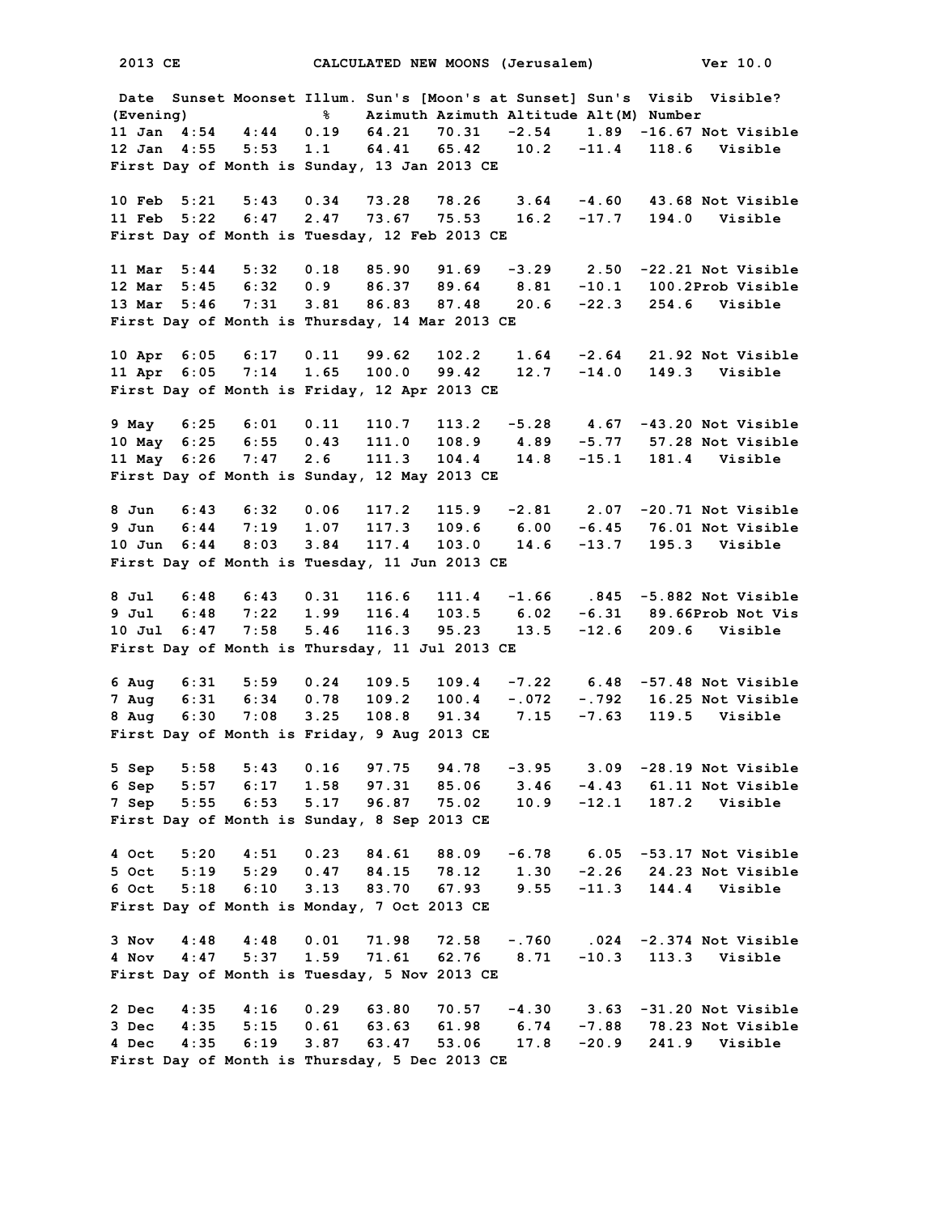2013 CE CALCULATED NEW MOONS (Jerusalem) Ver 10.0

| Date (Evening) | Sunset | Moonset | Illum. % | Sun's Azimuth | [Moon's at Sunset] Azimuth | Altitude | Sun's Alt(M) | Visib Number | Visible? |
|---|---|---|---|---|---|---|---|---|---|
| 11 Jan | 4:54 | 4:44 | 0.19 | 64.21 | 70.31 | -2.54 | 1.89 | -16.67 | Not Visible |
| 12 Jan | 4:55 | 5:53 | 1.1 | 64.41 | 65.42 | 10.2 | -11.4 | 118.6 | Visible |

First Day of Month is Sunday, 13 Jan 2013 CE

| Date (Evening) | Sunset | Moonset | Illum. % | Sun's Azimuth | [Moon's at Sunset] Azimuth | Altitude | Sun's Alt(M) | Visib Number | Visible? |
|---|---|---|---|---|---|---|---|---|---|
| 10 Feb | 5:21 | 5:43 | 0.34 | 73.28 | 78.26 | 3.64 | -4.60 | 43.68 | Not Visible |
| 11 Feb | 5:22 | 6:47 | 2.47 | 73.67 | 75.53 | 16.2 | -17.7 | 194.0 | Visible |

First Day of Month is Tuesday, 12 Feb 2013 CE

| Date (Evening) | Sunset | Moonset | Illum. % | Sun's Azimuth | [Moon's at Sunset] Azimuth | Altitude | Sun's Alt(M) | Visib Number | Visible? |
|---|---|---|---|---|---|---|---|---|---|
| 11 Mar | 5:44 | 5:32 | 0.18 | 85.90 | 91.69 | -3.29 | 2.50 | -22.21 | Not Visible |
| 12 Mar | 5:45 | 6:32 | 0.9 | 86.37 | 89.64 | 8.81 | -10.1 | 100.2 | Prob Visible |
| 13 Mar | 5:46 | 7:31 | 3.81 | 86.83 | 87.48 | 20.6 | -22.3 | 254.6 | Visible |

First Day of Month is Thursday, 14 Mar 2013 CE

| Date (Evening) | Sunset | Moonset | Illum. % | Sun's Azimuth | [Moon's at Sunset] Azimuth | Altitude | Sun's Alt(M) | Visib Number | Visible? |
|---|---|---|---|---|---|---|---|---|---|
| 10 Apr | 6:05 | 6:17 | 0.11 | 99.62 | 102.2 | 1.64 | -2.64 | 21.92 | Not Visible |
| 11 Apr | 6:05 | 7:14 | 1.65 | 100.0 | 99.42 | 12.7 | -14.0 | 149.3 | Visible |

First Day of Month is Friday, 12 Apr 2013 CE

| Date (Evening) | Sunset | Moonset | Illum. % | Sun's Azimuth | [Moon's at Sunset] Azimuth | Altitude | Sun's Alt(M) | Visib Number | Visible? |
|---|---|---|---|---|---|---|---|---|---|
| 9 May | 6:25 | 6:01 | 0.11 | 110.7 | 113.2 | -5.28 | 4.67 | -43.20 | Not Visible |
| 10 May | 6:25 | 6:55 | 0.43 | 111.0 | 108.9 | 4.89 | -5.77 | 57.28 | Not Visible |
| 11 May | 6:26 | 7:47 | 2.6 | 111.3 | 104.4 | 14.8 | -15.1 | 181.4 | Visible |

First Day of Month is Sunday, 12 May 2013 CE

| Date (Evening) | Sunset | Moonset | Illum. % | Sun's Azimuth | [Moon's at Sunset] Azimuth | Altitude | Sun's Alt(M) | Visib Number | Visible? |
|---|---|---|---|---|---|---|---|---|---|
| 8 Jun | 6:43 | 6:32 | 0.06 | 117.2 | 115.9 | -2.81 | 2.07 | -20.71 | Not Visible |
| 9 Jun | 6:44 | 7:19 | 1.07 | 117.3 | 109.6 | 6.00 | -6.45 | 76.01 | Not Visible |
| 10 Jun | 6:44 | 8:03 | 3.84 | 117.4 | 103.0 | 14.6 | -13.7 | 195.3 | Visible |

First Day of Month is Tuesday, 11 Jun 2013 CE

| Date (Evening) | Sunset | Moonset | Illum. % | Sun's Azimuth | [Moon's at Sunset] Azimuth | Altitude | Sun's Alt(M) | Visib Number | Visible? |
|---|---|---|---|---|---|---|---|---|---|
| 8 Jul | 6:48 | 6:43 | 0.31 | 116.6 | 111.4 | -1.66 | .845 | -5.882 | Not Visible |
| 9 Jul | 6:48 | 7:22 | 1.99 | 116.4 | 103.5 | 6.02 | -6.31 | 89.66 | Prob Not Vis |
| 10 Jul | 6:47 | 7:58 | 5.46 | 116.3 | 95.23 | 13.5 | -12.6 | 209.6 | Visible |

First Day of Month is Thursday, 11 Jul 2013 CE

| Date (Evening) | Sunset | Moonset | Illum. % | Sun's Azimuth | [Moon's at Sunset] Azimuth | Altitude | Sun's Alt(M) | Visib Number | Visible? |
|---|---|---|---|---|---|---|---|---|---|
| 6 Aug | 6:31 | 5:59 | 0.24 | 109.5 | 109.4 | -7.22 | 6.48 | -57.48 | Not Visible |
| 7 Aug | 6:31 | 6:34 | 0.78 | 109.2 | 100.4 | -.072 | -.792 | 16.25 | Not Visible |
| 8 Aug | 6:30 | 7:08 | 3.25 | 108.8 | 91.34 | 7.15 | -7.63 | 119.5 | Visible |

First Day of Month is Friday, 9 Aug 2013 CE

| Date (Evening) | Sunset | Moonset | Illum. % | Sun's Azimuth | [Moon's at Sunset] Azimuth | Altitude | Sun's Alt(M) | Visib Number | Visible? |
|---|---|---|---|---|---|---|---|---|---|
| 5 Sep | 5:58 | 5:43 | 0.16 | 97.75 | 94.78 | -3.95 | 3.09 | -28.19 | Not Visible |
| 6 Sep | 5:57 | 6:17 | 1.58 | 97.31 | 85.06 | 3.46 | -4.43 | 61.11 | Not Visible |
| 7 Sep | 5:55 | 6:53 | 5.17 | 96.87 | 75.02 | 10.9 | -12.1 | 187.2 | Visible |

First Day of Month is Sunday, 8 Sep 2013 CE

| Date (Evening) | Sunset | Moonset | Illum. % | Sun's Azimuth | [Moon's at Sunset] Azimuth | Altitude | Sun's Alt(M) | Visib Number | Visible? |
|---|---|---|---|---|---|---|---|---|---|
| 4 Oct | 5:20 | 4:51 | 0.23 | 84.61 | 88.09 | -6.78 | 6.05 | -53.17 | Not Visible |
| 5 Oct | 5:19 | 5:29 | 0.47 | 84.15 | 78.12 | 1.30 | -2.26 | 24.23 | Not Visible |
| 6 Oct | 5:18 | 6:10 | 3.13 | 83.70 | 67.93 | 9.55 | -11.3 | 144.4 | Visible |

First Day of Month is Monday, 7 Oct 2013 CE

| Date (Evening) | Sunset | Moonset | Illum. % | Sun's Azimuth | [Moon's at Sunset] Azimuth | Altitude | Sun's Alt(M) | Visib Number | Visible? |
|---|---|---|---|---|---|---|---|---|---|
| 3 Nov | 4:48 | 4:48 | 0.01 | 71.98 | 72.58 | -.760 | .024 | -2.374 | Not Visible |
| 4 Nov | 4:47 | 5:37 | 1.59 | 71.61 | 62.76 | 8.71 | -10.3 | 113.3 | Visible |

First Day of Month is Tuesday, 5 Nov 2013 CE

| Date (Evening) | Sunset | Moonset | Illum. % | Sun's Azimuth | [Moon's at Sunset] Azimuth | Altitude | Sun's Alt(M) | Visib Number | Visible? |
|---|---|---|---|---|---|---|---|---|---|
| 2 Dec | 4:35 | 4:16 | 0.29 | 63.80 | 70.57 | -4.30 | 3.63 | -31.20 | Not Visible |
| 3 Dec | 4:35 | 5:15 | 0.61 | 63.63 | 61.98 | 6.74 | -7.88 | 78.23 | Not Visible |
| 4 Dec | 4:35 | 6:19 | 3.87 | 63.47 | 53.06 | 17.8 | -20.9 | 241.9 | Visible |

First Day of Month is Thursday, 5 Dec 2013 CE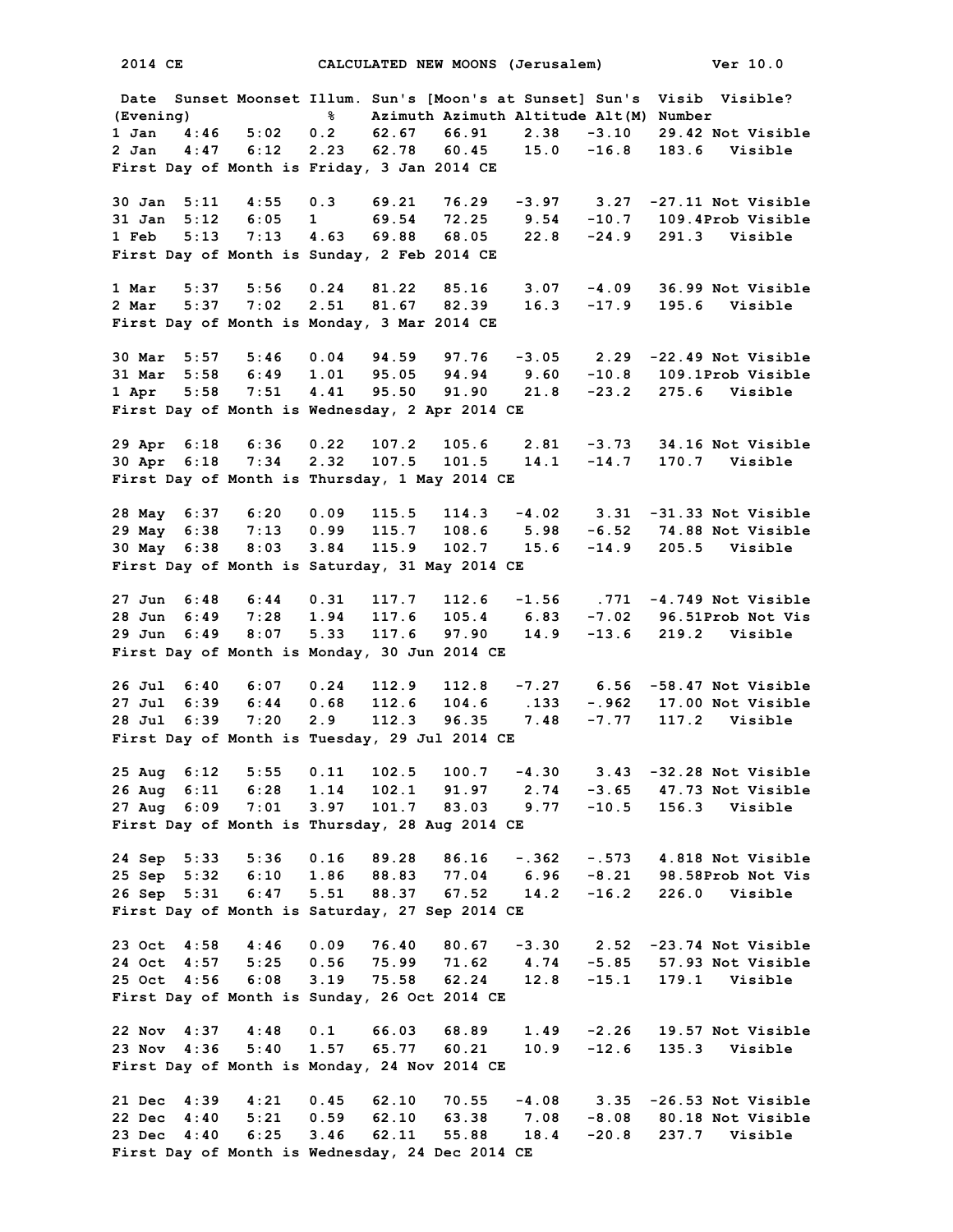2014 CE CALCULATED NEW MOONS (Jerusalem) Ver 10.0

| Date (Evening) | Sunset | Moonset | Illum. % | Sun's Azimuth | [Moon's at Sunset] Azimuth | Altitude | Sun's Alt(M) | Visib Number | Visible? |
|---|---|---|---|---|---|---|---|---|---|
| 1 Jan | 4:46 | 5:02 | 0.2 | 62.67 | 66.91 | 2.38 | -3.10 | 29.42 | Not Visible |
| 2 Jan | 4:47 | 6:12 | 2.23 | 62.78 | 60.45 | 15.0 | -16.8 | 183.6 | Visible |

First Day of Month is Friday, 3 Jan 2014 CE

| Date (Evening) | Sunset | Moonset | Illum. % | Sun's Azimuth | [Moon's at Sunset] Azimuth | Altitude | Sun's Alt(M) | Visib Number | Visible? |
|---|---|---|---|---|---|---|---|---|---|
| 30 Jan | 5:11 | 4:55 | 0.3 | 69.21 | 76.29 | -3.97 | 3.27 | -27.11 | Not Visible |
| 31 Jan | 5:12 | 6:05 | 1 | 69.54 | 72.25 | 9.54 | -10.7 | 109.4 | Prob Visible |
| 1 Feb | 5:13 | 7:13 | 4.63 | 69.88 | 68.05 | 22.8 | -24.9 | 291.3 | Visible |

First Day of Month is Sunday, 2 Feb 2014 CE

| Date (Evening) | Sunset | Moonset | Illum. % | Sun's Azimuth | [Moon's at Sunset] Azimuth | Altitude | Sun's Alt(M) | Visib Number | Visible? |
|---|---|---|---|---|---|---|---|---|---|
| 1 Mar | 5:37 | 5:56 | 0.24 | 81.22 | 85.16 | 3.07 | -4.09 | 36.99 | Not Visible |
| 2 Mar | 5:37 | 7:02 | 2.51 | 81.67 | 82.39 | 16.3 | -17.9 | 195.6 | Visible |

First Day of Month is Monday, 3 Mar 2014 CE

| Date (Evening) | Sunset | Moonset | Illum. % | Sun's Azimuth | [Moon's at Sunset] Azimuth | Altitude | Sun's Alt(M) | Visib Number | Visible? |
|---|---|---|---|---|---|---|---|---|---|
| 30 Mar | 5:57 | 5:46 | 0.04 | 94.59 | 97.76 | -3.05 | 2.29 | -22.49 | Not Visible |
| 31 Mar | 5:58 | 6:49 | 1.01 | 95.05 | 94.94 | 9.60 | -10.8 | 109.1 | Prob Visible |
| 1 Apr | 5:58 | 7:51 | 4.41 | 95.50 | 91.90 | 21.8 | -23.2 | 275.6 | Visible |

First Day of Month is Wednesday, 2 Apr 2014 CE

| Date (Evening) | Sunset | Moonset | Illum. % | Sun's Azimuth | [Moon's at Sunset] Azimuth | Altitude | Sun's Alt(M) | Visib Number | Visible? |
|---|---|---|---|---|---|---|---|---|---|
| 29 Apr | 6:18 | 6:36 | 0.22 | 107.2 | 105.6 | 2.81 | -3.73 | 34.16 | Not Visible |
| 30 Apr | 6:18 | 7:34 | 2.32 | 107.5 | 101.5 | 14.1 | -14.7 | 170.7 | Visible |

First Day of Month is Thursday, 1 May 2014 CE

| Date (Evening) | Sunset | Moonset | Illum. % | Sun's Azimuth | [Moon's at Sunset] Azimuth | Altitude | Sun's Alt(M) | Visib Number | Visible? |
|---|---|---|---|---|---|---|---|---|---|
| 28 May | 6:37 | 6:20 | 0.09 | 115.5 | 114.3 | -4.02 | 3.31 | -31.33 | Not Visible |
| 29 May | 6:38 | 7:13 | 0.99 | 115.7 | 108.6 | 5.98 | -6.52 | 74.88 | Not Visible |
| 30 May | 6:38 | 8:03 | 3.84 | 115.9 | 102.7 | 15.6 | -14.9 | 205.5 | Visible |

First Day of Month is Saturday, 31 May 2014 CE

| Date (Evening) | Sunset | Moonset | Illum. % | Sun's Azimuth | [Moon's at Sunset] Azimuth | Altitude | Sun's Alt(M) | Visib Number | Visible? |
|---|---|---|---|---|---|---|---|---|---|
| 27 Jun | 6:48 | 6:44 | 0.31 | 117.7 | 112.6 | -1.56 | .771 | -4.749 | Not Visible |
| 28 Jun | 6:49 | 7:28 | 1.94 | 117.6 | 105.4 | 6.83 | -7.02 | 96.51 | Prob Not Vis |
| 29 Jun | 6:49 | 8:07 | 5.33 | 117.6 | 97.90 | 14.9 | -13.6 | 219.2 | Visible |

First Day of Month is Monday, 30 Jun 2014 CE

| Date (Evening) | Sunset | Moonset | Illum. % | Sun's Azimuth | [Moon's at Sunset] Azimuth | Altitude | Sun's Alt(M) | Visib Number | Visible? |
|---|---|---|---|---|---|---|---|---|---|
| 26 Jul | 6:40 | 6:07 | 0.24 | 112.9 | 112.8 | -7.27 | 6.56 | -58.47 | Not Visible |
| 27 Jul | 6:39 | 6:44 | 0.68 | 112.6 | 104.6 | .133 | -.962 | 17.00 | Not Visible |
| 28 Jul | 6:39 | 7:20 | 2.9 | 112.3 | 96.35 | 7.48 | -7.77 | 117.2 | Visible |

First Day of Month is Tuesday, 29 Jul 2014 CE

| Date (Evening) | Sunset | Moonset | Illum. % | Sun's Azimuth | [Moon's at Sunset] Azimuth | Altitude | Sun's Alt(M) | Visib Number | Visible? |
|---|---|---|---|---|---|---|---|---|---|
| 25 Aug | 6:12 | 5:55 | 0.11 | 102.5 | 100.7 | -4.30 | 3.43 | -32.28 | Not Visible |
| 26 Aug | 6:11 | 6:28 | 1.14 | 102.1 | 91.97 | 2.74 | -3.65 | 47.73 | Not Visible |
| 27 Aug | 6:09 | 7:01 | 3.97 | 101.7 | 83.03 | 9.77 | -10.5 | 156.3 | Visible |

First Day of Month is Thursday, 28 Aug 2014 CE

| Date (Evening) | Sunset | Moonset | Illum. % | Sun's Azimuth | [Moon's at Sunset] Azimuth | Altitude | Sun's Alt(M) | Visib Number | Visible? |
|---|---|---|---|---|---|---|---|---|---|
| 24 Sep | 5:33 | 5:36 | 0.16 | 89.28 | 86.16 | -.362 | -.573 | 4.818 | Not Visible |
| 25 Sep | 5:32 | 6:10 | 1.86 | 88.83 | 77.04 | 6.96 | -8.21 | 98.58 | Prob Not Vis |
| 26 Sep | 5:31 | 6:47 | 5.51 | 88.37 | 67.52 | 14.2 | -16.2 | 226.0 | Visible |

First Day of Month is Saturday, 27 Sep 2014 CE

| Date (Evening) | Sunset | Moonset | Illum. % | Sun's Azimuth | [Moon's at Sunset] Azimuth | Altitude | Sun's Alt(M) | Visib Number | Visible? |
|---|---|---|---|---|---|---|---|---|---|
| 23 Oct | 4:58 | 4:46 | 0.09 | 76.40 | 80.67 | -3.30 | 2.52 | -23.74 | Not Visible |
| 24 Oct | 4:57 | 5:25 | 0.56 | 75.99 | 71.62 | 4.74 | -5.85 | 57.93 | Not Visible |
| 25 Oct | 4:56 | 6:08 | 3.19 | 75.58 | 62.24 | 12.8 | -15.1 | 179.1 | Visible |

First Day of Month is Sunday, 26 Oct 2014 CE

| Date (Evening) | Sunset | Moonset | Illum. % | Sun's Azimuth | [Moon's at Sunset] Azimuth | Altitude | Sun's Alt(M) | Visib Number | Visible? |
|---|---|---|---|---|---|---|---|---|---|
| 22 Nov | 4:37 | 4:48 | 0.1 | 66.03 | 68.89 | 1.49 | -2.26 | 19.57 | Not Visible |
| 23 Nov | 4:36 | 5:40 | 1.57 | 65.77 | 60.21 | 10.9 | -12.6 | 135.3 | Visible |

First Day of Month is Monday, 24 Nov 2014 CE

| Date (Evening) | Sunset | Moonset | Illum. % | Sun's Azimuth | [Moon's at Sunset] Azimuth | Altitude | Sun's Alt(M) | Visib Number | Visible? |
|---|---|---|---|---|---|---|---|---|---|
| 21 Dec | 4:39 | 4:21 | 0.45 | 62.10 | 70.55 | -4.08 | 3.35 | -26.53 | Not Visible |
| 22 Dec | 4:40 | 5:21 | 0.59 | 62.10 | 63.38 | 7.08 | -8.08 | 80.18 | Not Visible |
| 23 Dec | 4:40 | 6:25 | 3.46 | 62.11 | 55.88 | 18.4 | -20.8 | 237.7 | Visible |

First Day of Month is Wednesday, 24 Dec 2014 CE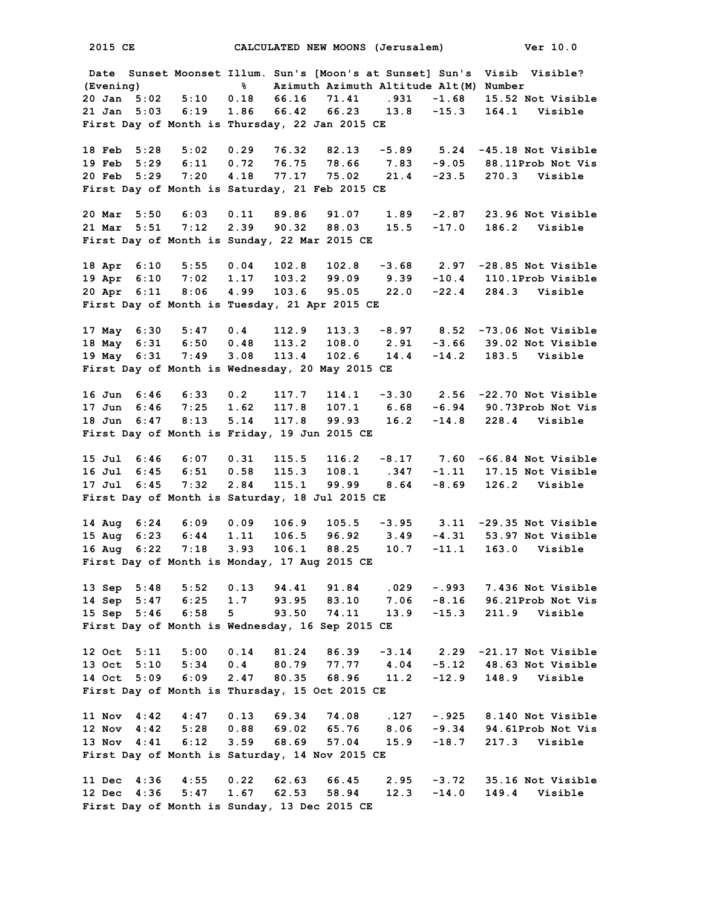2015 CE CALCULATED NEW MOONS (Jerusalem) Ver 10.0

| Date (Evening) | Sunset | Moonset | Illum. % | Sun's Azimuth | [Moon's at Sunset] Azimuth | Altitude | Sun's Alt(M) | Visib Number | Visible? |
|---|---|---|---|---|---|---|---|---|---|
| 20 Jan | 5:02 | 5:10 | 0.18 | 66.16 | 71.41 | .931 | -1.68 | 15.52 | Not Visible |
| 21 Jan | 5:03 | 6:19 | 1.86 | 66.42 | 66.23 | 13.8 | -15.3 | 164.1 | Visible |
| First Day of Month is Thursday, 22 Jan 2015 CE | | | | | | | | | |
| 18 Feb | 5:28 | 5:02 | 0.29 | 76.32 | 82.13 | -5.89 | 5.24 | -45.18 | Not Visible |
| 19 Feb | 5:29 | 6:11 | 0.72 | 76.75 | 78.66 | 7.83 | -9.05 | 88.11 | Prob Not Vis |
| 20 Feb | 5:29 | 7:20 | 4.18 | 77.17 | 75.02 | 21.4 | -23.5 | 270.3 | Visible |
| First Day of Month is Saturday, 21 Feb 2015 CE | | | | | | | | | |
| 20 Mar | 5:50 | 6:03 | 0.11 | 89.86 | 91.07 | 1.89 | -2.87 | 23.96 | Not Visible |
| 21 Mar | 5:51 | 7:12 | 2.39 | 90.32 | 88.03 | 15.5 | -17.0 | 186.2 | Visible |
| First Day of Month is Sunday, 22 Mar 2015 CE | | | | | | | | | |
| 18 Apr | 6:10 | 5:55 | 0.04 | 102.8 | 102.8 | -3.68 | 2.97 | -28.85 | Not Visible |
| 19 Apr | 6:10 | 7:02 | 1.17 | 103.2 | 99.09 | 9.39 | -10.4 | 110.1 | Prob Visible |
| 20 Apr | 6:11 | 8:06 | 4.99 | 103.6 | 95.05 | 22.0 | -22.4 | 284.3 | Visible |
| First Day of Month is Tuesday, 21 Apr 2015 CE | | | | | | | | | |
| 17 May | 6:30 | 5:47 | 0.4 | 112.9 | 113.3 | -8.97 | 8.52 | -73.06 | Not Visible |
| 18 May | 6:31 | 6:50 | 0.48 | 113.2 | 108.0 | 2.91 | -3.66 | 39.02 | Not Visible |
| 19 May | 6:31 | 7:49 | 3.08 | 113.4 | 102.6 | 14.4 | -14.2 | 183.5 | Visible |
| First Day of Month is Wednesday, 20 May 2015 CE | | | | | | | | | |
| 16 Jun | 6:46 | 6:33 | 0.2 | 117.7 | 114.1 | -3.30 | 2.56 | -22.70 | Not Visible |
| 17 Jun | 6:46 | 7:25 | 1.62 | 117.8 | 107.1 | 6.68 | -6.94 | 90.73 | Prob Not Vis |
| 18 Jun | 6:47 | 8:13 | 5.14 | 117.8 | 99.93 | 16.2 | -14.8 | 228.4 | Visible |
| First Day of Month is Friday, 19 Jun 2015 CE | | | | | | | | | |
| 15 Jul | 6:46 | 6:07 | 0.31 | 115.5 | 116.2 | -8.17 | 7.60 | -66.84 | Not Visible |
| 16 Jul | 6:45 | 6:51 | 0.58 | 115.3 | 108.1 | .347 | -1.11 | 17.15 | Not Visible |
| 17 Jul | 6:45 | 7:32 | 2.84 | 115.1 | 99.99 | 8.64 | -8.69 | 126.2 | Visible |
| First Day of Month is Saturday, 18 Jul 2015 CE | | | | | | | | | |
| 14 Aug | 6:24 | 6:09 | 0.09 | 106.9 | 105.5 | -3.95 | 3.11 | -29.35 | Not Visible |
| 15 Aug | 6:23 | 6:44 | 1.11 | 106.5 | 96.92 | 3.49 | -4.31 | 53.97 | Not Visible |
| 16 Aug | 6:22 | 7:18 | 3.93 | 106.1 | 88.25 | 10.7 | -11.1 | 163.0 | Visible |
| First Day of Month is Monday, 17 Aug 2015 CE | | | | | | | | | |
| 13 Sep | 5:48 | 5:52 | 0.13 | 94.41 | 91.84 | .029 | -.993 | 7.436 | Not Visible |
| 14 Sep | 5:47 | 6:25 | 1.7 | 93.95 | 83.10 | 7.06 | -8.16 | 96.21 | Prob Not Vis |
| 15 Sep | 5:46 | 6:58 | 5 | 93.50 | 74.11 | 13.9 | -15.3 | 211.9 | Visible |
| First Day of Month is Wednesday, 16 Sep 2015 CE | | | | | | | | | |
| 12 Oct | 5:11 | 5:00 | 0.14 | 81.24 | 86.39 | -3.14 | 2.29 | -21.17 | Not Visible |
| 13 Oct | 5:10 | 5:34 | 0.4 | 80.79 | 77.77 | 4.04 | -5.12 | 48.63 | Not Visible |
| 14 Oct | 5:09 | 6:09 | 2.47 | 80.35 | 68.96 | 11.2 | -12.9 | 148.9 | Visible |
| First Day of Month is Thursday, 15 Oct 2015 CE | | | | | | | | | |
| 11 Nov | 4:42 | 4:47 | 0.13 | 69.34 | 74.08 | .127 | -.925 | 8.140 | Not Visible |
| 12 Nov | 4:42 | 5:28 | 0.88 | 69.02 | 65.76 | 8.06 | -9.34 | 94.61 | Prob Not Vis |
| 13 Nov | 4:41 | 6:12 | 3.59 | 68.69 | 57.04 | 15.9 | -18.7 | 217.3 | Visible |
| First Day of Month is Saturday, 14 Nov 2015 CE | | | | | | | | | |
| 11 Dec | 4:36 | 4:55 | 0.22 | 62.63 | 66.45 | 2.95 | -3.72 | 35.16 | Not Visible |
| 12 Dec | 4:36 | 5:47 | 1.67 | 62.53 | 58.94 | 12.3 | -14.0 | 149.4 | Visible |
| First Day of Month is Sunday, 13 Dec 2015 CE | | | | | | | | | |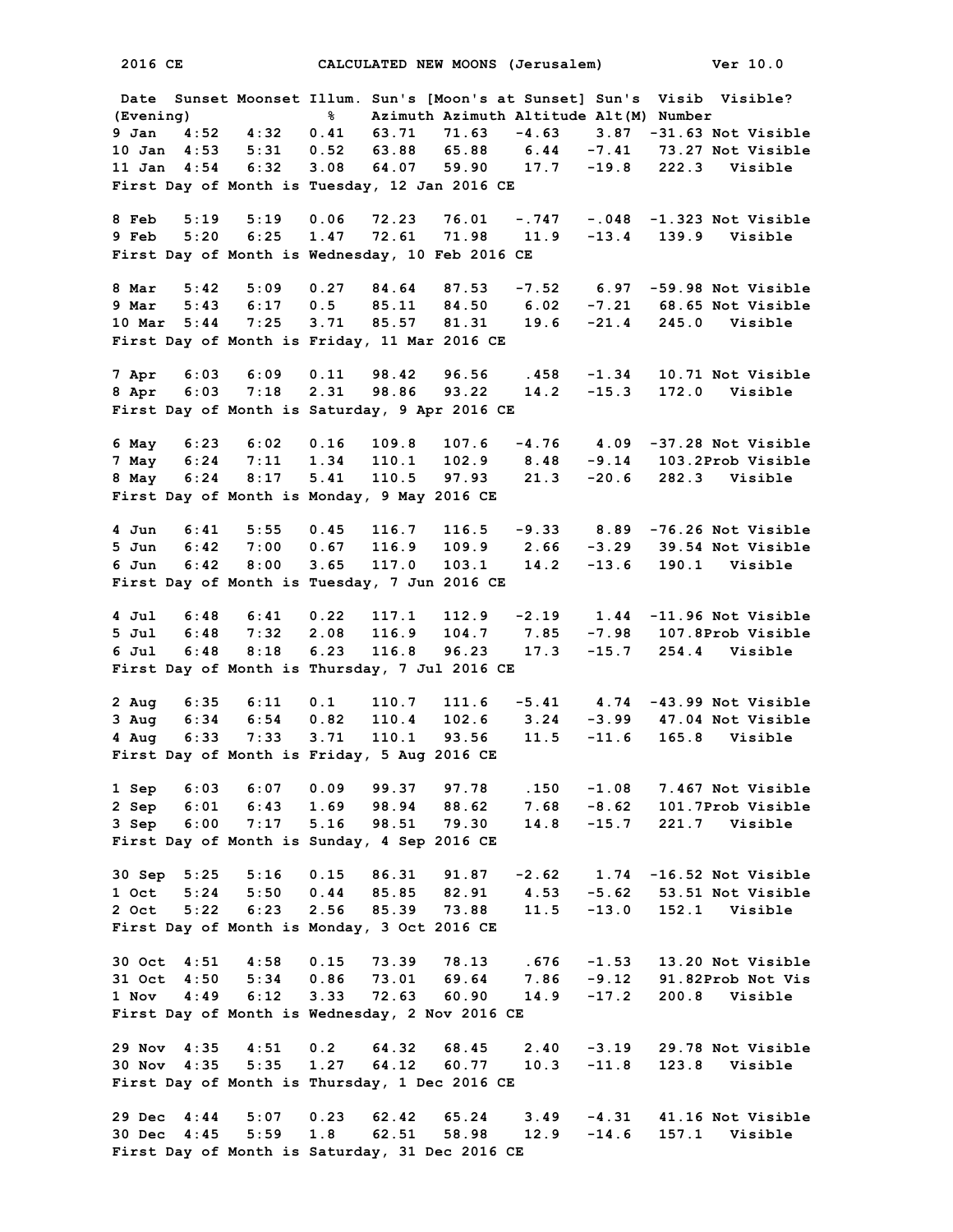2016 CE CALCULATED NEW MOONS (Jerusalem) Ver 10.0

| Date (Evening) | Sunset | Moonset | Illum. % | Sun's Azimuth | [Moon's at Sunset] Azimuth | Altitude | Sun's Alt(M) | Visib Number | Visible? |
|---|---|---|---|---|---|---|---|---|---|
| 9 Jan | 4:52 | 4:32 | 0.41 | 63.71 | 71.63 | -4.63 | 3.87 | -31.63 | Not Visible |
| 10 Jan | 4:53 | 5:31 | 0.52 | 63.88 | 65.88 | 6.44 | -7.41 | 73.27 | Not Visible |
| 11 Jan | 4:54 | 6:32 | 3.08 | 64.07 | 59.90 | 17.7 | -19.8 | 222.3 | Visible |

First Day of Month is Tuesday, 12 Jan 2016 CE

| Date | Sunset | Moonset | Illum. | Sun's Azimuth | Moon's Azimuth | Altitude | Sun's Alt(M) | Visib Number | Visible? |
|---|---|---|---|---|---|---|---|---|---|
| 8 Feb | 5:19 | 5:19 | 0.06 | 72.23 | 76.01 | -.747 | -.048 | -1.323 | Not Visible |
| 9 Feb | 5:20 | 6:25 | 1.47 | 72.61 | 71.98 | 11.9 | -13.4 | 139.9 | Visible |

First Day of Month is Wednesday, 10 Feb 2016 CE

| Date | Sunset | Moonset | Illum. | Sun's Azimuth | Moon's Azimuth | Altitude | Sun's Alt(M) | Visib Number | Visible? |
|---|---|---|---|---|---|---|---|---|---|
| 8 Mar | 5:42 | 5:09 | 0.27 | 84.64 | 87.53 | -7.52 | 6.97 | -59.98 | Not Visible |
| 9 Mar | 5:43 | 6:17 | 0.5 | 85.11 | 84.50 | 6.02 | -7.21 | 68.65 | Not Visible |
| 10 Mar | 5:44 | 7:25 | 3.71 | 85.57 | 81.31 | 19.6 | -21.4 | 245.0 | Visible |

First Day of Month is Friday, 11 Mar 2016 CE

| Date | Sunset | Moonset | Illum. | Sun's Azimuth | Moon's Azimuth | Altitude | Sun's Alt(M) | Visib Number | Visible? |
|---|---|---|---|---|---|---|---|---|---|
| 7 Apr | 6:03 | 6:09 | 0.11 | 98.42 | 96.56 | .458 | -1.34 | 10.71 | Not Visible |
| 8 Apr | 6:03 | 7:18 | 2.31 | 98.86 | 93.22 | 14.2 | -15.3 | 172.0 | Visible |

First Day of Month is Saturday, 9 Apr 2016 CE

| Date | Sunset | Moonset | Illum. | Sun's Azimuth | Moon's Azimuth | Altitude | Sun's Alt(M) | Visib Number | Visible? |
|---|---|---|---|---|---|---|---|---|---|
| 6 May | 6:23 | 6:02 | 0.16 | 109.8 | 107.6 | -4.76 | 4.09 | -37.28 | Not Visible |
| 7 May | 6:24 | 7:11 | 1.34 | 110.1 | 102.9 | 8.48 | -9.14 | 103.2 | Prob Visible |
| 8 May | 6:24 | 8:17 | 5.41 | 110.5 | 97.93 | 21.3 | -20.6 | 282.3 | Visible |

First Day of Month is Monday, 9 May 2016 CE

| Date | Sunset | Moonset | Illum. | Sun's Azimuth | Moon's Azimuth | Altitude | Sun's Alt(M) | Visib Number | Visible? |
|---|---|---|---|---|---|---|---|---|---|
| 4 Jun | 6:41 | 5:55 | 0.45 | 116.7 | 116.5 | -9.33 | 8.89 | -76.26 | Not Visible |
| 5 Jun | 6:42 | 7:00 | 0.67 | 116.9 | 109.9 | 2.66 | -3.29 | 39.54 | Not Visible |
| 6 Jun | 6:42 | 8:00 | 3.65 | 117.0 | 103.1 | 14.2 | -13.6 | 190.1 | Visible |

First Day of Month is Tuesday, 7 Jun 2016 CE

| Date | Sunset | Moonset | Illum. | Sun's Azimuth | Moon's Azimuth | Altitude | Sun's Alt(M) | Visib Number | Visible? |
|---|---|---|---|---|---|---|---|---|---|
| 4 Jul | 6:48 | 6:41 | 0.22 | 117.1 | 112.9 | -2.19 | 1.44 | -11.96 | Not Visible |
| 5 Jul | 6:48 | 7:32 | 2.08 | 116.9 | 104.7 | 7.85 | -7.98 | 107.8 | Prob Visible |
| 6 Jul | 6:48 | 8:18 | 6.23 | 116.8 | 96.23 | 17.3 | -15.7 | 254.4 | Visible |

First Day of Month is Thursday, 7 Jul 2016 CE

| Date | Sunset | Moonset | Illum. | Sun's Azimuth | Moon's Azimuth | Altitude | Sun's Alt(M) | Visib Number | Visible? |
|---|---|---|---|---|---|---|---|---|---|
| 2 Aug | 6:35 | 6:11 | 0.1 | 110.7 | 111.6 | -5.41 | 4.74 | -43.99 | Not Visible |
| 3 Aug | 6:34 | 6:54 | 0.82 | 110.4 | 102.6 | 3.24 | -3.99 | 47.04 | Not Visible |
| 4 Aug | 6:33 | 7:33 | 3.71 | 110.1 | 93.56 | 11.5 | -11.6 | 165.8 | Visible |

First Day of Month is Friday, 5 Aug 2016 CE

| Date | Sunset | Moonset | Illum. | Sun's Azimuth | Moon's Azimuth | Altitude | Sun's Alt(M) | Visib Number | Visible? |
|---|---|---|---|---|---|---|---|---|---|
| 1 Sep | 6:03 | 6:07 | 0.09 | 99.37 | 97.78 | .150 | -1.08 | 7.467 | Not Visible |
| 2 Sep | 6:01 | 6:43 | 1.69 | 98.94 | 88.62 | 7.68 | -8.62 | 101.7 | Prob Visible |
| 3 Sep | 6:00 | 7:17 | 5.16 | 98.51 | 79.30 | 14.8 | -15.7 | 221.7 | Visible |

First Day of Month is Sunday, 4 Sep 2016 CE

| Date | Sunset | Moonset | Illum. | Sun's Azimuth | Moon's Azimuth | Altitude | Sun's Alt(M) | Visib Number | Visible? |
|---|---|---|---|---|---|---|---|---|---|
| 30 Sep | 5:25 | 5:16 | 0.15 | 86.31 | 91.87 | -2.62 | 1.74 | -16.52 | Not Visible |
| 1 Oct | 5:24 | 5:50 | 0.44 | 85.85 | 82.91 | 4.53 | -5.62 | 53.51 | Not Visible |
| 2 Oct | 5:22 | 6:23 | 2.56 | 85.39 | 73.88 | 11.5 | -13.0 | 152.1 | Visible |

First Day of Month is Monday, 3 Oct 2016 CE

| Date | Sunset | Moonset | Illum. | Sun's Azimuth | Moon's Azimuth | Altitude | Sun's Alt(M) | Visib Number | Visible? |
|---|---|---|---|---|---|---|---|---|---|
| 30 Oct | 4:51 | 4:58 | 0.15 | 73.39 | 78.13 | .676 | -1.53 | 13.20 | Not Visible |
| 31 Oct | 4:50 | 5:34 | 0.86 | 73.01 | 69.64 | 7.86 | -9.12 | 91.82 | Prob Not Vis |
| 1 Nov | 4:49 | 6:12 | 3.33 | 72.63 | 60.90 | 14.9 | -17.2 | 200.8 | Visible |

First Day of Month is Wednesday, 2 Nov 2016 CE

| Date | Sunset | Moonset | Illum. | Sun's Azimuth | Moon's Azimuth | Altitude | Sun's Alt(M) | Visib Number | Visible? |
|---|---|---|---|---|---|---|---|---|---|
| 29 Nov | 4:35 | 4:51 | 0.2 | 64.32 | 68.45 | 2.40 | -3.19 | 29.78 | Not Visible |
| 30 Nov | 4:35 | 5:35 | 1.27 | 64.12 | 60.77 | 10.3 | -11.8 | 123.8 | Visible |

First Day of Month is Thursday, 1 Dec 2016 CE

| Date | Sunset | Moonset | Illum. | Sun's Azimuth | Moon's Azimuth | Altitude | Sun's Alt(M) | Visib Number | Visible? |
|---|---|---|---|---|---|---|---|---|---|
| 29 Dec | 4:44 | 5:07 | 0.23 | 62.42 | 65.24 | 3.49 | -4.31 | 41.16 | Not Visible |
| 30 Dec | 4:45 | 5:59 | 1.8 | 62.51 | 58.98 | 12.9 | -14.6 | 157.1 | Visible |

First Day of Month is Saturday, 31 Dec 2016 CE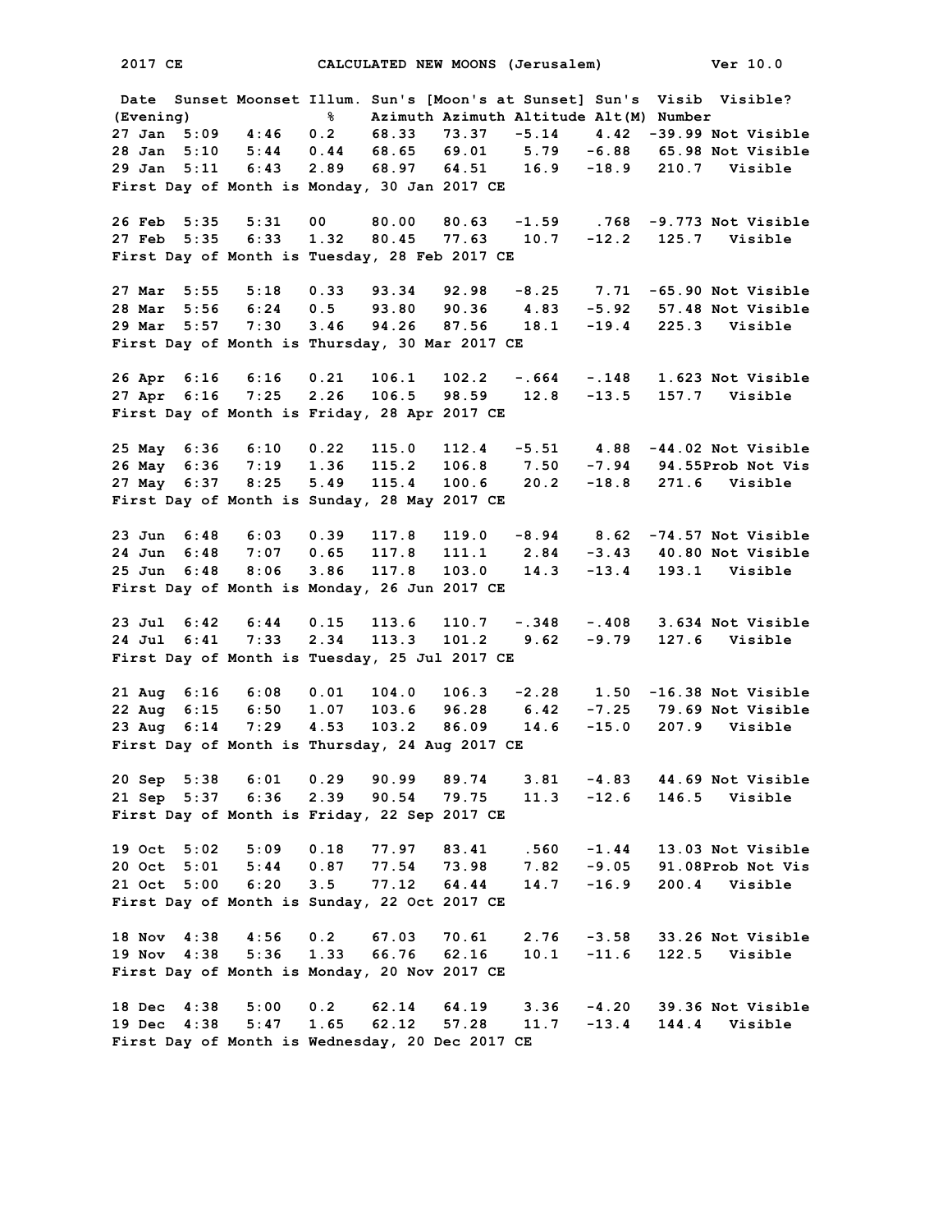2017 CE CALCULATED NEW MOONS (Jerusalem) Ver 10.0

| Date (Evening) | Sunset | Moonset | Illum. % | Sun's Azimuth | [Moon's at Sunset] Azimuth | Altitude | Sun's Alt(M) | Visib Number | Visible? |
|---|---|---|---|---|---|---|---|---|---|
| 27 Jan | 5:09 | 4:46 | 0.2 | 68.33 | 73.37 | -5.14 | 4.42 | -39.99 | Not Visible |
| 28 Jan | 5:10 | 5:44 | 0.44 | 68.65 | 69.01 | 5.79 | -6.88 | 65.98 | Not Visible |
| 29 Jan | 5:11 | 6:43 | 2.89 | 68.97 | 64.51 | 16.9 | -18.9 | 210.7 | Visible |

First Day of Month is Monday, 30 Jan 2017 CE

| Date | Sunset | Moonset | Illum. % | Sun's Azimuth | Moon's Azimuth | Altitude | Sun's Alt(M) | Visib Number | Visible? |
|---|---|---|---|---|---|---|---|---|---|
| 26 Feb | 5:35 | 5:31 | 00 | 80.00 | 80.63 | -1.59 | .768 | -9.773 | Not Visible |
| 27 Feb | 5:35 | 6:33 | 1.32 | 80.45 | 77.63 | 10.7 | -12.2 | 125.7 | Visible |

First Day of Month is Tuesday, 28 Feb 2017 CE

| Date | Sunset | Moonset | Illum. % | Sun's Azimuth | Moon's Azimuth | Altitude | Sun's Alt(M) | Visib Number | Visible? |
|---|---|---|---|---|---|---|---|---|---|
| 27 Mar | 5:55 | 5:18 | 0.33 | 93.34 | 92.98 | -8.25 | 7.71 | -65.90 | Not Visible |
| 28 Mar | 5:56 | 6:24 | 0.5 | 93.80 | 90.36 | 4.83 | -5.92 | 57.48 | Not Visible |
| 29 Mar | 5:57 | 7:30 | 3.46 | 94.26 | 87.56 | 18.1 | -19.4 | 225.3 | Visible |

First Day of Month is Thursday, 30 Mar 2017 CE

| Date | Sunset | Moonset | Illum. % | Sun's Azimuth | Moon's Azimuth | Altitude | Sun's Alt(M) | Visib Number | Visible? |
|---|---|---|---|---|---|---|---|---|---|
| 26 Apr | 6:16 | 6:16 | 0.21 | 106.1 | 102.2 | -.664 | -.148 | 1.623 | Not Visible |
| 27 Apr | 6:16 | 7:25 | 2.26 | 106.5 | 98.59 | 12.8 | -13.5 | 157.7 | Visible |

First Day of Month is Friday, 28 Apr 2017 CE

| Date | Sunset | Moonset | Illum. % | Sun's Azimuth | Moon's Azimuth | Altitude | Sun's Alt(M) | Visib Number | Visible? |
|---|---|---|---|---|---|---|---|---|---|
| 25 May | 6:36 | 6:10 | 0.22 | 115.0 | 112.4 | -5.51 | 4.88 | -44.02 | Not Visible |
| 26 May | 6:36 | 7:19 | 1.36 | 115.2 | 106.8 | 7.50 | -7.94 | 94.55 | Prob Not Vis |
| 27 May | 6:37 | 8:25 | 5.49 | 115.4 | 100.6 | 20.2 | -18.8 | 271.6 | Visible |

First Day of Month is Sunday, 28 May 2017 CE

| Date | Sunset | Moonset | Illum. % | Sun's Azimuth | Moon's Azimuth | Altitude | Sun's Alt(M) | Visib Number | Visible? |
|---|---|---|---|---|---|---|---|---|---|
| 23 Jun | 6:48 | 6:03 | 0.39 | 117.8 | 119.0 | -8.94 | 8.62 | -74.57 | Not Visible |
| 24 Jun | 6:48 | 7:07 | 0.65 | 117.8 | 111.1 | 2.84 | -3.43 | 40.80 | Not Visible |
| 25 Jun | 6:48 | 8:06 | 3.86 | 117.8 | 103.0 | 14.3 | -13.4 | 193.1 | Visible |

First Day of Month is Monday, 26 Jun 2017 CE

| Date | Sunset | Moonset | Illum. % | Sun's Azimuth | Moon's Azimuth | Altitude | Sun's Alt(M) | Visib Number | Visible? |
|---|---|---|---|---|---|---|---|---|---|
| 23 Jul | 6:42 | 6:44 | 0.15 | 113.6 | 110.7 | -.348 | -.408 | 3.634 | Not Visible |
| 24 Jul | 6:41 | 7:33 | 2.34 | 113.3 | 101.2 | 9.62 | -9.79 | 127.6 | Visible |

First Day of Month is Tuesday, 25 Jul 2017 CE

| Date | Sunset | Moonset | Illum. % | Sun's Azimuth | Moon's Azimuth | Altitude | Sun's Alt(M) | Visib Number | Visible? |
|---|---|---|---|---|---|---|---|---|---|
| 21 Aug | 6:16 | 6:08 | 0.01 | 104.0 | 106.3 | -2.28 | 1.50 | -16.38 | Not Visible |
| 22 Aug | 6:15 | 6:50 | 1.07 | 103.6 | 96.28 | 6.42 | -7.25 | 79.69 | Not Visible |
| 23 Aug | 6:14 | 7:29 | 4.53 | 103.2 | 86.09 | 14.6 | -15.0 | 207.9 | Visible |

First Day of Month is Thursday, 24 Aug 2017 CE

| Date | Sunset | Moonset | Illum. % | Sun's Azimuth | Moon's Azimuth | Altitude | Sun's Alt(M) | Visib Number | Visible? |
|---|---|---|---|---|---|---|---|---|---|
| 20 Sep | 5:38 | 6:01 | 0.29 | 90.99 | 89.74 | 3.81 | -4.83 | 44.69 | Not Visible |
| 21 Sep | 5:37 | 6:36 | 2.39 | 90.54 | 79.75 | 11.3 | -12.6 | 146.5 | Visible |

First Day of Month is Friday, 22 Sep 2017 CE

| Date | Sunset | Moonset | Illum. % | Sun's Azimuth | Moon's Azimuth | Altitude | Sun's Alt(M) | Visib Number | Visible? |
|---|---|---|---|---|---|---|---|---|---|
| 19 Oct | 5:02 | 5:09 | 0.18 | 77.97 | 83.41 | .560 | -1.44 | 13.03 | Not Visible |
| 20 Oct | 5:01 | 5:44 | 0.87 | 77.54 | 73.98 | 7.82 | -9.05 | 91.08 | Prob Not Vis |
| 21 Oct | 5:00 | 6:20 | 3.5 | 77.12 | 64.44 | 14.7 | -16.9 | 200.4 | Visible |

First Day of Month is Sunday, 22 Oct 2017 CE

| Date | Sunset | Moonset | Illum. % | Sun's Azimuth | Moon's Azimuth | Altitude | Sun's Alt(M) | Visib Number | Visible? |
|---|---|---|---|---|---|---|---|---|---|
| 18 Nov | 4:38 | 4:56 | 0.2 | 67.03 | 70.61 | 2.76 | -3.58 | 33.26 | Not Visible |
| 19 Nov | 4:38 | 5:36 | 1.33 | 66.76 | 62.16 | 10.1 | -11.6 | 122.5 | Visible |

First Day of Month is Monday, 20 Nov 2017 CE

| Date | Sunset | Moonset | Illum. % | Sun's Azimuth | Moon's Azimuth | Altitude | Sun's Alt(M) | Visib Number | Visible? |
|---|---|---|---|---|---|---|---|---|---|
| 18 Dec | 4:38 | 5:00 | 0.2 | 62.14 | 64.19 | 3.36 | -4.20 | 39.36 | Not Visible |
| 19 Dec | 4:38 | 5:47 | 1.65 | 62.12 | 57.28 | 11.7 | -13.4 | 144.4 | Visible |

First Day of Month is Wednesday, 20 Dec 2017 CE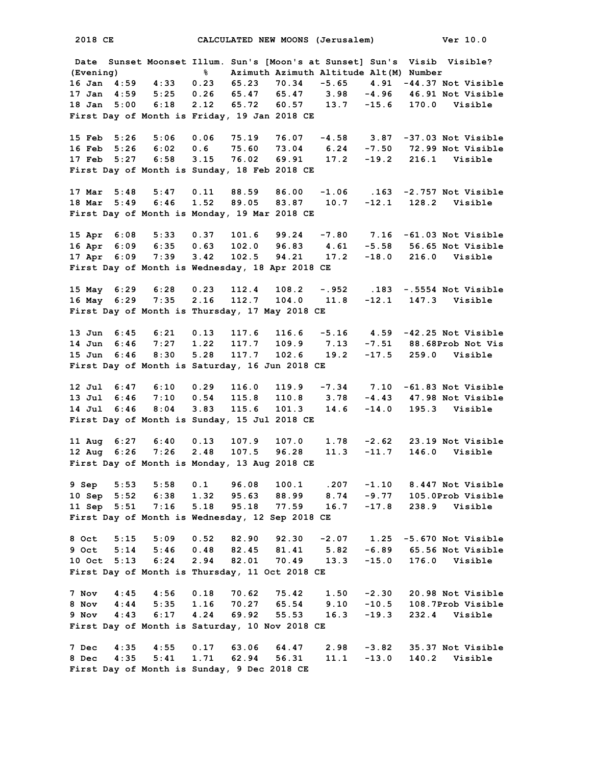2018 CE CALCULATED NEW MOONS (Jerusalem) Ver 10.0

| Date (Evening) | Sunset | Moonset | Illum. % | Sun's Azimuth | [Moon's at Sunset] Azimuth | Altitude | Sun's Alt(M) | Visib Number | Visible? |
|---|---|---|---|---|---|---|---|---|---|
| 16 Jan | 4:59 | 4:33 | 0.23 | 65.23 | 70.34 | -5.65 | 4.91 | -44.37 | Not Visible |
| 17 Jan | 4:59 | 5:25 | 0.26 | 65.47 | 65.47 | 3.98 | -4.96 | 46.91 | Not Visible |
| 18 Jan | 5:00 | 6:18 | 2.12 | 65.72 | 60.57 | 13.7 | -15.6 | 170.0 | Visible |

First Day of Month is Friday, 19 Jan 2018 CE

| Date (Evening) | Sunset | Moonset | Illum. % | Sun's Azimuth | [Moon's at Sunset] Azimuth | Altitude | Sun's Alt(M) | Visib Number | Visible? |
|---|---|---|---|---|---|---|---|---|---|
| 15 Feb | 5:26 | 5:06 | 0.06 | 75.19 | 76.07 | -4.58 | 3.87 | -37.03 | Not Visible |
| 16 Feb | 5:26 | 6:02 | 0.6 | 75.60 | 73.04 | 6.24 | -7.50 | 72.99 | Not Visible |
| 17 Feb | 5:27 | 6:58 | 3.15 | 76.02 | 69.91 | 17.2 | -19.2 | 216.1 | Visible |

First Day of Month is Sunday, 18 Feb 2018 CE

| Date (Evening) | Sunset | Moonset | Illum. % | Sun's Azimuth | [Moon's at Sunset] Azimuth | Altitude | Sun's Alt(M) | Visib Number | Visible? |
|---|---|---|---|---|---|---|---|---|---|
| 17 Mar | 5:48 | 5:47 | 0.11 | 88.59 | 86.00 | -1.06 | .163 | -2.757 | Not Visible |
| 18 Mar | 5:49 | 6:46 | 1.52 | 89.05 | 83.87 | 10.7 | -12.1 | 128.2 | Visible |

First Day of Month is Monday, 19 Mar 2018 CE

| Date (Evening) | Sunset | Moonset | Illum. % | Sun's Azimuth | [Moon's at Sunset] Azimuth | Altitude | Sun's Alt(M) | Visib Number | Visible? |
|---|---|---|---|---|---|---|---|---|---|
| 15 Apr | 6:08 | 5:33 | 0.37 | 101.6 | 99.24 | -7.80 | 7.16 | -61.03 | Not Visible |
| 16 Apr | 6:09 | 6:35 | 0.63 | 102.0 | 96.83 | 4.61 | -5.58 | 56.65 | Not Visible |
| 17 Apr | 6:09 | 7:39 | 3.42 | 102.5 | 94.21 | 17.2 | -18.0 | 216.0 | Visible |

First Day of Month is Wednesday, 18 Apr 2018 CE

| Date (Evening) | Sunset | Moonset | Illum. % | Sun's Azimuth | [Moon's at Sunset] Azimuth | Altitude | Sun's Alt(M) | Visib Number | Visible? |
|---|---|---|---|---|---|---|---|---|---|
| 15 May | 6:29 | 6:28 | 0.23 | 112.4 | 108.2 | -.952 | .183 | -.5554 | Not Visible |
| 16 May | 6:29 | 7:35 | 2.16 | 112.7 | 104.0 | 11.8 | -12.1 | 147.3 | Visible |

First Day of Month is Thursday, 17 May 2018 CE

| Date (Evening) | Sunset | Moonset | Illum. % | Sun's Azimuth | [Moon's at Sunset] Azimuth | Altitude | Sun's Alt(M) | Visib Number | Visible? |
|---|---|---|---|---|---|---|---|---|---|
| 13 Jun | 6:45 | 6:21 | 0.13 | 117.6 | 116.6 | -5.16 | 4.59 | -42.25 | Not Visible |
| 14 Jun | 6:46 | 7:27 | 1.22 | 117.7 | 109.9 | 7.13 | -7.51 | 88.68 | Prob Not Vis |
| 15 Jun | 6:46 | 8:30 | 5.28 | 117.7 | 102.6 | 19.2 | -17.5 | 259.0 | Visible |

First Day of Month is Saturday, 16 Jun 2018 CE

| Date (Evening) | Sunset | Moonset | Illum. % | Sun's Azimuth | [Moon's at Sunset] Azimuth | Altitude | Sun's Alt(M) | Visib Number | Visible? |
|---|---|---|---|---|---|---|---|---|---|
| 12 Jul | 6:47 | 6:10 | 0.29 | 116.0 | 119.9 | -7.34 | 7.10 | -61.83 | Not Visible |
| 13 Jul | 6:46 | 7:10 | 0.54 | 115.8 | 110.8 | 3.78 | -4.43 | 47.98 | Not Visible |
| 14 Jul | 6:46 | 8:04 | 3.83 | 115.6 | 101.3 | 14.6 | -14.0 | 195.3 | Visible |

First Day of Month is Sunday, 15 Jul 2018 CE

| Date (Evening) | Sunset | Moonset | Illum. % | Sun's Azimuth | [Moon's at Sunset] Azimuth | Altitude | Sun's Alt(M) | Visib Number | Visible? |
|---|---|---|---|---|---|---|---|---|---|
| 11 Aug | 6:27 | 6:40 | 0.13 | 107.9 | 107.0 | 1.78 | -2.62 | 23.19 | Not Visible |
| 12 Aug | 6:26 | 7:26 | 2.48 | 107.5 | 96.28 | 11.3 | -11.7 | 146.0 | Visible |

First Day of Month is Monday, 13 Aug 2018 CE

| Date (Evening) | Sunset | Moonset | Illum. % | Sun's Azimuth | [Moon's at Sunset] Azimuth | Altitude | Sun's Alt(M) | Visib Number | Visible? |
|---|---|---|---|---|---|---|---|---|---|
| 9 Sep | 5:53 | 5:58 | 0.1 | 96.08 | 100.1 | .207 | -1.10 | 8.447 | Not Visible |
| 10 Sep | 5:52 | 6:38 | 1.32 | 95.63 | 88.99 | 8.74 | -9.77 | 105.0 | Prob Visible |
| 11 Sep | 5:51 | 7:16 | 5.18 | 95.18 | 77.59 | 16.7 | -17.8 | 238.9 | Visible |

First Day of Month is Wednesday, 12 Sep 2018 CE

| Date (Evening) | Sunset | Moonset | Illum. % | Sun's Azimuth | [Moon's at Sunset] Azimuth | Altitude | Sun's Alt(M) | Visib Number | Visible? |
|---|---|---|---|---|---|---|---|---|---|
| 8 Oct | 5:15 | 5:09 | 0.52 | 82.90 | 92.30 | -2.07 | 1.25 | -5.670 | Not Visible |
| 9 Oct | 5:14 | 5:46 | 0.48 | 82.45 | 81.41 | 5.82 | -6.89 | 65.56 | Not Visible |
| 10 Oct | 5:13 | 6:24 | 2.94 | 82.01 | 70.49 | 13.3 | -15.0 | 176.0 | Visible |

First Day of Month is Thursday, 11 Oct 2018 CE

| Date (Evening) | Sunset | Moonset | Illum. % | Sun's Azimuth | [Moon's at Sunset] Azimuth | Altitude | Sun's Alt(M) | Visib Number | Visible? |
|---|---|---|---|---|---|---|---|---|---|
| 7 Nov | 4:45 | 4:56 | 0.18 | 70.62 | 75.42 | 1.50 | -2.30 | 20.98 | Not Visible |
| 8 Nov | 4:44 | 5:35 | 1.16 | 70.27 | 65.54 | 9.10 | -10.5 | 108.7 | Prob Visible |
| 9 Nov | 4:43 | 6:17 | 4.24 | 69.92 | 55.53 | 16.3 | -19.3 | 232.4 | Visible |

First Day of Month is Saturday, 10 Nov 2018 CE

| Date (Evening) | Sunset | Moonset | Illum. % | Sun's Azimuth | [Moon's at Sunset] Azimuth | Altitude | Sun's Alt(M) | Visib Number | Visible? |
|---|---|---|---|---|---|---|---|---|---|
| 7 Dec | 4:35 | 4:55 | 0.17 | 63.06 | 64.47 | 2.98 | -3.82 | 35.37 | Not Visible |
| 8 Dec | 4:35 | 5:41 | 1.71 | 62.94 | 56.31 | 11.1 | -13.0 | 140.2 | Visible |

First Day of Month is Sunday, 9 Dec 2018 CE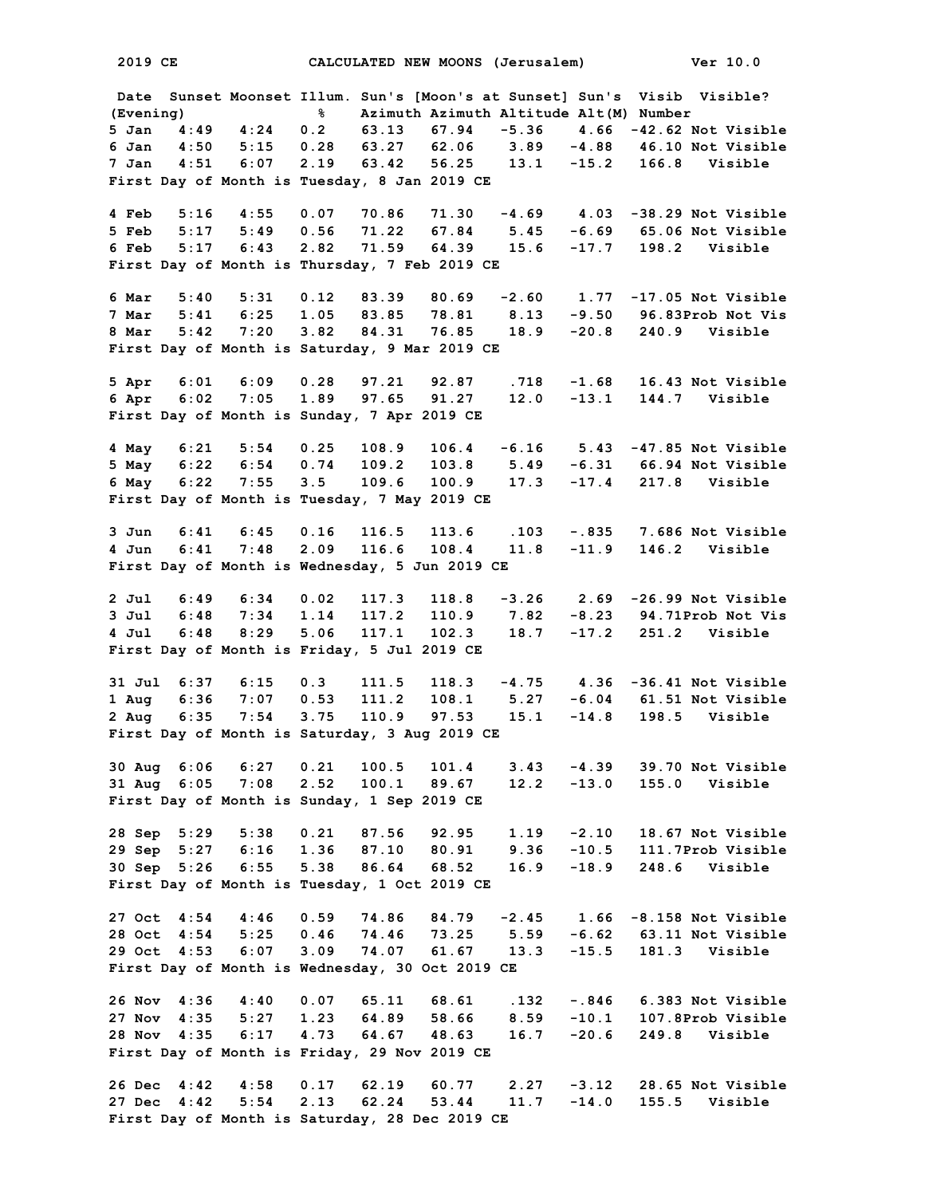2019 CE    CALCULATED NEW MOONS (Jerusalem)    Ver 10.0

| Date (Evening) | Sunset | Moonset | Illum. % | Sun's Azimuth | [Moon's at Sunset] Azimuth | Altitude | Sun's Alt(M) | Visib Number | Visible? |
|---|---|---|---|---|---|---|---|---|---|
| 5 Jan | 4:49 | 4:24 | 0.2 | 63.13 | 67.94 | -5.36 | 4.66 | -42.62 | Not Visible |
| 6 Jan | 4:50 | 5:15 | 0.28 | 63.27 | 62.06 | 3.89 | -4.88 | 46.10 | Not Visible |
| 7 Jan | 4:51 | 6:07 | 2.19 | 63.42 | 56.25 | 13.1 | -15.2 | 166.8 | Visible |
| First Day of Month is Tuesday, 8 Jan 2019 CE | | | | | | | | | |
| 4 Feb | 5:16 | 4:55 | 0.07 | 70.86 | 71.30 | -4.69 | 4.03 | -38.29 | Not Visible |
| 5 Feb | 5:17 | 5:49 | 0.56 | 71.22 | 67.84 | 5.45 | -6.69 | 65.06 | Not Visible |
| 6 Feb | 5:17 | 6:43 | 2.82 | 71.59 | 64.39 | 15.6 | -17.7 | 198.2 | Visible |
| First Day of Month is Thursday, 7 Feb 2019 CE | | | | | | | | | |
| 6 Mar | 5:40 | 5:31 | 0.12 | 83.39 | 80.69 | -2.60 | 1.77 | -17.05 | Not Visible |
| 7 Mar | 5:41 | 6:25 | 1.05 | 83.85 | 78.81 | 8.13 | -9.50 | 96.83 | Prob Not Vis |
| 8 Mar | 5:42 | 7:20 | 3.82 | 84.31 | 76.85 | 18.9 | -20.8 | 240.9 | Visible |
| First Day of Month is Saturday, 9 Mar 2019 CE | | | | | | | | | |
| 5 Apr | 6:01 | 6:09 | 0.28 | 97.21 | 92.87 | .718 | -1.68 | 16.43 | Not Visible |
| 6 Apr | 6:02 | 7:05 | 1.89 | 97.65 | 91.27 | 12.0 | -13.1 | 144.7 | Visible |
| First Day of Month is Sunday, 7 Apr 2019 CE | | | | | | | | | |
| 4 May | 6:21 | 5:54 | 0.25 | 108.9 | 106.4 | -6.16 | 5.43 | -47.85 | Not Visible |
| 5 May | 6:22 | 6:54 | 0.74 | 109.2 | 103.8 | 5.49 | -6.31 | 66.94 | Not Visible |
| 6 May | 6:22 | 7:55 | 3.5 | 109.6 | 100.9 | 17.3 | -17.4 | 217.8 | Visible |
| First Day of Month is Tuesday, 7 May 2019 CE | | | | | | | | | |
| 3 Jun | 6:41 | 6:45 | 0.16 | 116.5 | 113.6 | .103 | -.835 | 7.686 | Not Visible |
| 4 Jun | 6:41 | 7:48 | 2.09 | 116.6 | 108.4 | 11.8 | -11.9 | 146.2 | Visible |
| First Day of Month is Wednesday, 5 Jun 2019 CE | | | | | | | | | |
| 2 Jul | 6:49 | 6:34 | 0.02 | 117.3 | 118.8 | -3.26 | 2.69 | -26.99 | Not Visible |
| 3 Jul | 6:48 | 7:34 | 1.14 | 117.2 | 110.9 | 7.82 | -8.23 | 94.71 | Prob Not Vis |
| 4 Jul | 6:48 | 8:29 | 5.06 | 117.1 | 102.3 | 18.7 | -17.2 | 251.2 | Visible |
| First Day of Month is Friday, 5 Jul 2019 CE | | | | | | | | | |
| 31 Jul | 6:37 | 6:15 | 0.3 | 111.5 | 118.3 | -4.75 | 4.36 | -36.41 | Not Visible |
| 1 Aug | 6:36 | 7:07 | 0.53 | 111.2 | 108.1 | 5.27 | -6.04 | 61.51 | Not Visible |
| 2 Aug | 6:35 | 7:54 | 3.75 | 110.9 | 97.53 | 15.1 | -14.8 | 198.5 | Visible |
| First Day of Month is Saturday, 3 Aug 2019 CE | | | | | | | | | |
| 30 Aug | 6:06 | 6:27 | 0.21 | 100.5 | 101.4 | 3.43 | -4.39 | 39.70 | Not Visible |
| 31 Aug | 6:05 | 7:08 | 2.52 | 100.1 | 89.67 | 12.2 | -13.0 | 155.0 | Visible |
| First Day of Month is Sunday, 1 Sep 2019 CE | | | | | | | | | |
| 28 Sep | 5:29 | 5:38 | 0.21 | 87.56 | 92.95 | 1.19 | -2.10 | 18.67 | Not Visible |
| 29 Sep | 5:27 | 6:16 | 1.36 | 87.10 | 80.91 | 9.36 | -10.5 | 111.7 | Prob Visible |
| 30 Sep | 5:26 | 6:55 | 5.38 | 86.64 | 68.52 | 16.9 | -18.9 | 248.6 | Visible |
| First Day of Month is Tuesday, 1 Oct 2019 CE | | | | | | | | | |
| 27 Oct | 4:54 | 4:46 | 0.59 | 74.86 | 84.79 | -2.45 | 1.66 | -8.158 | Not Visible |
| 28 Oct | 4:54 | 5:25 | 0.46 | 74.46 | 73.25 | 5.59 | -6.62 | 63.11 | Not Visible |
| 29 Oct | 4:53 | 6:07 | 3.09 | 74.07 | 61.67 | 13.3 | -15.5 | 181.3 | Visible |
| First Day of Month is Wednesday, 30 Oct 2019 CE | | | | | | | | | |
| 26 Nov | 4:36 | 4:40 | 0.07 | 65.11 | 68.61 | .132 | -.846 | 6.383 | Not Visible |
| 27 Nov | 4:35 | 5:27 | 1.23 | 64.89 | 58.66 | 8.59 | -10.1 | 107.8 | Prob Visible |
| 28 Nov | 4:35 | 6:17 | 4.73 | 64.67 | 48.63 | 16.7 | -20.6 | 249.8 | Visible |
| First Day of Month is Friday, 29 Nov 2019 CE | | | | | | | | | |
| 26 Dec | 4:42 | 4:58 | 0.17 | 62.19 | 60.77 | 2.27 | -3.12 | 28.65 | Not Visible |
| 27 Dec | 4:42 | 5:54 | 2.13 | 62.24 | 53.44 | 11.7 | -14.0 | 155.5 | Visible |
| First Day of Month is Saturday, 28 Dec 2019 CE | | | | | | | | | |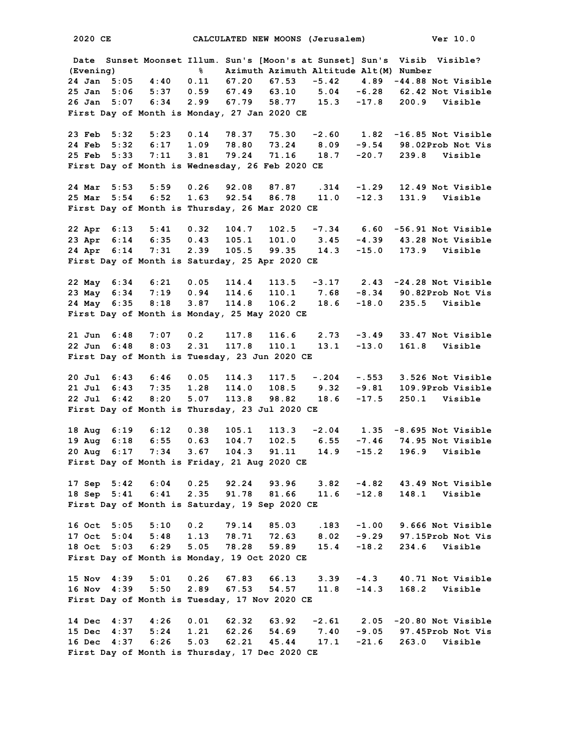2020 CE CALCULATED NEW MOONS (Jerusalem) Ver 10.0

| Date (Evening) | Sunset | Moonset | Illum. % | Sun's Azimuth | [Moon's at Sunset] Azimuth | Altitude | Sun's Alt(M) | Visib Number | Visible? |
|---|---|---|---|---|---|---|---|---|---|
| 24 Jan | 5:05 | 4:40 | 0.11 | 67.20 | 67.53 | -5.42 | 4.89 | -44.88 | Not Visible |
| 25 Jan | 5:06 | 5:37 | 0.59 | 67.49 | 63.10 | 5.04 | -6.28 | 62.42 | Not Visible |
| 26 Jan | 5:07 | 6:34 | 2.99 | 67.79 | 58.77 | 15.3 | -17.8 | 200.9 | Visible |
| First Day of Month is Monday, 27 Jan 2020 CE | | | | | | | | | |
| 23 Feb | 5:32 | 5:23 | 0.14 | 78.37 | 75.30 | -2.60 | 1.82 | -16.85 | Not Visible |
| 24 Feb | 5:32 | 6:17 | 1.09 | 78.80 | 73.24 | 8.09 | -9.54 | 98.02 | Prob Not Vis |
| 25 Feb | 5:33 | 7:11 | 3.81 | 79.24 | 71.16 | 18.7 | -20.7 | 239.8 | Visible |
| First Day of Month is Wednesday, 26 Feb 2020 CE | | | | | | | | | |
| 24 Mar | 5:53 | 5:59 | 0.26 | 92.08 | 87.87 | .314 | -1.29 | 12.49 | Not Visible |
| 25 Mar | 5:54 | 6:52 | 1.63 | 92.54 | 86.78 | 11.0 | -12.3 | 131.9 | Visible |
| First Day of Month is Thursday, 26 Mar 2020 CE | | | | | | | | | |
| 22 Apr | 6:13 | 5:41 | 0.32 | 104.7 | 102.5 | -7.34 | 6.60 | -56.91 | Not Visible |
| 23 Apr | 6:14 | 6:35 | 0.43 | 105.1 | 101.0 | 3.45 | -4.39 | 43.28 | Not Visible |
| 24 Apr | 6:14 | 7:31 | 2.39 | 105.5 | 99.35 | 14.3 | -15.0 | 173.9 | Visible |
| First Day of Month is Saturday, 25 Apr 2020 CE | | | | | | | | | |
| 22 May | 6:34 | 6:21 | 0.05 | 114.4 | 113.5 | -3.17 | 2.43 | -24.28 | Not Visible |
| 23 May | 6:34 | 7:19 | 0.94 | 114.6 | 110.1 | 7.68 | -8.34 | 90.82 | Prob Not Vis |
| 24 May | 6:35 | 8:18 | 3.87 | 114.8 | 106.2 | 18.6 | -18.0 | 235.5 | Visible |
| First Day of Month is Monday, 25 May 2020 CE | | | | | | | | | |
| 21 Jun | 6:48 | 7:07 | 0.2 | 117.8 | 116.6 | 2.73 | -3.49 | 33.47 | Not Visible |
| 22 Jun | 6:48 | 8:03 | 2.31 | 117.8 | 110.1 | 13.1 | -13.0 | 161.8 | Visible |
| First Day of Month is Tuesday, 23 Jun 2020 CE | | | | | | | | | |
| 20 Jul | 6:43 | 6:46 | 0.05 | 114.3 | 117.5 | -.204 | -.553 | 3.526 | Not Visible |
| 21 Jul | 6:43 | 7:35 | 1.28 | 114.0 | 108.5 | 9.32 | -9.81 | 109.9 | Prob Visible |
| 22 Jul | 6:42 | 8:20 | 5.07 | 113.8 | 98.82 | 18.6 | -17.5 | 250.1 | Visible |
| First Day of Month is Thursday, 23 Jul 2020 CE | | | | | | | | | |
| 18 Aug | 6:19 | 6:12 | 0.38 | 105.1 | 113.3 | -2.04 | 1.35 | -8.695 | Not Visible |
| 19 Aug | 6:18 | 6:55 | 0.63 | 104.7 | 102.5 | 6.55 | -7.46 | 74.95 | Not Visible |
| 20 Aug | 6:17 | 7:34 | 3.67 | 104.3 | 91.11 | 14.9 | -15.2 | 196.9 | Visible |
| First Day of Month is Friday, 21 Aug 2020 CE | | | | | | | | | |
| 17 Sep | 5:42 | 6:04 | 0.25 | 92.24 | 93.96 | 3.82 | -4.82 | 43.49 | Not Visible |
| 18 Sep | 5:41 | 6:41 | 2.35 | 91.78 | 81.66 | 11.6 | -12.8 | 148.1 | Visible |
| First Day of Month is Saturday, 19 Sep 2020 CE | | | | | | | | | |
| 16 Oct | 5:05 | 5:10 | 0.2 | 79.14 | 85.03 | .183 | -1.00 | 9.666 | Not Visible |
| 17 Oct | 5:04 | 5:48 | 1.13 | 78.71 | 72.63 | 8.02 | -9.29 | 97.15 | Prob Not Vis |
| 18 Oct | 5:03 | 6:29 | 5.05 | 78.28 | 59.89 | 15.4 | -18.2 | 234.6 | Visible |
| First Day of Month is Monday, 19 Oct 2020 CE | | | | | | | | | |
| 15 Nov | 4:39 | 5:01 | 0.26 | 67.83 | 66.13 | 3.39 | -4.3 | 40.71 | Not Visible |
| 16 Nov | 4:39 | 5:50 | 2.89 | 67.53 | 54.57 | 11.8 | -14.3 | 168.2 | Visible |
| First Day of Month is Tuesday, 17 Nov 2020 CE | | | | | | | | | |
| 14 Dec | 4:37 | 4:26 | 0.01 | 62.32 | 63.92 | -2.61 | 2.05 | -20.80 | Not Visible |
| 15 Dec | 4:37 | 5:24 | 1.21 | 62.26 | 54.69 | 7.40 | -9.05 | 97.45 | Prob Not Vis |
| 16 Dec | 4:37 | 6:26 | 5.03 | 62.21 | 45.44 | 17.1 | -21.6 | 263.0 | Visible |
| First Day of Month is Thursday, 17 Dec 2020 CE | | | | | | | | | |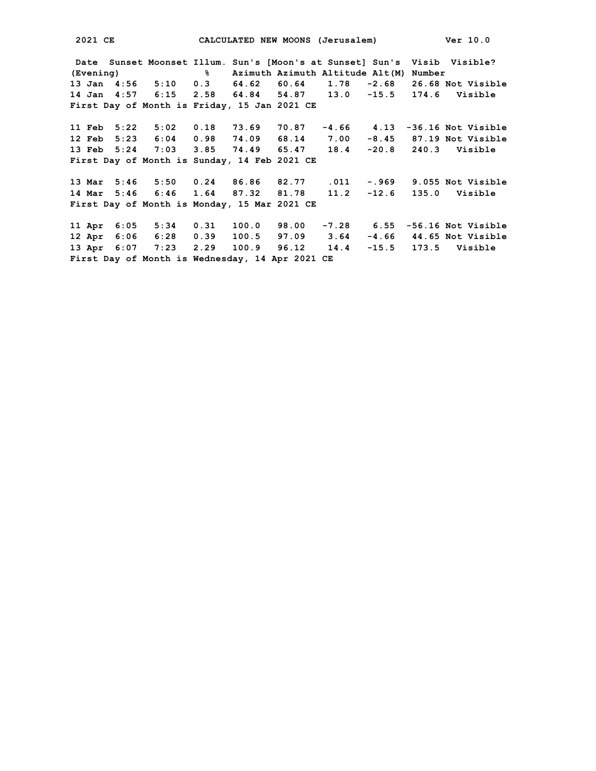2021 CE CALCULATED NEW MOONS (Jerusalem) Ver 10.0

| Date (Evening) | Sunset | Moonset | Illum. % | Sun's Azimuth | [Moon's at Sunset] Azimuth | Altitude | Sun's Alt(M) | Visib Number | Visible? |
|---|---|---|---|---|---|---|---|---|---|
| 13 Jan | 4:56 | 5:10 | 0.3 | 64.62 | 60.64 | 1.78 | -2.68 | 26.68 | Not Visible |
| 14 Jan | 4:57 | 6:15 | 2.58 | 64.84 | 54.87 | 13.0 | -15.5 | 174.6 | Visible |

First Day of Month is Friday, 15 Jan 2021 CE

| Date (Evening) | Sunset | Moonset | Illum. % | Sun's Azimuth | [Moon's at Sunset] Azimuth | Altitude | Sun's Alt(M) | Visib Number | Visible? |
|---|---|---|---|---|---|---|---|---|---|
| 11 Feb | 5:22 | 5:02 | 0.18 | 73.69 | 70.87 | -4.66 | 4.13 | -36.16 | Not Visible |
| 12 Feb | 5:23 | 6:04 | 0.98 | 74.09 | 68.14 | 7.00 | -8.45 | 87.19 | Not Visible |
| 13 Feb | 5:24 | 7:03 | 3.85 | 74.49 | 65.47 | 18.4 | -20.8 | 240.3 | Visible |

First Day of Month is Sunday, 14 Feb 2021 CE

| Date (Evening) | Sunset | Moonset | Illum. % | Sun's Azimuth | [Moon's at Sunset] Azimuth | Altitude | Sun's Alt(M) | Visib Number | Visible? |
|---|---|---|---|---|---|---|---|---|---|
| 13 Mar | 5:46 | 5:50 | 0.24 | 86.86 | 82.77 | .011 | -.969 | 9.055 | Not Visible |
| 14 Mar | 5:46 | 6:46 | 1.64 | 87.32 | 81.78 | 11.2 | -12.6 | 135.0 | Visible |

First Day of Month is Monday, 15 Mar 2021 CE

| Date (Evening) | Sunset | Moonset | Illum. % | Sun's Azimuth | [Moon's at Sunset] Azimuth | Altitude | Sun's Alt(M) | Visib Number | Visible? |
|---|---|---|---|---|---|---|---|---|---|
| 11 Apr | 6:05 | 5:34 | 0.31 | 100.0 | 98.00 | -7.28 | 6.55 | -56.16 | Not Visible |
| 12 Apr | 6:06 | 6:28 | 0.39 | 100.5 | 97.09 | 3.64 | -4.66 | 44.65 | Not Visible |
| 13 Apr | 6:07 | 7:23 | 2.29 | 100.9 | 96.12 | 14.4 | -15.5 | 173.5 | Visible |

First Day of Month is Wednesday, 14 Apr 2021 CE